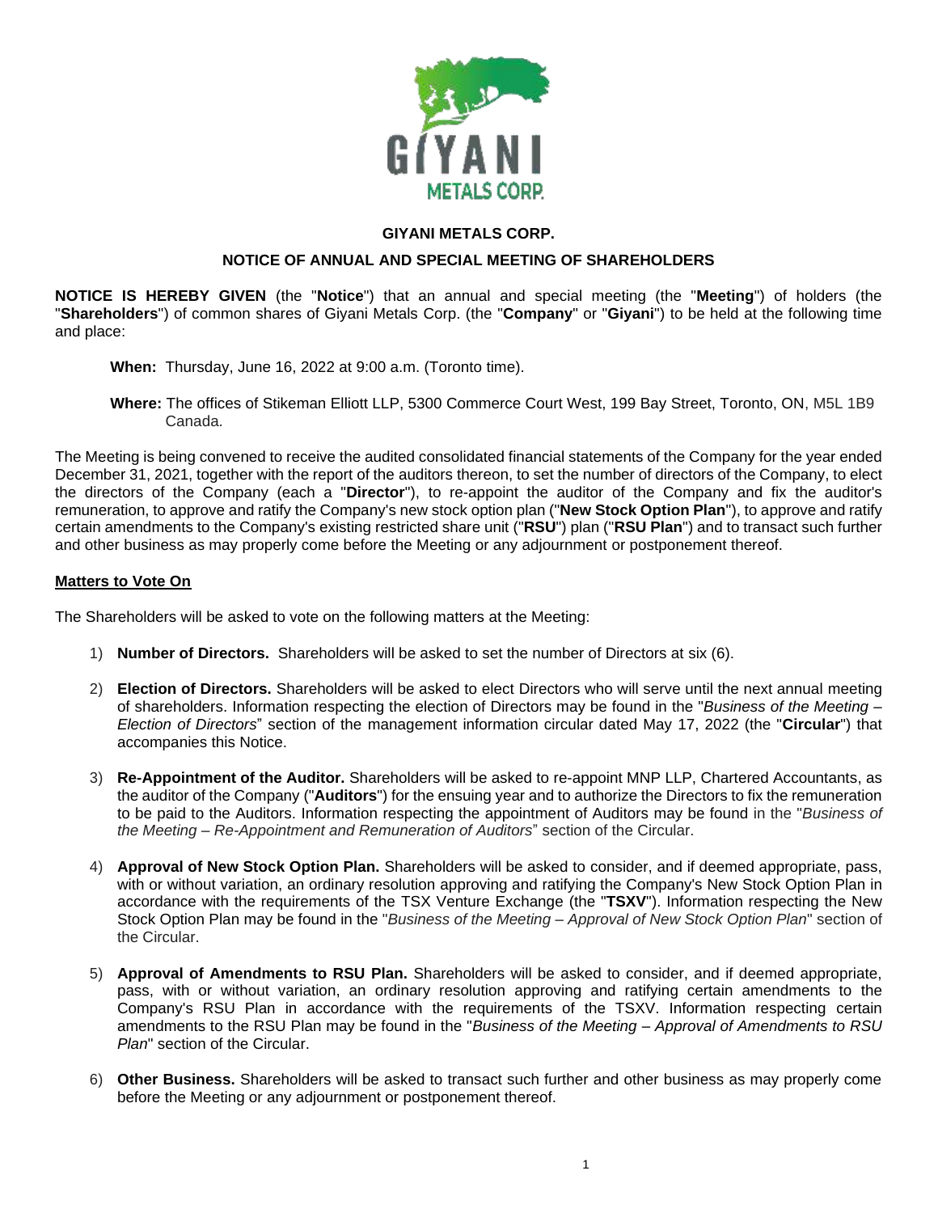# GIYANI METALS CORP.

## NOTICE OF ANNUAL AND SPECIAL MEETING OF SHAREHOLDERS

**NOTICE IS HEREBY GIVEN** (the "**Notice**") that an annual and special meeting (the "**Meeting**") of holders (the "**Shareholders**") of common shares of Giyani Metals Corp. (the "**Company**" or "**Giyani**") to be held at the following time and place:

**When:** Thursday, June 16, 2022 at 9:00 a.m. (Toronto time).

**Where:** The offices of Stikeman Elliott LLP, 5300 Commerce Court West, 199 Bay Street, Toronto, ON, M5L 1B9 Canada.

The Meeting is being convened to receive the audited consolidated financial statements of the Company for the year ended December 31, 2021, together with the report of the auditors thereon, to set the number of directors of the Company, to elect the directors of the Company (each a "**Director**"), to re-appoint the auditor of the Company and fix the auditor's remuneration, to approve and ratify the Company's new stock option plan ("**New Stock Option Plan**"), to approve and ratify certain amendments to the Company's existing restricted share unit ("**RSU**") plan ("**RSU Plan**") and to transact such further and other business as may properly come before the Meeting or any adjournment or postponement thereof.

**Matters to Vote On**

The Shareholders will be asked to vote on the following matters at the Meeting:

1) **Number of Directors.** Shareholders will be asked to set the number of Directors at six (6).

2) **Election of Directors.** Shareholders will be asked to elect Directors who will serve until the next annual meeting of shareholders. Information respecting the election of Directors may be found in the "*Business of the Meeting – Election of Directors*" section of the management information circular dated May 17, 2022 (the "**Circular**") that accompanies this Notice.

3) **Re-Appointment of the Auditor.** Shareholders will be asked to re-appoint MNP LLP, Chartered Accountants, as the auditor of the Company ("**Auditors**") for the ensuing year and to authorize the Directors to fix the remuneration to be paid to the Auditors. Information respecting the appointment of Auditors may be found in the "*Business of the Meeting – Re-Appointment and Remuneration of Auditors*" section of the Circular.

4) **Approval of New Stock Option Plan.** Shareholders will be asked to consider, and if deemed appropriate, pass, with or without variation, an ordinary resolution approving and ratifying the Company's New Stock Option Plan in accordance with the requirements of the TSX Venture Exchange (the "**TSXV**"). Information respecting the New Stock Option Plan may be found in the "*Business of the Meeting – Approval of New Stock Option Plan*" section of the Circular.

5) **Approval of Amendments to RSU Plan.** Shareholders will be asked to consider, and if deemed appropriate, pass, with or without variation, an ordinary resolution approving and ratifying certain amendments to the Company's RSU Plan in accordance with the requirements of the TSXV. Information respecting certain amendments to the RSU Plan may be found in the "*Business of the Meeting – Approval of Amendments to RSU Plan*" section of the Circular.

6) **Other Business.** Shareholders will be asked to transact such further and other business as may properly come before the Meeting or any adjournment or postponement thereof.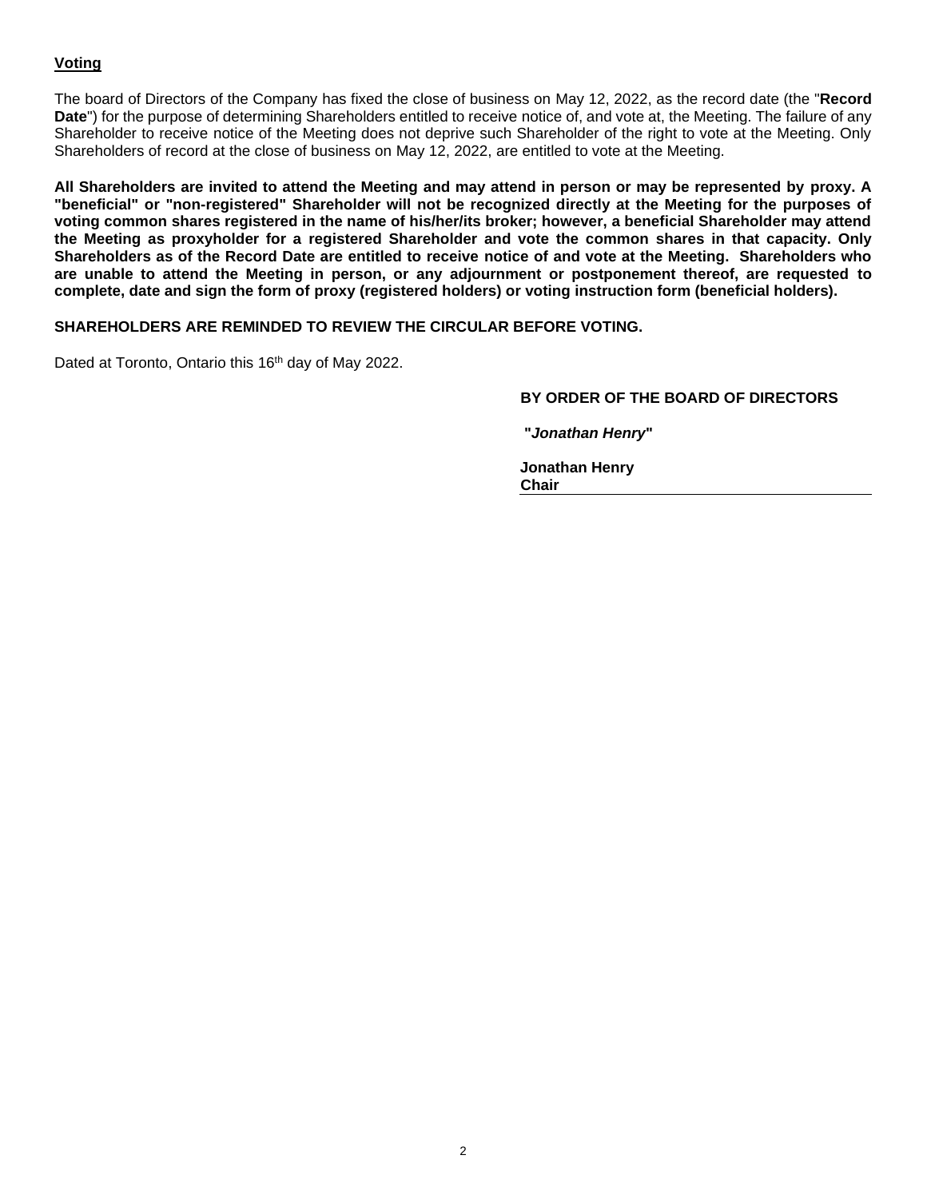**Voting**

The board of Directors of the Company has fixed the close of business on May 12, 2022, as the record date (the "**Record Date**") for the purpose of determining Shareholders entitled to receive notice of, and vote at, the Meeting. The failure of any Shareholder to receive notice of the Meeting does not deprive such Shareholder of the right to vote at the Meeting. Only Shareholders of record at the close of business on May 12, 2022, are entitled to vote at the Meeting.

**All Shareholders are invited to attend the Meeting and may attend in person or may be represented by proxy. A "beneficial" or "non-registered" Shareholder will not be recognized directly at the Meeting for the purposes of voting common shares registered in the name of his/her/its broker; however, a beneficial Shareholder may attend the Meeting as proxyholder for a registered Shareholder and vote the common shares in that capacity. Only Shareholders as of the Record Date are entitled to receive notice of and vote at the Meeting. Shareholders who are unable to attend the Meeting in person, or any adjournment or postponement thereof, are requested to complete, date and sign the form of proxy (registered holders) or voting instruction form (beneficial holders).**

**SHAREHOLDERS ARE REMINDED TO REVIEW THE CIRCULAR BEFORE VOTING.**

Dated at Toronto, Ontario this 16th day of May 2022.

**BY ORDER OF THE BOARD OF DIRECTORS**

**"*Jonathan Henry*"**

**Jonathan Henry**
**Chair**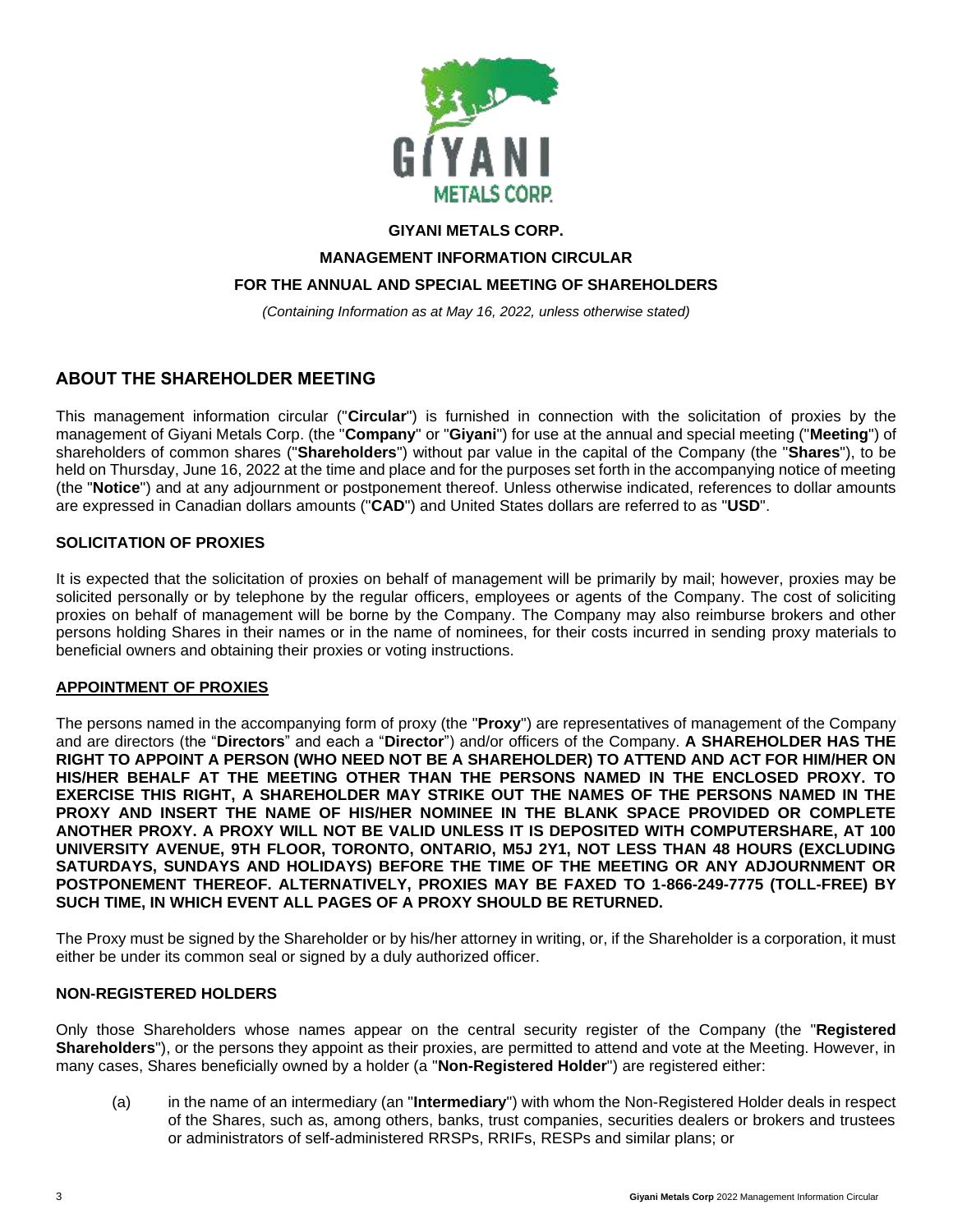# GIYANI METALS CORP.

## MANAGEMENT INFORMATION CIRCULAR

## FOR THE ANNUAL AND SPECIAL MEETING OF SHAREHOLDERS

*(Containing Information as at May 16, 2022, unless otherwise stated)*

## ABOUT THE SHAREHOLDER MEETING

This management information circular ("**Circular**") is furnished in connection with the solicitation of proxies by the management of Giyani Metals Corp. (the "**Company**" or "**Giyani**") for use at the annual and special meeting ("**Meeting**") of shareholders of common shares ("**Shareholders**") without par value in the capital of the Company (the "**Shares**"), to be held on Thursday, June 16, 2022 at the time and place and for the purposes set forth in the accompanying notice of meeting (the "**Notice**") and at any adjournment or postponement thereof. Unless otherwise indicated, references to dollar amounts are expressed in Canadian dollars amounts ("**CAD**") and United States dollars are referred to as "**USD**".

### SOLICITATION OF PROXIES

It is expected that the solicitation of proxies on behalf of management will be primarily by mail; however, proxies may be solicited personally or by telephone by the regular officers, employees or agents of the Company. The cost of soliciting proxies on behalf of management will be borne by the Company. The Company may also reimburse brokers and other persons holding Shares in their names or in the name of nominees, for their costs incurred in sending proxy materials to beneficial owners and obtaining their proxies or voting instructions.

### APPOINTMENT OF PROXIES

The persons named in the accompanying form of proxy (the "**Proxy**") are representatives of management of the Company and are directors (the "**Directors**" and each a "**Director**") and/or officers of the Company. **A SHAREHOLDER HAS THE RIGHT TO APPOINT A PERSON (WHO NEED NOT BE A SHAREHOLDER) TO ATTEND AND ACT FOR HIM/HER ON HIS/HER BEHALF AT THE MEETING OTHER THAN THE PERSONS NAMED IN THE ENCLOSED PROXY. TO EXERCISE THIS RIGHT, A SHAREHOLDER MAY STRIKE OUT THE NAMES OF THE PERSONS NAMED IN THE PROXY AND INSERT THE NAME OF HIS/HER NOMINEE IN THE BLANK SPACE PROVIDED OR COMPLETE ANOTHER PROXY. A PROXY WILL NOT BE VALID UNLESS IT IS DEPOSITED WITH COMPUTERSHARE, AT 100 UNIVERSITY AVENUE, 9TH FLOOR, TORONTO, ONTARIO, M5J 2Y1, NOT LESS THAN 48 HOURS (EXCLUDING SATURDAYS, SUNDAYS AND HOLIDAYS) BEFORE THE TIME OF THE MEETING OR ANY ADJOURNMENT OR POSTPONEMENT THEREOF. ALTERNATIVELY, PROXIES MAY BE FAXED TO 1-866-249-7775 (TOLL-FREE) BY SUCH TIME, IN WHICH EVENT ALL PAGES OF A PROXY SHOULD BE RETURNED.**

The Proxy must be signed by the Shareholder or by his/her attorney in writing, or, if the Shareholder is a corporation, it must either be under its common seal or signed by a duly authorized officer.

### NON-REGISTERED HOLDERS

Only those Shareholders whose names appear on the central security register of the Company (the "**Registered Shareholders**"), or the persons they appoint as their proxies, are permitted to attend and vote at the Meeting. However, in many cases, Shares beneficially owned by a holder (a "**Non-Registered Holder**") are registered either:

(a) in the name of an intermediary (an "**Intermediary**") with whom the Non-Registered Holder deals in respect of the Shares, such as, among others, banks, trust companies, securities dealers or brokers and trustees or administrators of self-administered RRSPs, RRIFs, RESPs and similar plans; or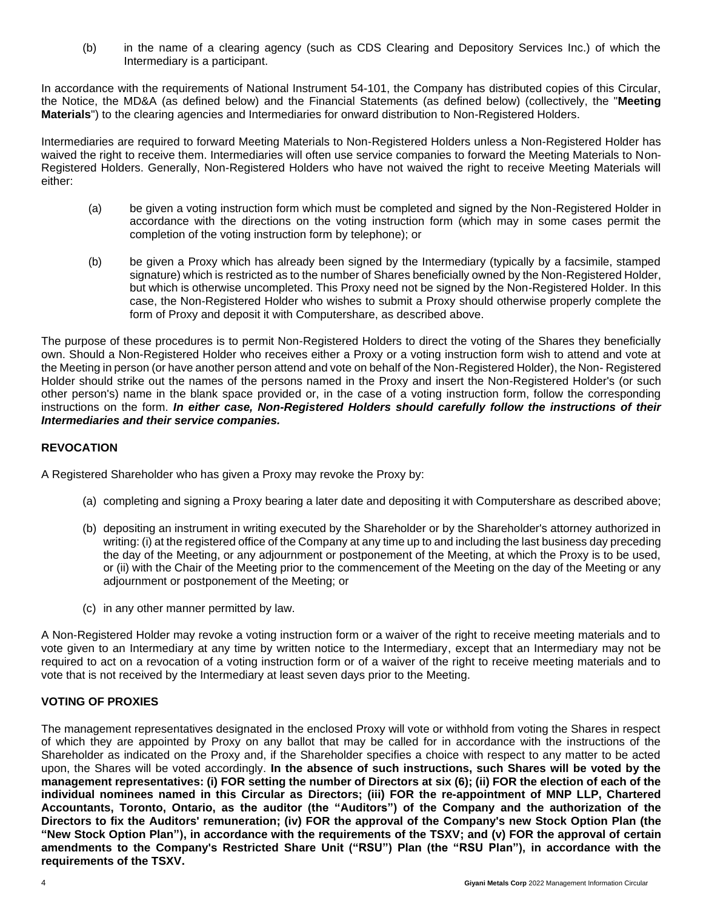(b) in the name of a clearing agency (such as CDS Clearing and Depository Services Inc.) of which the Intermediary is a participant.

In accordance with the requirements of National Instrument 54-101, the Company has distributed copies of this Circular, the Notice, the MD&A (as defined below) and the Financial Statements (as defined below) (collectively, the "**Meeting Materials**") to the clearing agencies and Intermediaries for onward distribution to Non-Registered Holders.

Intermediaries are required to forward Meeting Materials to Non-Registered Holders unless a Non-Registered Holder has waived the right to receive them. Intermediaries will often use service companies to forward the Meeting Materials to Non-Registered Holders. Generally, Non-Registered Holders who have not waived the right to receive Meeting Materials will either:

(a) be given a voting instruction form which must be completed and signed by the Non-Registered Holder in accordance with the directions on the voting instruction form (which may in some cases permit the completion of the voting instruction form by telephone); or

(b) be given a Proxy which has already been signed by the Intermediary (typically by a facsimile, stamped signature) which is restricted as to the number of Shares beneficially owned by the Non-Registered Holder, but which is otherwise uncompleted. This Proxy need not be signed by the Non-Registered Holder. In this case, the Non-Registered Holder who wishes to submit a Proxy should otherwise properly complete the form of Proxy and deposit it with Computershare, as described above.

The purpose of these procedures is to permit Non-Registered Holders to direct the voting of the Shares they beneficially own. Should a Non-Registered Holder who receives either a Proxy or a voting instruction form wish to attend and vote at the Meeting in person (or have another person attend and vote on behalf of the Non-Registered Holder), the Non- Registered Holder should strike out the names of the persons named in the Proxy and insert the Non-Registered Holder's (or such other person's) name in the blank space provided or, in the case of a voting instruction form, follow the corresponding instructions on the form. ***In either case, Non-Registered Holders should carefully follow the instructions of their Intermediaries and their service companies.***

## REVOCATION

A Registered Shareholder who has given a Proxy may revoke the Proxy by:

(a) completing and signing a Proxy bearing a later date and depositing it with Computershare as described above;

(b) depositing an instrument in writing executed by the Shareholder or by the Shareholder's attorney authorized in writing: (i) at the registered office of the Company at any time up to and including the last business day preceding the day of the Meeting, or any adjournment or postponement of the Meeting, at which the Proxy is to be used, or (ii) with the Chair of the Meeting prior to the commencement of the Meeting on the day of the Meeting or any adjournment or postponement of the Meeting; or

(c) in any other manner permitted by law.

A Non-Registered Holder may revoke a voting instruction form or a waiver of the right to receive meeting materials and to vote given to an Intermediary at any time by written notice to the Intermediary, except that an Intermediary may not be required to act on a revocation of a voting instruction form or of a waiver of the right to receive meeting materials and to vote that is not received by the Intermediary at least seven days prior to the Meeting.

## VOTING OF PROXIES

The management representatives designated in the enclosed Proxy will vote or withhold from voting the Shares in respect of which they are appointed by Proxy on any ballot that may be called for in accordance with the instructions of the Shareholder as indicated on the Proxy and, if the Shareholder specifies a choice with respect to any matter to be acted upon, the Shares will be voted accordingly. **In the absence of such instructions, such Shares will be voted by the management representatives: (i) FOR setting the number of Directors at six (6); (ii) FOR the election of each of the individual nominees named in this Circular as Directors; (iii) FOR the re-appointment of MNP LLP, Chartered Accountants, Toronto, Ontario, as the auditor (the "Auditors") of the Company and the authorization of the Directors to fix the Auditors' remuneration; (iv) FOR the approval of the Company's new Stock Option Plan (the "New Stock Option Plan"), in accordance with the requirements of the TSXV; and (v) FOR the approval of certain amendments to the Company's Restricted Share Unit ("RSU") Plan (the "RSU Plan"), in accordance with the requirements of the TSXV.**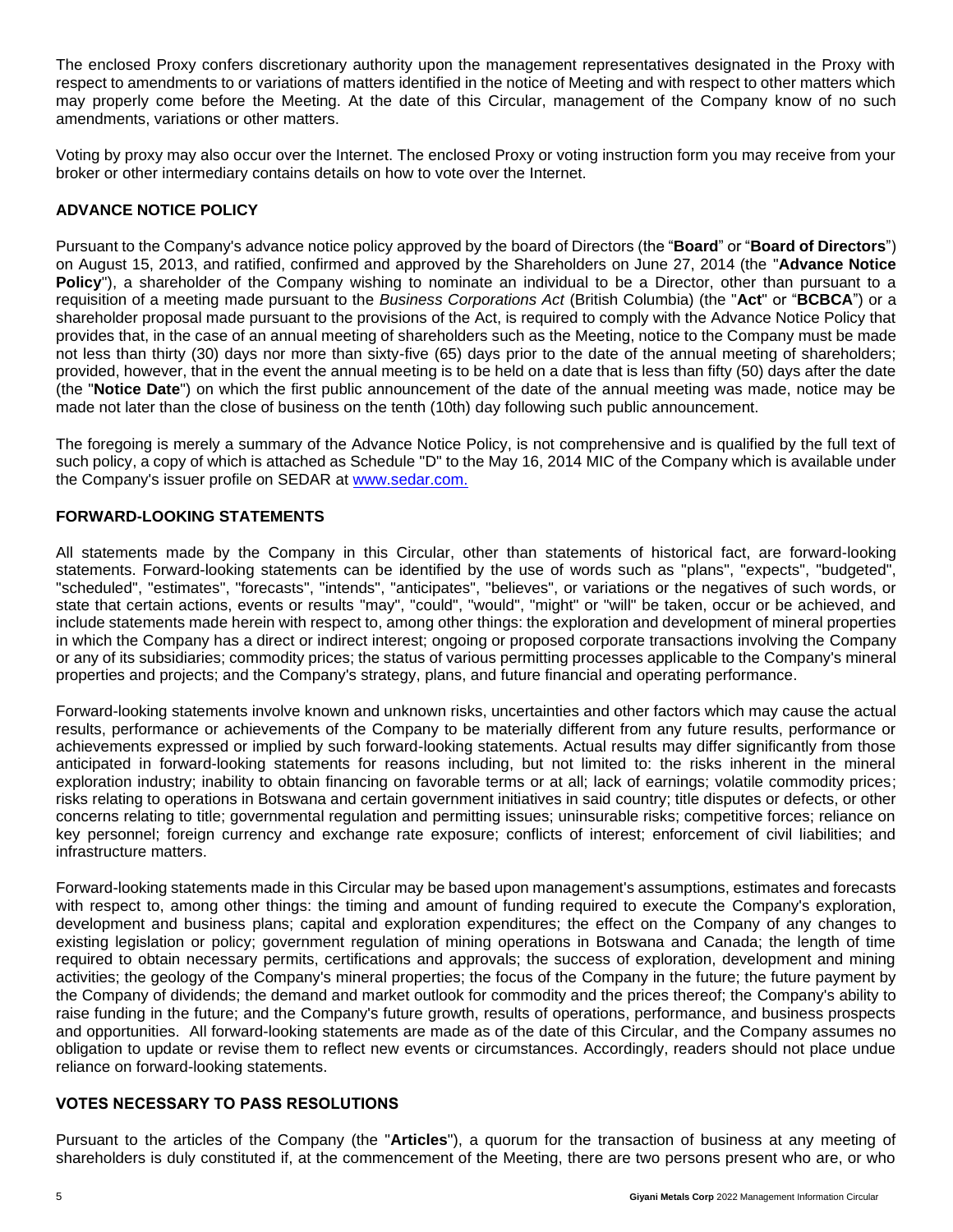The enclosed Proxy confers discretionary authority upon the management representatives designated in the Proxy with respect to amendments to or variations of matters identified in the notice of Meeting and with respect to other matters which may properly come before the Meeting. At the date of this Circular, management of the Company know of no such amendments, variations or other matters.

Voting by proxy may also occur over the Internet. The enclosed Proxy or voting instruction form you may receive from your broker or other intermediary contains details on how to vote over the Internet.

## ADVANCE NOTICE POLICY

Pursuant to the Company's advance notice policy approved by the board of Directors (the "**Board**" or "**Board of Directors**") on August 15, 2013, and ratified, confirmed and approved by the Shareholders on June 27, 2014 (the "**Advance Notice Policy**"), a shareholder of the Company wishing to nominate an individual to be a Director, other than pursuant to a requisition of a meeting made pursuant to the *Business Corporations Act* (British Columbia) (the "**Act**" or "**BCBCA**") or a shareholder proposal made pursuant to the provisions of the Act, is required to comply with the Advance Notice Policy that provides that, in the case of an annual meeting of shareholders such as the Meeting, notice to the Company must be made not less than thirty (30) days nor more than sixty-five (65) days prior to the date of the annual meeting of shareholders; provided, however, that in the event the annual meeting is to be held on a date that is less than fifty (50) days after the date (the "**Notice Date**") on which the first public announcement of the date of the annual meeting was made, notice may be made not later than the close of business on the tenth (10th) day following such public announcement.

The foregoing is merely a summary of the Advance Notice Policy, is not comprehensive and is qualified by the full text of such policy, a copy of which is attached as Schedule "D" to the May 16, 2014 MIC of the Company which is available under the Company's issuer profile on SEDAR at www.sedar.com.

## FORWARD-LOOKING STATEMENTS

All statements made by the Company in this Circular, other than statements of historical fact, are forward-looking statements. Forward-looking statements can be identified by the use of words such as "plans", "expects", "budgeted", "scheduled", "estimates", "forecasts", "intends", "anticipates", "believes", or variations or the negatives of such words, or state that certain actions, events or results "may", "could", "would", "might" or "will" be taken, occur or be achieved, and include statements made herein with respect to, among other things: the exploration and development of mineral properties in which the Company has a direct or indirect interest; ongoing or proposed corporate transactions involving the Company or any of its subsidiaries; commodity prices; the status of various permitting processes applicable to the Company's mineral properties and projects; and the Company's strategy, plans, and future financial and operating performance.

Forward-looking statements involve known and unknown risks, uncertainties and other factors which may cause the actual results, performance or achievements of the Company to be materially different from any future results, performance or achievements expressed or implied by such forward-looking statements. Actual results may differ significantly from those anticipated in forward-looking statements for reasons including, but not limited to: the risks inherent in the mineral exploration industry; inability to obtain financing on favorable terms or at all; lack of earnings; volatile commodity prices; risks relating to operations in Botswana and certain government initiatives in said country; title disputes or defects, or other concerns relating to title; governmental regulation and permitting issues; uninsurable risks; competitive forces; reliance on key personnel; foreign currency and exchange rate exposure; conflicts of interest; enforcement of civil liabilities; and infrastructure matters.

Forward-looking statements made in this Circular may be based upon management's assumptions, estimates and forecasts with respect to, among other things: the timing and amount of funding required to execute the Company's exploration, development and business plans; capital and exploration expenditures; the effect on the Company of any changes to existing legislation or policy; government regulation of mining operations in Botswana and Canada; the length of time required to obtain necessary permits, certifications and approvals; the success of exploration, development and mining activities; the geology of the Company's mineral properties; the focus of the Company in the future; the future payment by the Company of dividends; the demand and market outlook for commodity and the prices thereof; the Company's ability to raise funding in the future; and the Company's future growth, results of operations, performance, and business prospects and opportunities. All forward-looking statements are made as of the date of this Circular, and the Company assumes no obligation to update or revise them to reflect new events or circumstances. Accordingly, readers should not place undue reliance on forward-looking statements.

## VOTES NECESSARY TO PASS RESOLUTIONS

Pursuant to the articles of the Company (the "**Articles**"), a quorum for the transaction of business at any meeting of shareholders is duly constituted if, at the commencement of the Meeting, there are two persons present who are, or who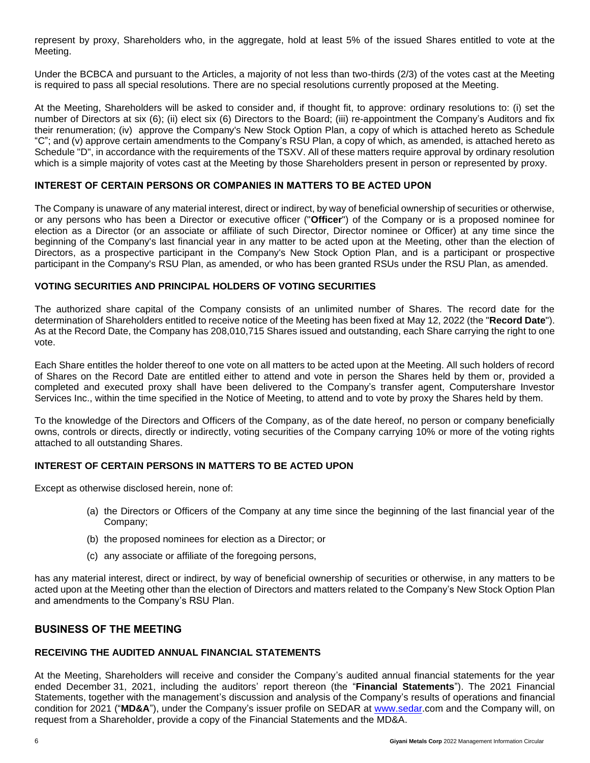represent by proxy, Shareholders who, in the aggregate, hold at least 5% of the issued Shares entitled to vote at the Meeting.

Under the BCBCA and pursuant to the Articles, a majority of not less than two-thirds (2/3) of the votes cast at the Meeting is required to pass all special resolutions. There are no special resolutions currently proposed at the Meeting.

At the Meeting, Shareholders will be asked to consider and, if thought fit, to approve: ordinary resolutions to: (i) set the number of Directors at six (6); (ii) elect six (6) Directors to the Board; (iii) re-appointment the Company's Auditors and fix their renumeration; (iv) approve the Company's New Stock Option Plan, a copy of which is attached hereto as Schedule "C"; and (v) approve certain amendments to the Company's RSU Plan, a copy of which, as amended, is attached hereto as Schedule "D", in accordance with the requirements of the TSXV. All of these matters require approval by ordinary resolution which is a simple majority of votes cast at the Meeting by those Shareholders present in person or represented by proxy.

### INTEREST OF CERTAIN PERSONS OR COMPANIES IN MATTERS TO BE ACTED UPON

The Company is unaware of any material interest, direct or indirect, by way of beneficial ownership of securities or otherwise, or any persons who has been a Director or executive officer ("**Officer**") of the Company or is a proposed nominee for election as a Director (or an associate or affiliate of such Director, Director nominee or Officer) at any time since the beginning of the Company's last financial year in any matter to be acted upon at the Meeting, other than the election of Directors, as a prospective participant in the Company's New Stock Option Plan, and is a participant or prospective participant in the Company's RSU Plan, as amended, or who has been granted RSUs under the RSU Plan, as amended.

### VOTING SECURITIES AND PRINCIPAL HOLDERS OF VOTING SECURITIES

The authorized share capital of the Company consists of an unlimited number of Shares. The record date for the determination of Shareholders entitled to receive notice of the Meeting has been fixed at May 12, 2022 (the "**Record Date**"). As at the Record Date, the Company has 208,010,715 Shares issued and outstanding, each Share carrying the right to one vote.

Each Share entitles the holder thereof to one vote on all matters to be acted upon at the Meeting. All such holders of record of Shares on the Record Date are entitled either to attend and vote in person the Shares held by them or, provided a completed and executed proxy shall have been delivered to the Company's transfer agent, Computershare Investor Services Inc., within the time specified in the Notice of Meeting, to attend and to vote by proxy the Shares held by them.

To the knowledge of the Directors and Officers of the Company, as of the date hereof, no person or company beneficially owns, controls or directs, directly or indirectly, voting securities of the Company carrying 10% or more of the voting rights attached to all outstanding Shares.

### INTEREST OF CERTAIN PERSONS IN MATTERS TO BE ACTED UPON

Except as otherwise disclosed herein, none of:

(a) the Directors or Officers of the Company at any time since the beginning of the last financial year of the Company;

(b) the proposed nominees for election as a Director; or

(c) any associate or affiliate of the foregoing persons,

has any material interest, direct or indirect, by way of beneficial ownership of securities or otherwise, in any matters to be acted upon at the Meeting other than the election of Directors and matters related to the Company's New Stock Option Plan and amendments to the Company's RSU Plan.

## BUSINESS OF THE MEETING

### RECEIVING THE AUDITED ANNUAL FINANCIAL STATEMENTS

At the Meeting, Shareholders will receive and consider the Company's audited annual financial statements for the year ended December 31, 2021, including the auditors' report thereon (the "**Financial Statements**"). The 2021 Financial Statements, together with the management's discussion and analysis of the Company's results of operations and financial condition for 2021 ("**MD&A**"), under the Company's issuer profile on SEDAR at www.sedar.com and the Company will, on request from a Shareholder, provide a copy of the Financial Statements and the MD&A.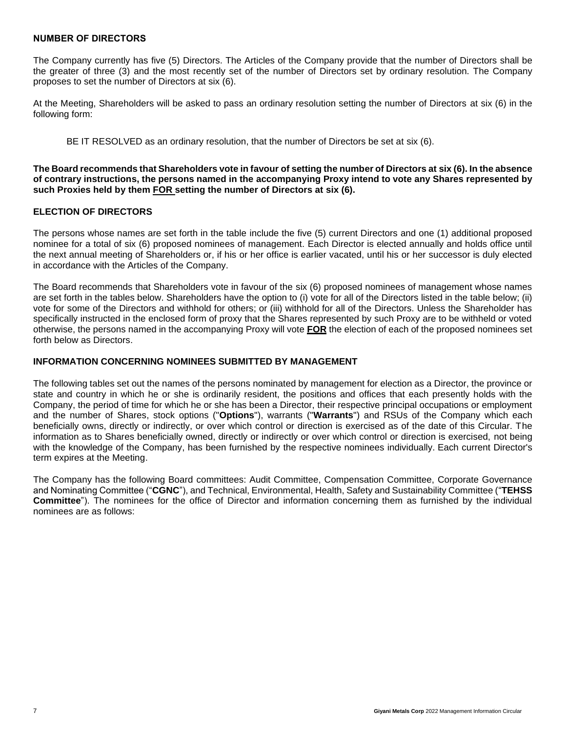## NUMBER OF DIRECTORS

The Company currently has five (5) Directors. The Articles of the Company provide that the number of Directors shall be the greater of three (3) and the most recently set of the number of Directors set by ordinary resolution. The Company proposes to set the number of Directors at six (6).

At the Meeting, Shareholders will be asked to pass an ordinary resolution setting the number of Directors at six (6) in the following form:

> BE IT RESOLVED as an ordinary resolution, that the number of Directors be set at six (6).

**The Board recommends that Shareholders vote in favour of setting the number of Directors at six (6). In the absence of contrary instructions, the persons named in the accompanying Proxy intend to vote any Shares represented by such Proxies held by them FOR setting the number of Directors at six (6).**

## ELECTION OF DIRECTORS

The persons whose names are set forth in the table include the five (5) current Directors and one (1) additional proposed nominee for a total of six (6) proposed nominees of management. Each Director is elected annually and holds office until the next annual meeting of Shareholders or, if his or her office is earlier vacated, until his or her successor is duly elected in accordance with the Articles of the Company.

The Board recommends that Shareholders vote in favour of the six (6) proposed nominees of management whose names are set forth in the tables below. Shareholders have the option to (i) vote for all of the Directors listed in the table below; (ii) vote for some of the Directors and withhold for others; or (iii) withhold for all of the Directors. Unless the Shareholder has specifically instructed in the enclosed form of proxy that the Shares represented by such Proxy are to be withheld or voted otherwise, the persons named in the accompanying Proxy will vote **FOR** the election of each of the proposed nominees set forth below as Directors.

## INFORMATION CONCERNING NOMINEES SUBMITTED BY MANAGEMENT

The following tables set out the names of the persons nominated by management for election as a Director, the province or state and country in which he or she is ordinarily resident, the positions and offices that each presently holds with the Company, the period of time for which he or she has been a Director, their respective principal occupations or employment and the number of Shares, stock options ("**Options**"), warrants ("**Warrants**") and RSUs of the Company which each beneficially owns, directly or indirectly, or over which control or direction is exercised as of the date of this Circular. The information as to Shares beneficially owned, directly or indirectly or over which control or direction is exercised, not being with the knowledge of the Company, has been furnished by the respective nominees individually. Each current Director's term expires at the Meeting.

The Company has the following Board committees: Audit Committee, Compensation Committee, Corporate Governance and Nominating Committee ("**CGNC**"), and Technical, Environmental, Health, Safety and Sustainability Committee ("**TEHSS Committee**"). The nominees for the office of Director and information concerning them as furnished by the individual nominees are as follows: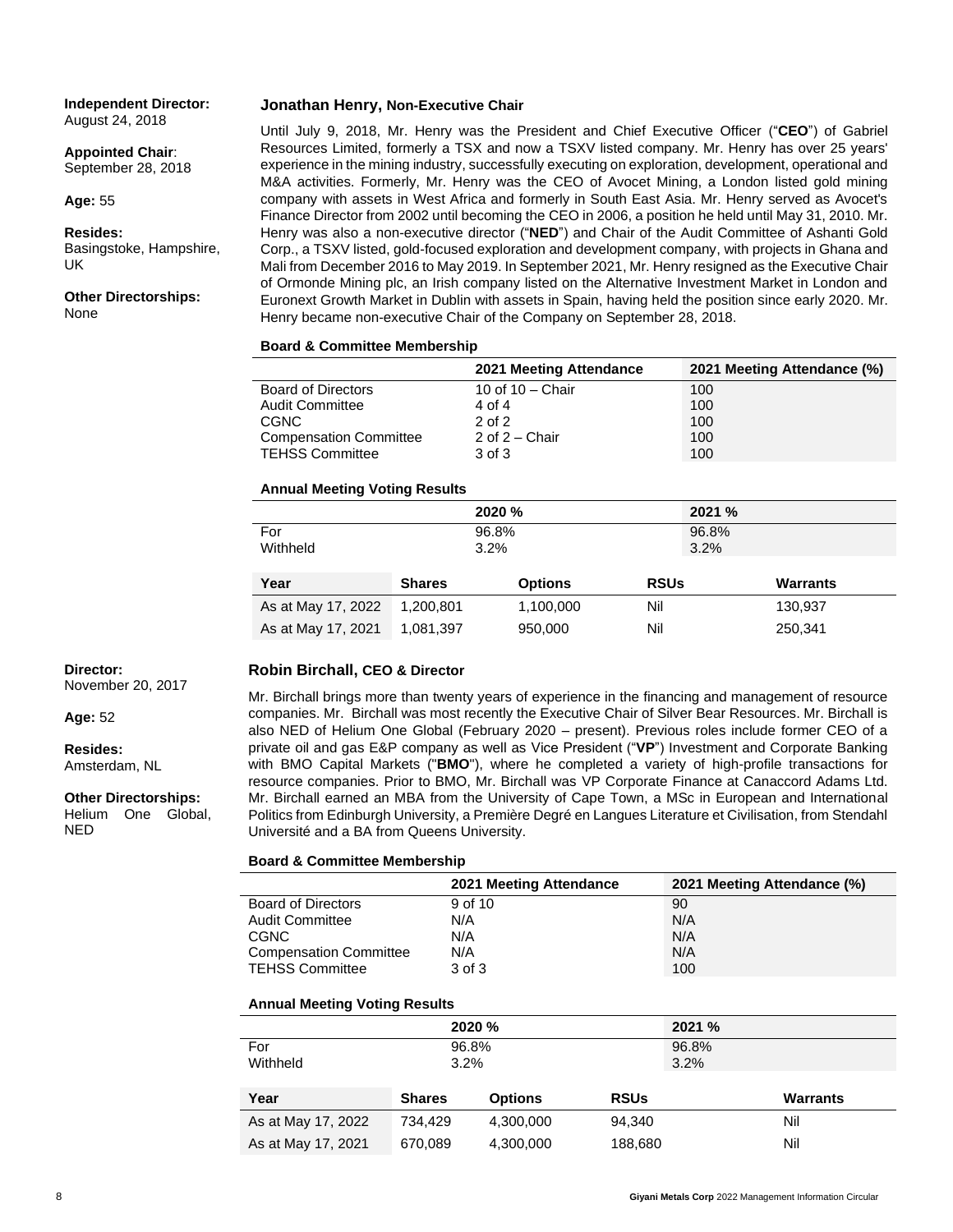**Independent Director:** August 24, 2018

**Appointed Chair**: September 28, 2018

**Age:** 55

**Resides:** Basingstoke, Hampshire, UK

**Other Directorships:** None

### Jonathan Henry, Non-Executive Chair

Until July 9, 2018, Mr. Henry was the President and Chief Executive Officer ("**CEO**") of Gabriel Resources Limited, formerly a TSX and now a TSXV listed company. Mr. Henry has over 25 years' experience in the mining industry, successfully executing on exploration, development, operational and M&A activities. Formerly, Mr. Henry was the CEO of Avocet Mining, a London listed gold mining company with assets in West Africa and formerly in South East Asia. Mr. Henry served as Avocet's Finance Director from 2002 until becoming the CEO in 2006, a position he held until May 31, 2010. Mr. Henry was also a non-executive director ("**NED**") and Chair of the Audit Committee of Ashanti Gold Corp., a TSXV listed, gold-focused exploration and development company, with projects in Ghana and Mali from December 2016 to May 2019. In September 2021, Mr. Henry resigned as the Executive Chair of Ormonde Mining plc, an Irish company listed on the Alternative Investment Market in London and Euronext Growth Market in Dublin with assets in Spain, having held the position since early 2020. Mr. Henry became non-executive Chair of the Company on September 28, 2018.

**Board & Committee Membership**

| | 2021 Meeting Attendance | 2021 Meeting Attendance (%) |
|---|---|---|
| Board of Directors | 10 of 10 – Chair | 100 |
| Audit Committee | 4 of 4 | 100 |
| CGNC | 2 of 2 | 100 |
| Compensation Committee | 2 of 2 – Chair | 100 |
| TEHSS Committee | 3 of 3 | 100 |

**Annual Meeting Voting Results**

| | 2020 % | 2021 % |
|---|---|---|
| For | 96.8% | 96.8% |
| Withheld | 3.2% | 3.2% |

| Year | Shares | Options | RSUs | Warrants |
|---|---|---|---|---|
| As at May 17, 2022 | 1,200,801 | 1,100,000 | Nil | 130,937 |
| As at May 17, 2021 | 1,081,397 | 950,000 | Nil | 250,341 |

**Director:** November 20, 2017

**Age:** 52

**Resides:** Amsterdam, NL

**Other Directorships:** Helium One Global, NED

### Robin Birchall, CEO & Director

Mr. Birchall brings more than twenty years of experience in the financing and management of resource companies. Mr. Birchall was most recently the Executive Chair of Silver Bear Resources. Mr. Birchall is also NED of Helium One Global (February 2020 – present). Previous roles include former CEO of a private oil and gas E&P company as well as Vice President ("**VP**") Investment and Corporate Banking with BMO Capital Markets ("**BMO**"), where he completed a variety of high-profile transactions for resource companies. Prior to BMO, Mr. Birchall was VP Corporate Finance at Canaccord Adams Ltd. Mr. Birchall earned an MBA from the University of Cape Town, a MSc in European and International Politics from Edinburgh University, a Première Degré en Langues Literature et Civilisation, from Stendahl Université and a BA from Queens University.

**Board & Committee Membership**

| | 2021 Meeting Attendance | 2021 Meeting Attendance (%) |
|---|---|---|
| Board of Directors | 9 of 10 | 90 |
| Audit Committee | N/A | N/A |
| CGNC | N/A | N/A |
| Compensation Committee | N/A | N/A |
| TEHSS Committee | 3 of 3 | 100 |

**Annual Meeting Voting Results**

| | 2020 % | 2021 % |
|---|---|---|
| For | 96.8% | 96.8% |
| Withheld | 3.2% | 3.2% |

| Year | Shares | Options | RSUs | Warrants |
|---|---|---|---|---|
| As at May 17, 2022 | 734,429 | 4,300,000 | 94,340 | Nil |
| As at May 17, 2021 | 670,089 | 4,300,000 | 188,680 | Nil |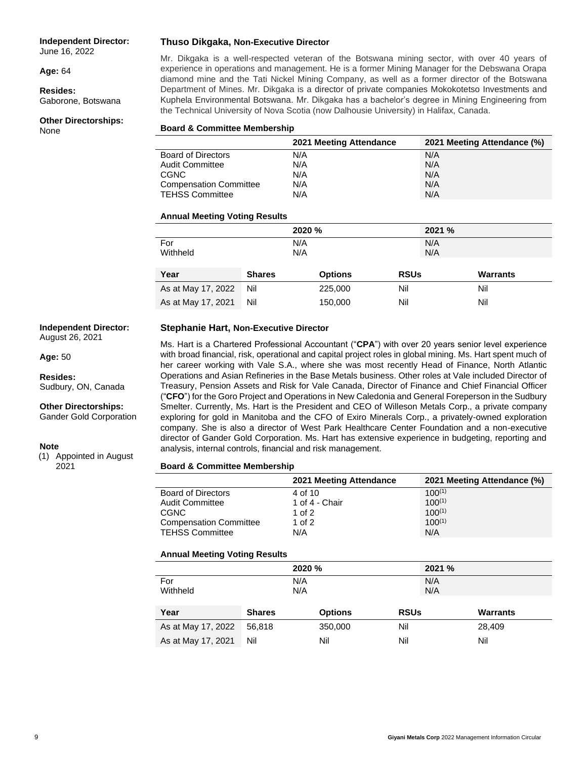**Independent Director:**
June 16, 2022

**Age:** 64

**Resides:**
Gaborone, Botswana

**Other Directorships:**
None

### Thuso Dikgaka, Non-Executive Director

Mr. Dikgaka is a well-respected veteran of the Botswana mining sector, with over 40 years of experience in operations and management. He is a former Mining Manager for the Debswana Orapa diamond mine and the Tati Nickel Mining Company, as well as a former director of the Botswana Department of Mines. Mr. Dikgaka is a director of private companies Mokokotetso Investments and Kuphela Environmental Botswana. Mr. Dikgaka has a bachelor's degree in Mining Engineering from the Technical University of Nova Scotia (now Dalhousie University) in Halifax, Canada.

**Board & Committee Membership**

| | 2021 Meeting Attendance | 2021 Meeting Attendance (%) |
|---|---|---|
| Board of Directors | N/A | N/A |
| Audit Committee | N/A | N/A |
| CGNC | N/A | N/A |
| Compensation Committee | N/A | N/A |
| TEHSS Committee | N/A | N/A |

**Annual Meeting Voting Results**

| | 2020 % | 2021 % |
|---|---|---|
| For | N/A | N/A |
| Withheld | N/A | N/A |

| Year | Shares | Options | RSUs | Warrants |
|---|---|---|---|---|
| As at May 17, 2022 | Nil | 225,000 | Nil | Nil |
| As at May 17, 2021 | Nil | 150,000 | Nil | Nil |

**Independent Director:**
August 26, 2021

**Age:** 50

**Resides:**
Sudbury, ON, Canada

**Other Directorships:**
Gander Gold Corporation

**Note**
(1) Appointed in August 2021

### Stephanie Hart, Non-Executive Director

Ms. Hart is a Chartered Professional Accountant ("**CPA**") with over 20 years senior level experience with broad financial, risk, operational and capital project roles in global mining. Ms. Hart spent much of her career working with Vale S.A., where she was most recently Head of Finance, North Atlantic Operations and Asian Refineries in the Base Metals business. Other roles at Vale included Director of Treasury, Pension Assets and Risk for Vale Canada, Director of Finance and Chief Financial Officer ("**CFO**") for the Goro Project and Operations in New Caledonia and General Foreperson in the Sudbury Smelter. Currently, Ms. Hart is the President and CEO of Willeson Metals Corp., a private company exploring for gold in Manitoba and the CFO of Exiro Minerals Corp., a privately-owned exploration company. She is also a director of West Park Healthcare Center Foundation and a non-executive director of Gander Gold Corporation. Ms. Hart has extensive experience in budgeting, reporting and analysis, internal controls, financial and risk management.

**Board & Committee Membership**

| | 2021 Meeting Attendance | 2021 Meeting Attendance (%) |
|---|---|---|
| Board of Directors | 4 of 10 | 100(1) |
| Audit Committee | 1 of 4 - Chair | 100(1) |
| CGNC | 1 of 2 | 100(1) |
| Compensation Committee | 1 of 2 | 100(1) |
| TEHSS Committee | N/A | N/A |

**Annual Meeting Voting Results**

| | 2020 % | 2021 % |
|---|---|---|
| For | N/A | N/A |
| Withheld | N/A | N/A |

| Year | Shares | Options | RSUs | Warrants |
|---|---|---|---|---|
| As at May 17, 2022 | 56,818 | 350,000 | Nil | 28,409 |
| As at May 17, 2021 | Nil | Nil | Nil | Nil |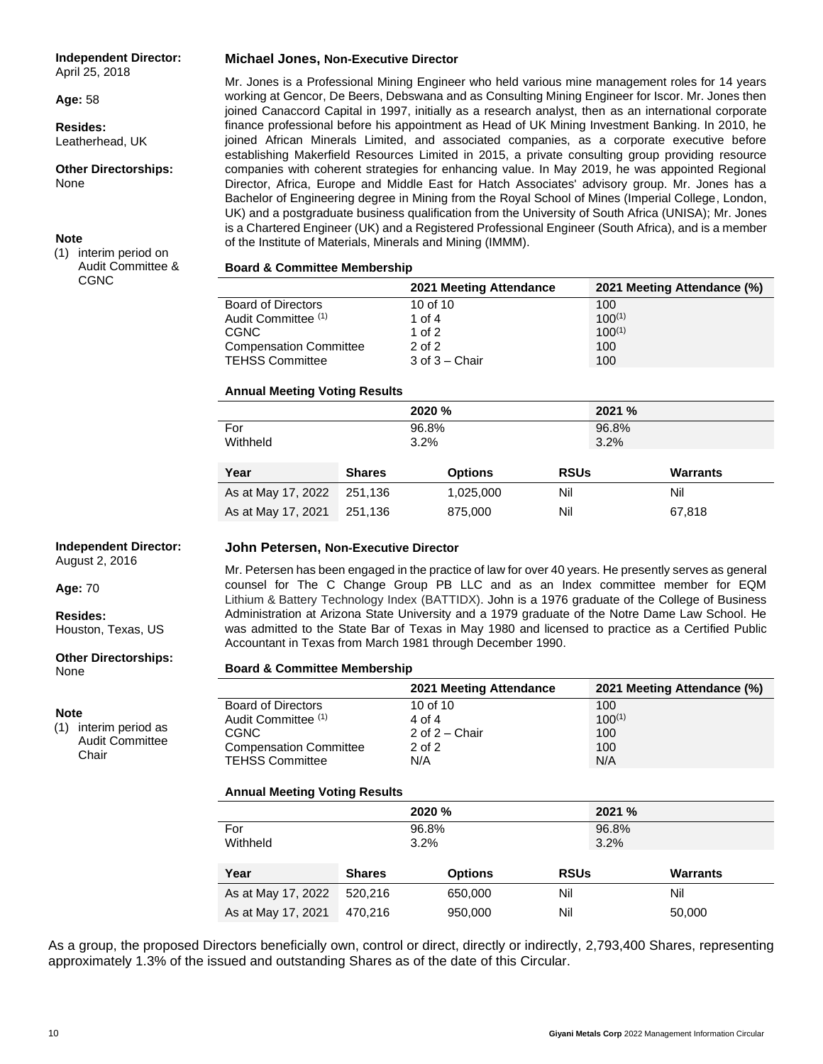**Independent Director:**
April 25, 2018

**Age:** 58

**Resides:**
Leatherhead, UK

**Other Directorships:**
None

**Note**
(1) interim period on Audit Committee & CGNC

### Michael Jones, Non-Executive Director

Mr. Jones is a Professional Mining Engineer who held various mine management roles for 14 years working at Gencor, De Beers, Debswana and as Consulting Mining Engineer for Iscor. Mr. Jones then joined Canaccord Capital in 1997, initially as a research analyst, then as an international corporate finance professional before his appointment as Head of UK Mining Investment Banking. In 2010, he joined African Minerals Limited, and associated companies, as a corporate executive before establishing Makerfield Resources Limited in 2015, a private consulting group providing resource companies with coherent strategies for enhancing value. In May 2019, he was appointed Regional Director, Africa, Europe and Middle East for Hatch Associates' advisory group. Mr. Jones has a Bachelor of Engineering degree in Mining from the Royal School of Mines (Imperial College, London, UK) and a postgraduate business qualification from the University of South Africa (UNISA); Mr. Jones is a Chartered Engineer (UK) and a Registered Professional Engineer (South Africa), and is a member of the Institute of Materials, Minerals and Mining (IMMM).

**Board & Committee Membership**

| | 2021 Meeting Attendance | 2021 Meeting Attendance (%) |
|---|---|---|
| Board of Directors | 10 of 10 | 100 |
| Audit Committee (1) | 1 of 4 | 100(1) |
| CGNC | 1 of 2 | 100(1) |
| Compensation Committee | 2 of 2 | 100 |
| TEHSS Committee | 3 of 3 – Chair | 100 |

**Annual Meeting Voting Results**

| | 2020 % | 2021 % |
|---|---|---|
| For | 96.8% | 96.8% |
| Withheld | 3.2% | 3.2% |

| Year | Shares | Options | RSUs | Warrants |
|---|---|---|---|---|
| As at May 17, 2022 | 251,136 | 1,025,000 | Nil | Nil |
| As at May 17, 2021 | 251,136 | 875,000 | Nil | 67,818 |

**Independent Director:**
August 2, 2016

**Age:** 70

**Resides:**
Houston, Texas, US

**Other Directorships:**
None

**Note**
(1) interim period as Audit Committee Chair

### John Petersen, Non-Executive Director

Mr. Petersen has been engaged in the practice of law for over 40 years. He presently serves as general counsel for The C Change Group PB LLC and as an Index committee member for EQM Lithium & Battery Technology Index (BATTIDX). John is a 1976 graduate of the College of Business Administration at Arizona State University and a 1979 graduate of the Notre Dame Law School. He was admitted to the State Bar of Texas in May 1980 and licensed to practice as a Certified Public Accountant in Texas from March 1981 through December 1990.

**Board & Committee Membership**

| | 2021 Meeting Attendance | 2021 Meeting Attendance (%) |
|---|---|---|
| Board of Directors | 10 of 10 | 100 |
| Audit Committee (1) | 4 of 4 | 100(1) |
| CGNC | 2 of 2 – Chair | 100 |
| Compensation Committee | 2 of 2 | 100 |
| TEHSS Committee | N/A | N/A |

**Annual Meeting Voting Results**

| | 2020 % | 2021 % |
|---|---|---|
| For | 96.8% | 96.8% |
| Withheld | 3.2% | 3.2% |

| Year | Shares | Options | RSUs | Warrants |
|---|---|---|---|---|
| As at May 17, 2022 | 520,216 | 650,000 | Nil | Nil |
| As at May 17, 2021 | 470,216 | 950,000 | Nil | 50,000 |

As a group, the proposed Directors beneficially own, control or direct, directly or indirectly, 2,793,400 Shares, representing approximately 1.3% of the issued and outstanding Shares as of the date of this Circular.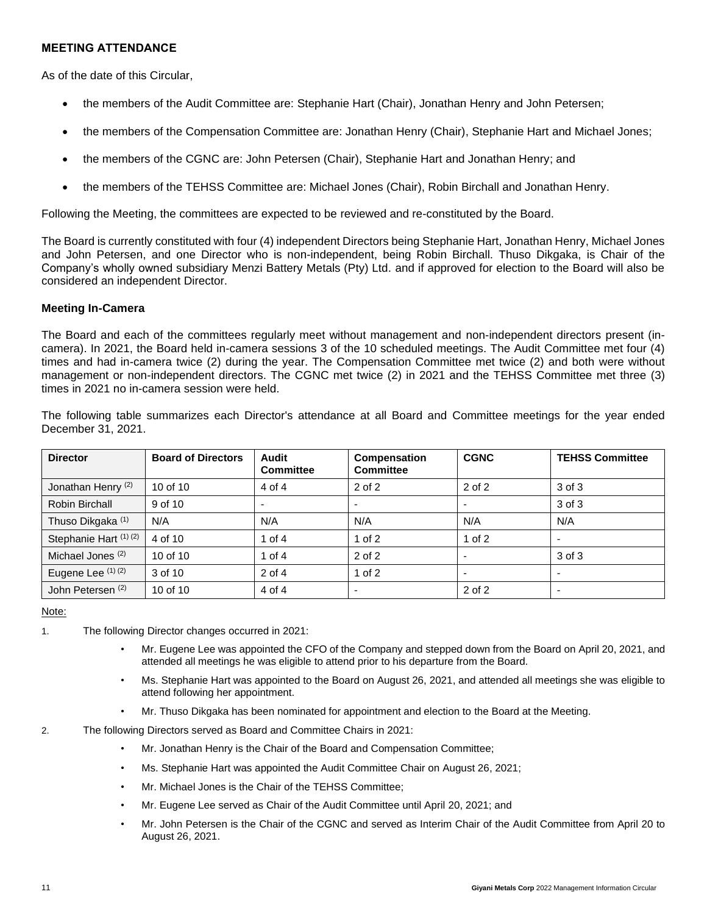## MEETING ATTENDANCE

As of the date of this Circular,

- the members of the Audit Committee are: Stephanie Hart (Chair), Jonathan Henry and John Petersen;
- the members of the Compensation Committee are: Jonathan Henry (Chair), Stephanie Hart and Michael Jones;
- the members of the CGNC are: John Petersen (Chair), Stephanie Hart and Jonathan Henry; and
- the members of the TEHSS Committee are: Michael Jones (Chair), Robin Birchall and Jonathan Henry.

Following the Meeting, the committees are expected to be reviewed and re-constituted by the Board.

The Board is currently constituted with four (4) independent Directors being Stephanie Hart, Jonathan Henry, Michael Jones and John Petersen, and one Director who is non-independent, being Robin Birchall. Thuso Dikgaka, is Chair of the Company's wholly owned subsidiary Menzi Battery Metals (Pty) Ltd. and if approved for election to the Board will also be considered an independent Director.

### Meeting In-Camera

The Board and each of the committees regularly meet without management and non-independent directors present (in-camera). In 2021, the Board held in-camera sessions 3 of the 10 scheduled meetings. The Audit Committee met four (4) times and had in-camera twice (2) during the year. The Compensation Committee met twice (2) and both were without management or non-independent directors. The CGNC met twice (2) in 2021 and the TEHSS Committee met three (3) times in 2021 no in-camera session were held.

The following table summarizes each Director's attendance at all Board and Committee meetings for the year ended December 31, 2021.

| Director | Board of Directors | Audit Committee | Compensation Committee | CGNC | TEHSS Committee |
|---|---|---|---|---|---|
| Jonathan Henry (2) | 10 of 10 | 4 of 4 | 2 of 2 | 2 of 2 | 3 of 3 |
| Robin Birchall | 9 of 10 | - | - | - | 3 of 3 |
| Thuso Dikgaka (1) | N/A | N/A | N/A | N/A | N/A |
| Stephanie Hart (1) (2) | 4 of 10 | 1 of 4 | 1 of 2 | 1 of 2 | - |
| Michael Jones (2) | 10 of 10 | 1 of 4 | 2 of 2 | - | 3 of 3 |
| Eugene Lee (1) (2) | 3 of 10 | 2 of 4 | 1 of 2 | - | - |
| John Petersen (2) | 10 of 10 | 4 of 4 | - | 2 of 2 | - |

Note:

1. The following Director changes occurred in 2021:
   - Mr. Eugene Lee was appointed the CFO of the Company and stepped down from the Board on April 20, 2021, and attended all meetings he was eligible to attend prior to his departure from the Board.
   - Ms. Stephanie Hart was appointed to the Board on August 26, 2021, and attended all meetings she was eligible to attend following her appointment.
   - Mr. Thuso Dikgaka has been nominated for appointment and election to the Board at the Meeting.
2. The following Directors served as Board and Committee Chairs in 2021:
   - Mr. Jonathan Henry is the Chair of the Board and Compensation Committee;
   - Ms. Stephanie Hart was appointed the Audit Committee Chair on August 26, 2021;
   - Mr. Michael Jones is the Chair of the TEHSS Committee;
   - Mr. Eugene Lee served as Chair of the Audit Committee until April 20, 2021; and
   - Mr. John Petersen is the Chair of the CGNC and served as Interim Chair of the Audit Committee from April 20 to August 26, 2021.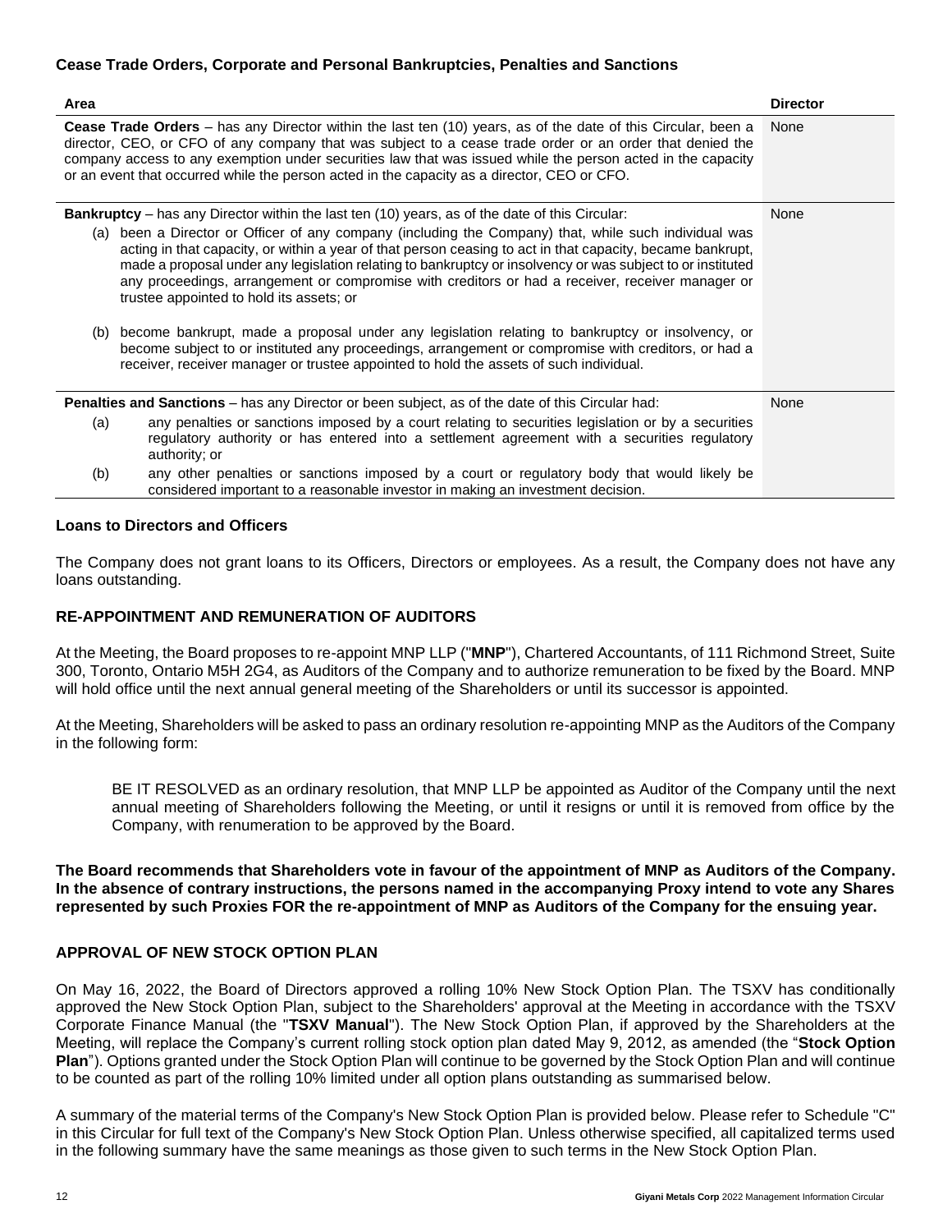### Cease Trade Orders, Corporate and Personal Bankruptcies, Penalties and Sanctions

| Area | Director |
|---|---|
| **Cease Trade Orders** – has any Director within the last ten (10) years, as of the date of this Circular, been a director, CEO, or CFO of any company that was subject to a cease trade order or an order that denied the company access to any exemption under securities law that was issued while the person acted in the capacity or an event that occurred while the person acted in the capacity as a director, CEO or CFO. | None |
| **Bankruptcy** – has any Director within the last ten (10) years, as of the date of this Circular:<br>(a) been a Director or Officer of any company (including the Company) that, while such individual was acting in that capacity, or within a year of that person ceasing to act in that capacity, became bankrupt, made a proposal under any legislation relating to bankruptcy or insolvency or was subject to or instituted any proceedings, arrangement or compromise with creditors or had a receiver, receiver manager or trustee appointed to hold its assets; or<br>(b) become bankrupt, made a proposal under any legislation relating to bankruptcy or insolvency, or become subject to or instituted any proceedings, arrangement or compromise with creditors, or had a receiver, receiver manager or trustee appointed to hold the assets of such individual. | None |
| **Penalties and Sanctions** – has any Director or been subject, as of the date of this Circular had:<br>(a) any penalties or sanctions imposed by a court relating to securities legislation or by a securities regulatory authority or has entered into a settlement agreement with a securities regulatory authority; or<br>(b) any other penalties or sanctions imposed by a court or regulatory body that would likely be considered important to a reasonable investor in making an investment decision. | None |

### Loans to Directors and Officers

The Company does not grant loans to its Officers, Directors or employees. As a result, the Company does not have any loans outstanding.

## RE-APPOINTMENT AND REMUNERATION OF AUDITORS

At the Meeting, the Board proposes to re-appoint MNP LLP ("**MNP**"), Chartered Accountants, of 111 Richmond Street, Suite 300, Toronto, Ontario M5H 2G4, as Auditors of the Company and to authorize remuneration to be fixed by the Board. MNP will hold office until the next annual general meeting of the Shareholders or until its successor is appointed.

At the Meeting, Shareholders will be asked to pass an ordinary resolution re-appointing MNP as the Auditors of the Company in the following form:

> BE IT RESOLVED as an ordinary resolution, that MNP LLP be appointed as Auditor of the Company until the next annual meeting of Shareholders following the Meeting, or until it resigns or until it is removed from office by the Company, with renumeration to be approved by the Board.

**The Board recommends that Shareholders vote in favour of the appointment of MNP as Auditors of the Company. In the absence of contrary instructions, the persons named in the accompanying Proxy intend to vote any Shares represented by such Proxies FOR the re-appointment of MNP as Auditors of the Company for the ensuing year.**

## APPROVAL OF NEW STOCK OPTION PLAN

On May 16, 2022, the Board of Directors approved a rolling 10% New Stock Option Plan. The TSXV has conditionally approved the New Stock Option Plan, subject to the Shareholders' approval at the Meeting in accordance with the TSXV Corporate Finance Manual (the "**TSXV Manual**"). The New Stock Option Plan, if approved by the Shareholders at the Meeting, will replace the Company's current rolling stock option plan dated May 9, 2012, as amended (the "**Stock Option Plan**"). Options granted under the Stock Option Plan will continue to be governed by the Stock Option Plan and will continue to be counted as part of the rolling 10% limited under all option plans outstanding as summarised below.

A summary of the material terms of the Company's New Stock Option Plan is provided below. Please refer to Schedule "C" in this Circular for full text of the Company's New Stock Option Plan. Unless otherwise specified, all capitalized terms used in the following summary have the same meanings as those given to such terms in the New Stock Option Plan.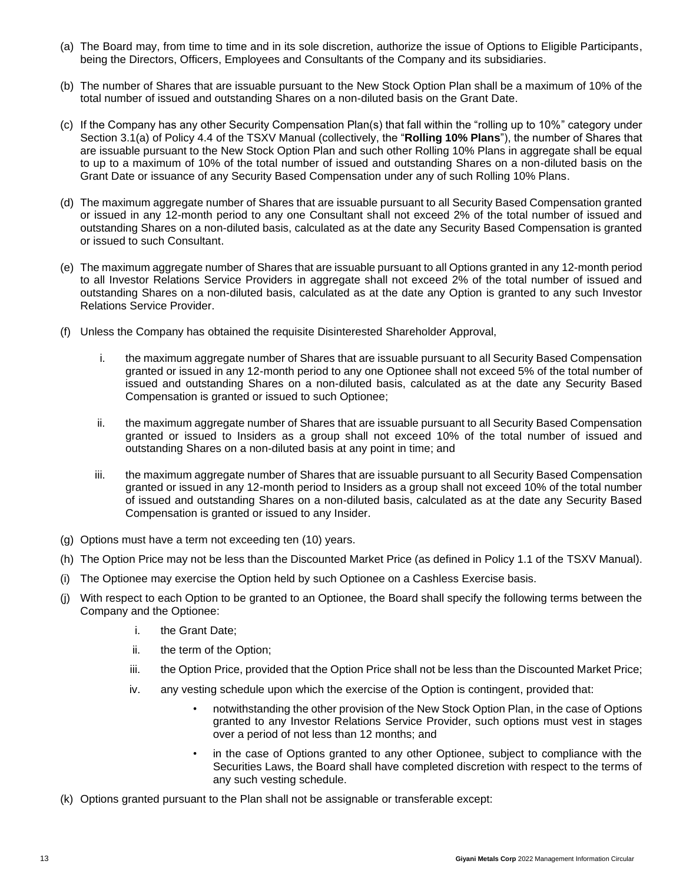(a) The Board may, from time to time and in its sole discretion, authorize the issue of Options to Eligible Participants, being the Directors, Officers, Employees and Consultants of the Company and its subsidiaries.

(b) The number of Shares that are issuable pursuant to the New Stock Option Plan shall be a maximum of 10% of the total number of issued and outstanding Shares on a non-diluted basis on the Grant Date.

(c) If the Company has any other Security Compensation Plan(s) that fall within the "rolling up to 10%" category under Section 3.1(a) of Policy 4.4 of the TSXV Manual (collectively, the "**Rolling 10% Plans**"), the number of Shares that are issuable pursuant to the New Stock Option Plan and such other Rolling 10% Plans in aggregate shall be equal to up to a maximum of 10% of the total number of issued and outstanding Shares on a non-diluted basis on the Grant Date or issuance of any Security Based Compensation under any of such Rolling 10% Plans.

(d) The maximum aggregate number of Shares that are issuable pursuant to all Security Based Compensation granted or issued in any 12-month period to any one Consultant shall not exceed 2% of the total number of issued and outstanding Shares on a non-diluted basis, calculated as at the date any Security Based Compensation is granted or issued to such Consultant.

(e) The maximum aggregate number of Shares that are issuable pursuant to all Options granted in any 12-month period to all Investor Relations Service Providers in aggregate shall not exceed 2% of the total number of issued and outstanding Shares on a non-diluted basis, calculated as at the date any Option is granted to any such Investor Relations Service Provider.

(f) Unless the Company has obtained the requisite Disinterested Shareholder Approval,

   i. the maximum aggregate number of Shares that are issuable pursuant to all Security Based Compensation granted or issued in any 12-month period to any one Optionee shall not exceed 5% of the total number of issued and outstanding Shares on a non-diluted basis, calculated as at the date any Security Based Compensation is granted or issued to such Optionee;

   ii. the maximum aggregate number of Shares that are issuable pursuant to all Security Based Compensation granted or issued to Insiders as a group shall not exceed 10% of the total number of issued and outstanding Shares on a non-diluted basis at any point in time; and

   iii. the maximum aggregate number of Shares that are issuable pursuant to all Security Based Compensation granted or issued in any 12-month period to Insiders as a group shall not exceed 10% of the total number of issued and outstanding Shares on a non-diluted basis, calculated as at the date any Security Based Compensation is granted or issued to any Insider.

(g) Options must have a term not exceeding ten (10) years.

(h) The Option Price may not be less than the Discounted Market Price (as defined in Policy 1.1 of the TSXV Manual).

(i) The Optionee may exercise the Option held by such Optionee on a Cashless Exercise basis.

(j) With respect to each Option to be granted to an Optionee, the Board shall specify the following terms between the Company and the Optionee:

   i. the Grant Date;

   ii. the term of the Option;

   iii. the Option Price, provided that the Option Price shall not be less than the Discounted Market Price;

   iv. any vesting schedule upon which the exercise of the Option is contingent, provided that:

      - notwithstanding the other provision of the New Stock Option Plan, in the case of Options granted to any Investor Relations Service Provider, such options must vest in stages over a period of not less than 12 months; and

      - in the case of Options granted to any other Optionee, subject to compliance with the Securities Laws, the Board shall have completed discretion with respect to the terms of any such vesting schedule.

(k) Options granted pursuant to the Plan shall not be assignable or transferable except: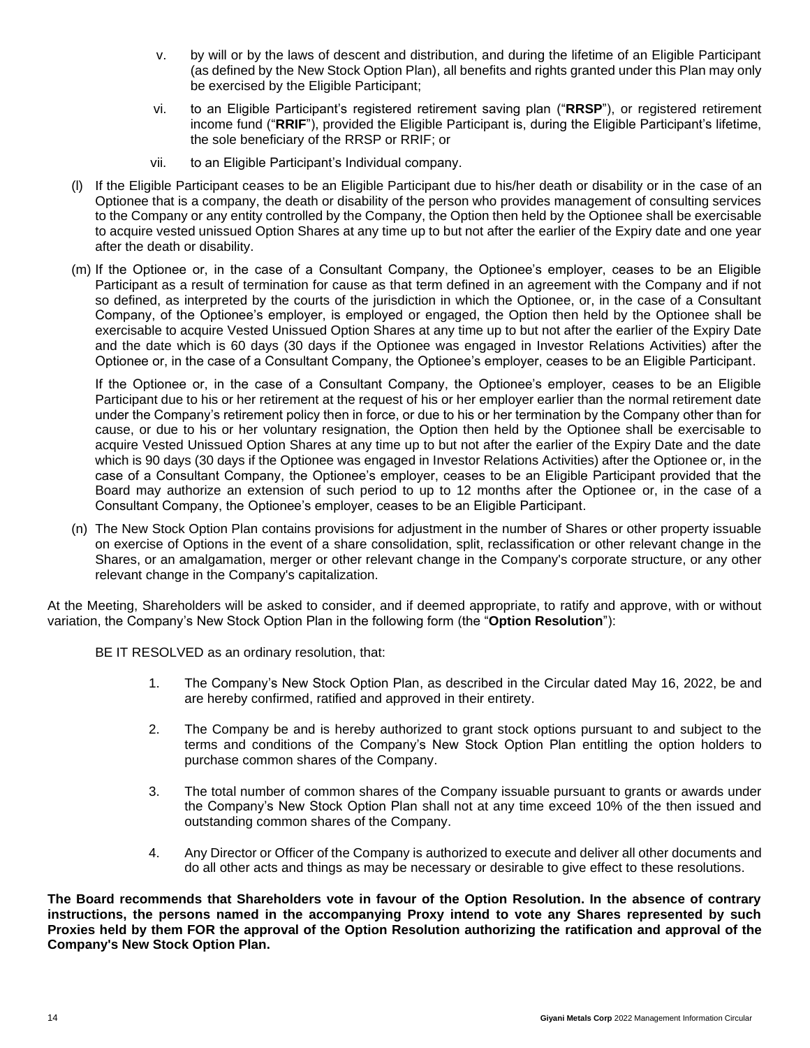v. by will or by the laws of descent and distribution, and during the lifetime of an Eligible Participant (as defined by the New Stock Option Plan), all benefits and rights granted under this Plan may only be exercised by the Eligible Participant;

vi. to an Eligible Participant's registered retirement saving plan ("**RRSP**"), or registered retirement income fund ("**RRIF**"), provided the Eligible Participant is, during the Eligible Participant's lifetime, the sole beneficiary of the RRSP or RRIF; or

vii. to an Eligible Participant's Individual company.

(l) If the Eligible Participant ceases to be an Eligible Participant due to his/her death or disability or in the case of an Optionee that is a company, the death or disability of the person who provides management of consulting services to the Company or any entity controlled by the Company, the Option then held by the Optionee shall be exercisable to acquire vested unissued Option Shares at any time up to but not after the earlier of the Expiry date and one year after the death or disability.

(m) If the Optionee or, in the case of a Consultant Company, the Optionee's employer, ceases to be an Eligible Participant as a result of termination for cause as that term defined in an agreement with the Company and if not so defined, as interpreted by the courts of the jurisdiction in which the Optionee, or, in the case of a Consultant Company, of the Optionee's employer, is employed or engaged, the Option then held by the Optionee shall be exercisable to acquire Vested Unissued Option Shares at any time up to but not after the earlier of the Expiry Date and the date which is 60 days (30 days if the Optionee was engaged in Investor Relations Activities) after the Optionee or, in the case of a Consultant Company, the Optionee's employer, ceases to be an Eligible Participant.

If the Optionee or, in the case of a Consultant Company, the Optionee's employer, ceases to be an Eligible Participant due to his or her retirement at the request of his or her employer earlier than the normal retirement date under the Company's retirement policy then in force, or due to his or her termination by the Company other than for cause, or due to his or her voluntary resignation, the Option then held by the Optionee shall be exercisable to acquire Vested Unissued Option Shares at any time up to but not after the earlier of the Expiry Date and the date which is 90 days (30 days if the Optionee was engaged in Investor Relations Activities) after the Optionee or, in the case of a Consultant Company, the Optionee's employer, ceases to be an Eligible Participant provided that the Board may authorize an extension of such period to up to 12 months after the Optionee or, in the case of a Consultant Company, the Optionee's employer, ceases to be an Eligible Participant.

(n) The New Stock Option Plan contains provisions for adjustment in the number of Shares or other property issuable on exercise of Options in the event of a share consolidation, split, reclassification or other relevant change in the Shares, or an amalgamation, merger or other relevant change in the Company's corporate structure, or any other relevant change in the Company's capitalization.

At the Meeting, Shareholders will be asked to consider, and if deemed appropriate, to ratify and approve, with or without variation, the Company's New Stock Option Plan in the following form (the "**Option Resolution**"):

BE IT RESOLVED as an ordinary resolution, that:

1. The Company's New Stock Option Plan, as described in the Circular dated May 16, 2022, be and are hereby confirmed, ratified and approved in their entirety.

2. The Company be and is hereby authorized to grant stock options pursuant to and subject to the terms and conditions of the Company's New Stock Option Plan entitling the option holders to purchase common shares of the Company.

3. The total number of common shares of the Company issuable pursuant to grants or awards under the Company's New Stock Option Plan shall not at any time exceed 10% of the then issued and outstanding common shares of the Company.

4. Any Director or Officer of the Company is authorized to execute and deliver all other documents and do all other acts and things as may be necessary or desirable to give effect to these resolutions.

**The Board recommends that Shareholders vote in favour of the Option Resolution. In the absence of contrary instructions, the persons named in the accompanying Proxy intend to vote any Shares represented by such Proxies held by them FOR the approval of the Option Resolution authorizing the ratification and approval of the Company's New Stock Option Plan.**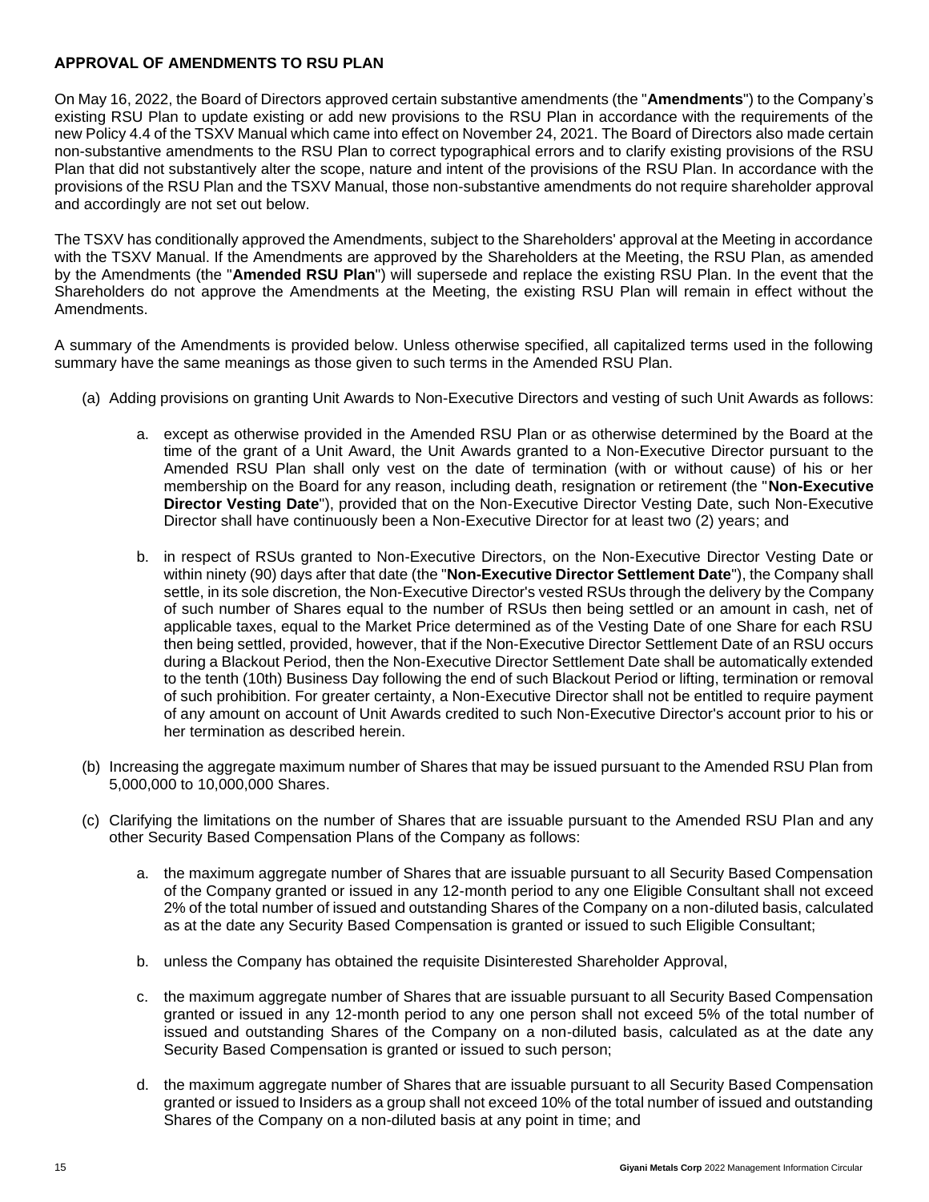## APPROVAL OF AMENDMENTS TO RSU PLAN

On May 16, 2022, the Board of Directors approved certain substantive amendments (the "**Amendments**") to the Company's existing RSU Plan to update existing or add new provisions to the RSU Plan in accordance with the requirements of the new Policy 4.4 of the TSXV Manual which came into effect on November 24, 2021. The Board of Directors also made certain non-substantive amendments to the RSU Plan to correct typographical errors and to clarify existing provisions of the RSU Plan that did not substantively alter the scope, nature and intent of the provisions of the RSU Plan. In accordance with the provisions of the RSU Plan and the TSXV Manual, those non-substantive amendments do not require shareholder approval and accordingly are not set out below.

The TSXV has conditionally approved the Amendments, subject to the Shareholders' approval at the Meeting in accordance with the TSXV Manual. If the Amendments are approved by the Shareholders at the Meeting, the RSU Plan, as amended by the Amendments (the "**Amended RSU Plan**") will supersede and replace the existing RSU Plan. In the event that the Shareholders do not approve the Amendments at the Meeting, the existing RSU Plan will remain in effect without the Amendments.

A summary of the Amendments is provided below. Unless otherwise specified, all capitalized terms used in the following summary have the same meanings as those given to such terms in the Amended RSU Plan.

(a) Adding provisions on granting Unit Awards to Non-Executive Directors and vesting of such Unit Awards as follows:

   a. except as otherwise provided in the Amended RSU Plan or as otherwise determined by the Board at the time of the grant of a Unit Award, the Unit Awards granted to a Non-Executive Director pursuant to the Amended RSU Plan shall only vest on the date of termination (with or without cause) of his or her membership on the Board for any reason, including death, resignation or retirement (the "**Non-Executive Director Vesting Date**"), provided that on the Non-Executive Director Vesting Date, such Non-Executive Director shall have continuously been a Non-Executive Director for at least two (2) years; and

   b. in respect of RSUs granted to Non-Executive Directors, on the Non-Executive Director Vesting Date or within ninety (90) days after that date (the "**Non-Executive Director Settlement Date**"), the Company shall settle, in its sole discretion, the Non-Executive Director's vested RSUs through the delivery by the Company of such number of Shares equal to the number of RSUs then being settled or an amount in cash, net of applicable taxes, equal to the Market Price determined as of the Vesting Date of one Share for each RSU then being settled, provided, however, that if the Non-Executive Director Settlement Date of an RSU occurs during a Blackout Period, then the Non-Executive Director Settlement Date shall be automatically extended to the tenth (10th) Business Day following the end of such Blackout Period or lifting, termination or removal of such prohibition. For greater certainty, a Non-Executive Director shall not be entitled to require payment of any amount on account of Unit Awards credited to such Non-Executive Director's account prior to his or her termination as described herein.

(b) Increasing the aggregate maximum number of Shares that may be issued pursuant to the Amended RSU Plan from 5,000,000 to 10,000,000 Shares.

(c) Clarifying the limitations on the number of Shares that are issuable pursuant to the Amended RSU Plan and any other Security Based Compensation Plans of the Company as follows:

   a. the maximum aggregate number of Shares that are issuable pursuant to all Security Based Compensation of the Company granted or issued in any 12-month period to any one Eligible Consultant shall not exceed 2% of the total number of issued and outstanding Shares of the Company on a non-diluted basis, calculated as at the date any Security Based Compensation is granted or issued to such Eligible Consultant;

   b. unless the Company has obtained the requisite Disinterested Shareholder Approval,

   c. the maximum aggregate number of Shares that are issuable pursuant to all Security Based Compensation granted or issued in any 12-month period to any one person shall not exceed 5% of the total number of issued and outstanding Shares of the Company on a non-diluted basis, calculated as at the date any Security Based Compensation is granted or issued to such person;

   d. the maximum aggregate number of Shares that are issuable pursuant to all Security Based Compensation granted or issued to Insiders as a group shall not exceed 10% of the total number of issued and outstanding Shares of the Company on a non-diluted basis at any point in time; and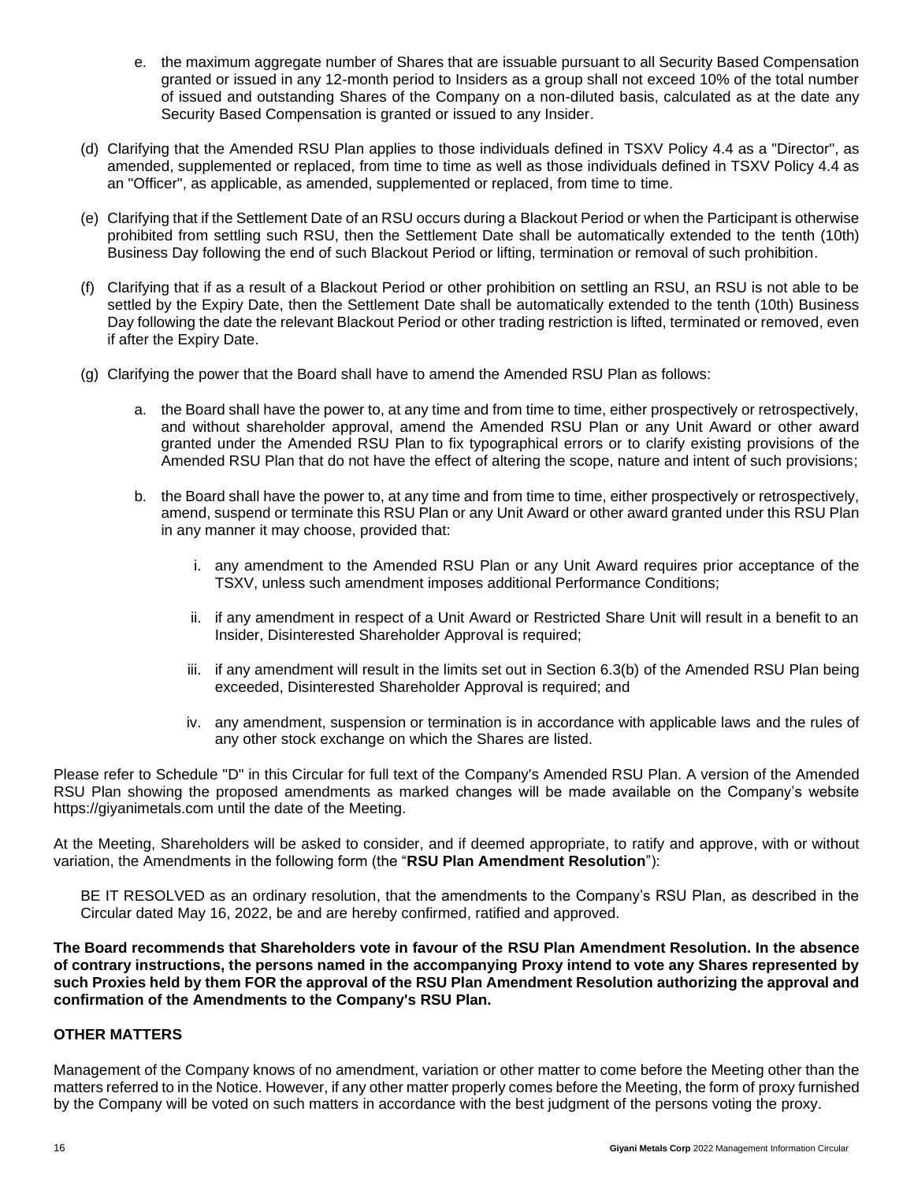e. the maximum aggregate number of Shares that are issuable pursuant to all Security Based Compensation granted or issued in any 12-month period to Insiders as a group shall not exceed 10% of the total number of issued and outstanding Shares of the Company on a non-diluted basis, calculated as at the date any Security Based Compensation is granted or issued to any Insider.

(d) Clarifying that the Amended RSU Plan applies to those individuals defined in TSXV Policy 4.4 as a "Director", as amended, supplemented or replaced, from time to time as well as those individuals defined in TSXV Policy 4.4 as an "Officer", as applicable, as amended, supplemented or replaced, from time to time.

(e) Clarifying that if the Settlement Date of an RSU occurs during a Blackout Period or when the Participant is otherwise prohibited from settling such RSU, then the Settlement Date shall be automatically extended to the tenth (10th) Business Day following the end of such Blackout Period or lifting, termination or removal of such prohibition.

(f) Clarifying that if as a result of a Blackout Period or other prohibition on settling an RSU, an RSU is not able to be settled by the Expiry Date, then the Settlement Date shall be automatically extended to the tenth (10th) Business Day following the date the relevant Blackout Period or other trading restriction is lifted, terminated or removed, even if after the Expiry Date.

(g) Clarifying the power that the Board shall have to amend the Amended RSU Plan as follows:

   a. the Board shall have the power to, at any time and from time to time, either prospectively or retrospectively, and without shareholder approval, amend the Amended RSU Plan or any Unit Award or other award granted under the Amended RSU Plan to fix typographical errors or to clarify existing provisions of the Amended RSU Plan that do not have the effect of altering the scope, nature and intent of such provisions;

   b. the Board shall have the power to, at any time and from time to time, either prospectively or retrospectively, amend, suspend or terminate this RSU Plan or any Unit Award or other award granted under this RSU Plan in any manner it may choose, provided that:

      i. any amendment to the Amended RSU Plan or any Unit Award requires prior acceptance of the TSXV, unless such amendment imposes additional Performance Conditions;

      ii. if any amendment in respect of a Unit Award or Restricted Share Unit will result in a benefit to an Insider, Disinterested Shareholder Approval is required;

      iii. if any amendment will result in the limits set out in Section 6.3(b) of the Amended RSU Plan being exceeded, Disinterested Shareholder Approval is required; and

      iv. any amendment, suspension or termination is in accordance with applicable laws and the rules of any other stock exchange on which the Shares are listed.

Please refer to Schedule "D" in this Circular for full text of the Company's Amended RSU Plan. A version of the Amended RSU Plan showing the proposed amendments as marked changes will be made available on the Company's website https://giyanimetals.com until the date of the Meeting.

At the Meeting, Shareholders will be asked to consider, and if deemed appropriate, to ratify and approve, with or without variation, the Amendments in the following form (the "**RSU Plan Amendment Resolution**"):

> BE IT RESOLVED as an ordinary resolution, that the amendments to the Company's RSU Plan, as described in the Circular dated May 16, 2022, be and are hereby confirmed, ratified and approved.

**The Board recommends that Shareholders vote in favour of the RSU Plan Amendment Resolution. In the absence of contrary instructions, the persons named in the accompanying Proxy intend to vote any Shares represented by such Proxies held by them FOR the approval of the RSU Plan Amendment Resolution authorizing the approval and confirmation of the Amendments to the Company's RSU Plan.**

## OTHER MATTERS

Management of the Company knows of no amendment, variation or other matter to come before the Meeting other than the matters referred to in the Notice. However, if any other matter properly comes before the Meeting, the form of proxy furnished by the Company will be voted on such matters in accordance with the best judgment of the persons voting the proxy.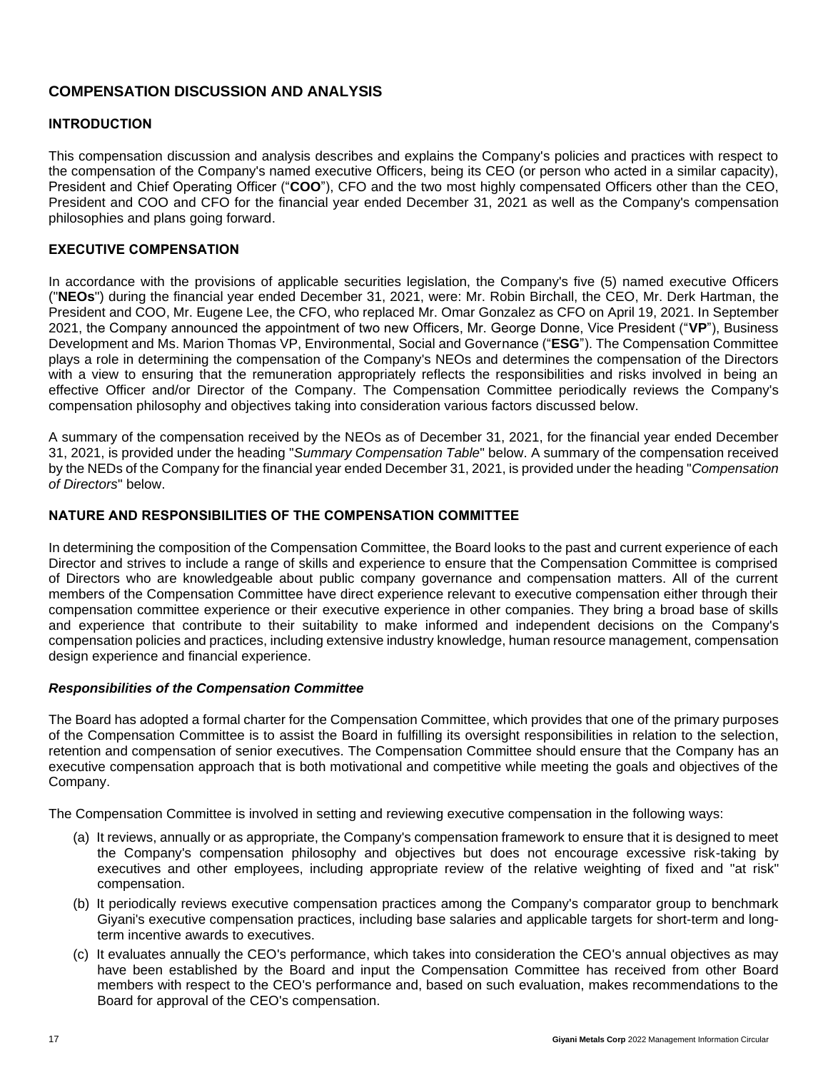## COMPENSATION DISCUSSION AND ANALYSIS

### INTRODUCTION

This compensation discussion and analysis describes and explains the Company's policies and practices with respect to the compensation of the Company's named executive Officers, being its CEO (or person who acted in a similar capacity), President and Chief Operating Officer ("**COO**"), CFO and the two most highly compensated Officers other than the CEO, President and COO and CFO for the financial year ended December 31, 2021 as well as the Company's compensation philosophies and plans going forward.

### EXECUTIVE COMPENSATION

In accordance with the provisions of applicable securities legislation, the Company's five (5) named executive Officers ("**NEOs**") during the financial year ended December 31, 2021, were: Mr. Robin Birchall, the CEO, Mr. Derk Hartman, the President and COO, Mr. Eugene Lee, the CFO, who replaced Mr. Omar Gonzalez as CFO on April 19, 2021. In September 2021, the Company announced the appointment of two new Officers, Mr. George Donne, Vice President ("**VP**"), Business Development and Ms. Marion Thomas VP, Environmental, Social and Governance ("**ESG**"). The Compensation Committee plays a role in determining the compensation of the Company's NEOs and determines the compensation of the Directors with a view to ensuring that the remuneration appropriately reflects the responsibilities and risks involved in being an effective Officer and/or Director of the Company. The Compensation Committee periodically reviews the Company's compensation philosophy and objectives taking into consideration various factors discussed below.

A summary of the compensation received by the NEOs as of December 31, 2021, for the financial year ended December 31, 2021, is provided under the heading "*Summary Compensation Table*" below. A summary of the compensation received by the NEDs of the Company for the financial year ended December 31, 2021, is provided under the heading "*Compensation of Directors*" below.

### NATURE AND RESPONSIBILITIES OF THE COMPENSATION COMMITTEE

In determining the composition of the Compensation Committee, the Board looks to the past and current experience of each Director and strives to include a range of skills and experience to ensure that the Compensation Committee is comprised of Directors who are knowledgeable about public company governance and compensation matters. All of the current members of the Compensation Committee have direct experience relevant to executive compensation either through their compensation committee experience or their executive experience in other companies. They bring a broad base of skills and experience that contribute to their suitability to make informed and independent decisions on the Company's compensation policies and practices, including extensive industry knowledge, human resource management, compensation design experience and financial experience.

#### *Responsibilities of the Compensation Committee*

The Board has adopted a formal charter for the Compensation Committee, which provides that one of the primary purposes of the Compensation Committee is to assist the Board in fulfilling its oversight responsibilities in relation to the selection, retention and compensation of senior executives. The Compensation Committee should ensure that the Company has an executive compensation approach that is both motivational and competitive while meeting the goals and objectives of the Company.

The Compensation Committee is involved in setting and reviewing executive compensation in the following ways:

(a) It reviews, annually or as appropriate, the Company's compensation framework to ensure that it is designed to meet the Company's compensation philosophy and objectives but does not encourage excessive risk-taking by executives and other employees, including appropriate review of the relative weighting of fixed and "at risk" compensation.

(b) It periodically reviews executive compensation practices among the Company's comparator group to benchmark Giyani's executive compensation practices, including base salaries and applicable targets for short-term and long-term incentive awards to executives.

(c) It evaluates annually the CEO's performance, which takes into consideration the CEO's annual objectives as may have been established by the Board and input the Compensation Committee has received from other Board members with respect to the CEO's performance and, based on such evaluation, makes recommendations to the Board for approval of the CEO's compensation.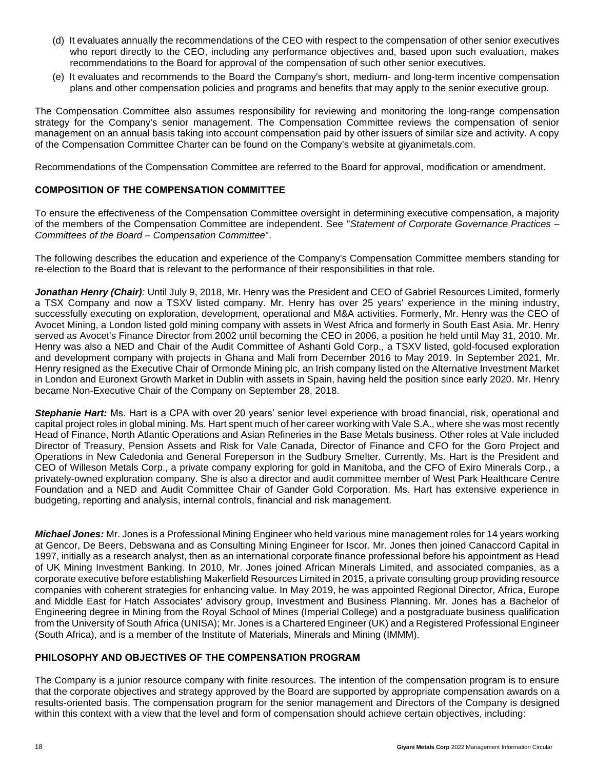(d) It evaluates annually the recommendations of the CEO with respect to the compensation of other senior executives who report directly to the CEO, including any performance objectives and, based upon such evaluation, makes recommendations to the Board for approval of the compensation of such other senior executives.

(e) It evaluates and recommends to the Board the Company's short, medium- and long-term incentive compensation plans and other compensation policies and programs and benefits that may apply to the senior executive group.

The Compensation Committee also assumes responsibility for reviewing and monitoring the long-range compensation strategy for the Company's senior management. The Compensation Committee reviews the compensation of senior management on an annual basis taking into account compensation paid by other issuers of similar size and activity. A copy of the Compensation Committee Charter can be found on the Company's website at giyanimetals.com.

Recommendations of the Compensation Committee are referred to the Board for approval, modification or amendment.

## COMPOSITION OF THE COMPENSATION COMMITTEE

To ensure the effectiveness of the Compensation Committee oversight in determining executive compensation, a majority of the members of the Compensation Committee are independent. See "*Statement of Corporate Governance Practices – Committees of the Board – Compensation Committee*".

The following describes the education and experience of the Company's Compensation Committee members standing for re-election to the Board that is relevant to the performance of their responsibilities in that role.

***Jonathan Henry (Chair)****:* Until July 9, 2018, Mr. Henry was the President and CEO of Gabriel Resources Limited, formerly a TSX Company and now a TSXV listed company. Mr. Henry has over 25 years' experience in the mining industry, successfully executing on exploration, development, operational and M&A activities. Formerly, Mr. Henry was the CEO of Avocet Mining, a London listed gold mining company with assets in West Africa and formerly in South East Asia. Mr. Henry served as Avocet's Finance Director from 2002 until becoming the CEO in 2006, a position he held until May 31, 2010. Mr. Henry was also a NED and Chair of the Audit Committee of Ashanti Gold Corp., a TSXV listed, gold-focused exploration and development company with projects in Ghana and Mali from December 2016 to May 2019. In September 2021, Mr. Henry resigned as the Executive Chair of Ormonde Mining plc, an Irish company listed on the Alternative Investment Market in London and Euronext Growth Market in Dublin with assets in Spain, having held the position since early 2020. Mr. Henry became Non-Executive Chair of the Company on September 28, 2018.

***Stephanie Hart:*** Ms. Hart is a CPA with over 20 years' senior level experience with broad financial, risk, operational and capital project roles in global mining. Ms. Hart spent much of her career working with Vale S.A., where she was most recently Head of Finance, North Atlantic Operations and Asian Refineries in the Base Metals business. Other roles at Vale included Director of Treasury, Pension Assets and Risk for Vale Canada, Director of Finance and CFO for the Goro Project and Operations in New Caledonia and General Foreperson in the Sudbury Smelter. Currently, Ms. Hart is the President and CEO of Willeson Metals Corp., a private company exploring for gold in Manitoba, and the CFO of Exiro Minerals Corp., a privately-owned exploration company. She is also a director and audit committee member of West Park Healthcare Centre Foundation and a NED and Audit Committee Chair of Gander Gold Corporation. Ms. Hart has extensive experience in budgeting, reporting and analysis, internal controls, financial and risk management.

***Michael Jones:*** Mr. Jones is a Professional Mining Engineer who held various mine management roles for 14 years working at Gencor, De Beers, Debswana and as Consulting Mining Engineer for Iscor. Mr. Jones then joined Canaccord Capital in 1997, initially as a research analyst, then as an international corporate finance professional before his appointment as Head of UK Mining Investment Banking. In 2010, Mr. Jones joined African Minerals Limited, and associated companies, as a corporate executive before establishing Makerfield Resources Limited in 2015, a private consulting group providing resource companies with coherent strategies for enhancing value. In May 2019, he was appointed Regional Director, Africa, Europe and Middle East for Hatch Associates' advisory group, Investment and Business Planning. Mr. Jones has a Bachelor of Engineering degree in Mining from the Royal School of Mines (Imperial College) and a postgraduate business qualification from the University of South Africa (UNISA); Mr. Jones is a Chartered Engineer (UK) and a Registered Professional Engineer (South Africa), and is a member of the Institute of Materials, Minerals and Mining (IMMM).

## PHILOSOPHY AND OBJECTIVES OF THE COMPENSATION PROGRAM

The Company is a junior resource company with finite resources. The intention of the compensation program is to ensure that the corporate objectives and strategy approved by the Board are supported by appropriate compensation awards on a results-oriented basis. The compensation program for the senior management and Directors of the Company is designed within this context with a view that the level and form of compensation should achieve certain objectives, including: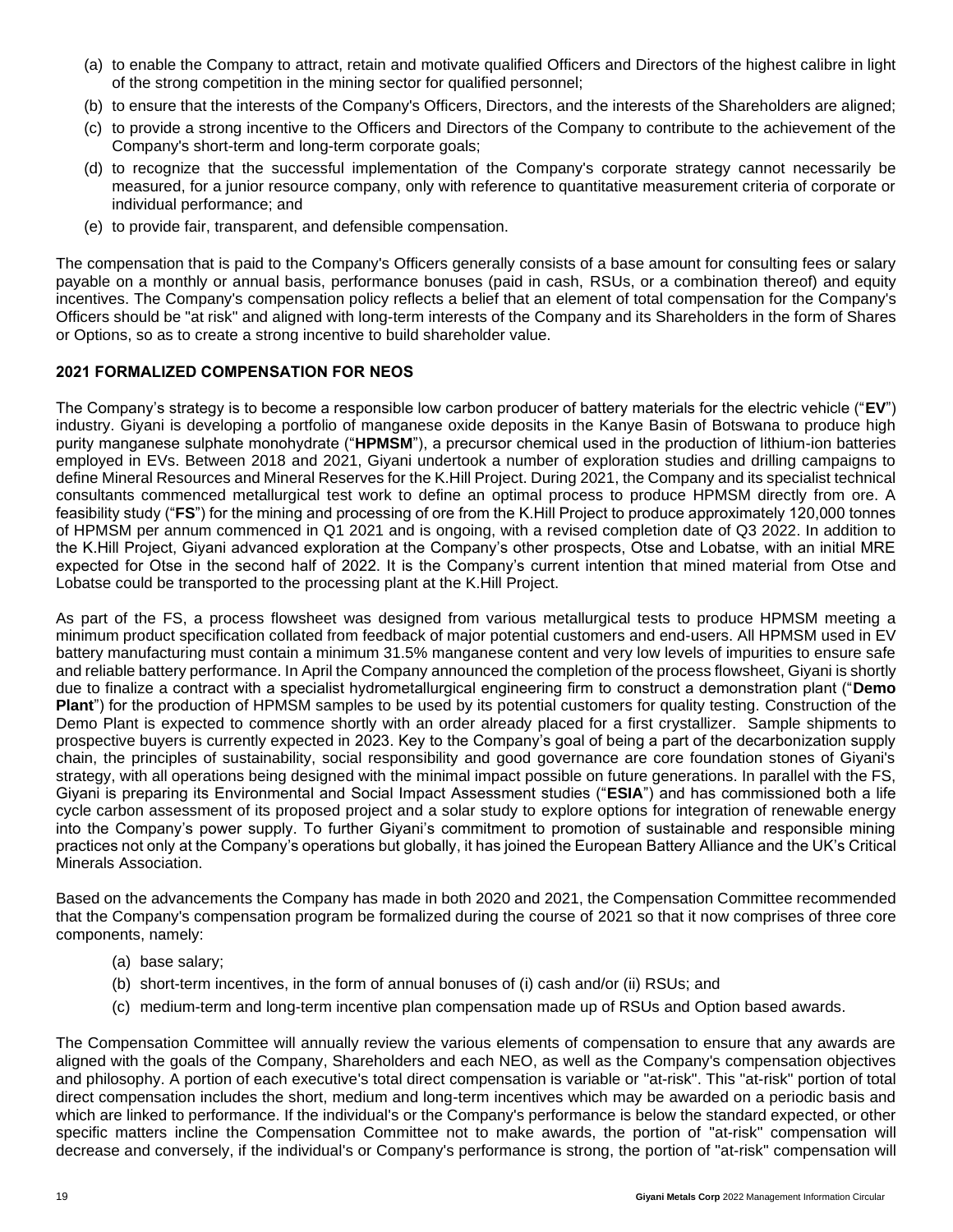(a) to enable the Company to attract, retain and motivate qualified Officers and Directors of the highest calibre in light of the strong competition in the mining sector for qualified personnel;

(b) to ensure that the interests of the Company's Officers, Directors, and the interests of the Shareholders are aligned;

(c) to provide a strong incentive to the Officers and Directors of the Company to contribute to the achievement of the Company's short-term and long-term corporate goals;

(d) to recognize that the successful implementation of the Company's corporate strategy cannot necessarily be measured, for a junior resource company, only with reference to quantitative measurement criteria of corporate or individual performance; and

(e) to provide fair, transparent, and defensible compensation.

The compensation that is paid to the Company's Officers generally consists of a base amount for consulting fees or salary payable on a monthly or annual basis, performance bonuses (paid in cash, RSUs, or a combination thereof) and equity incentives. The Company's compensation policy reflects a belief that an element of total compensation for the Company's Officers should be "at risk" and aligned with long-term interests of the Company and its Shareholders in the form of Shares or Options, so as to create a strong incentive to build shareholder value.

## 2021 FORMALIZED COMPENSATION FOR NEOS

The Company's strategy is to become a responsible low carbon producer of battery materials for the electric vehicle ("**EV**") industry. Giyani is developing a portfolio of manganese oxide deposits in the Kanye Basin of Botswana to produce high purity manganese sulphate monohydrate ("**HPMSM**"), a precursor chemical used in the production of lithium-ion batteries employed in EVs. Between 2018 and 2021, Giyani undertook a number of exploration studies and drilling campaigns to define Mineral Resources and Mineral Reserves for the K.Hill Project. During 2021, the Company and its specialist technical consultants commenced metallurgical test work to define an optimal process to produce HPMSM directly from ore. A feasibility study ("**FS**") for the mining and processing of ore from the K.Hill Project to produce approximately 120,000 tonnes of HPMSM per annum commenced in Q1 2021 and is ongoing, with a revised completion date of Q3 2022. In addition to the K.Hill Project, Giyani advanced exploration at the Company's other prospects, Otse and Lobatse, with an initial MRE expected for Otse in the second half of 2022. It is the Company's current intention that mined material from Otse and Lobatse could be transported to the processing plant at the K.Hill Project.

As part of the FS, a process flowsheet was designed from various metallurgical tests to produce HPMSM meeting a minimum product specification collated from feedback of major potential customers and end-users. All HPMSM used in EV battery manufacturing must contain a minimum 31.5% manganese content and very low levels of impurities to ensure safe and reliable battery performance. In April the Company announced the completion of the process flowsheet, Giyani is shortly due to finalize a contract with a specialist hydrometallurgical engineering firm to construct a demonstration plant ("**Demo Plant**") for the production of HPMSM samples to be used by its potential customers for quality testing. Construction of the Demo Plant is expected to commence shortly with an order already placed for a first crystallizer. Sample shipments to prospective buyers is currently expected in 2023. Key to the Company's goal of being a part of the decarbonization supply chain, the principles of sustainability, social responsibility and good governance are core foundation stones of Giyani's strategy, with all operations being designed with the minimal impact possible on future generations. In parallel with the FS, Giyani is preparing its Environmental and Social Impact Assessment studies ("**ESIA**") and has commissioned both a life cycle carbon assessment of its proposed project and a solar study to explore options for integration of renewable energy into the Company's power supply. To further Giyani's commitment to promotion of sustainable and responsible mining practices not only at the Company's operations but globally, it has joined the European Battery Alliance and the UK's Critical Minerals Association.

Based on the advancements the Company has made in both 2020 and 2021, the Compensation Committee recommended that the Company's compensation program be formalized during the course of 2021 so that it now comprises of three core components, namely:

(a) base salary;

(b) short-term incentives, in the form of annual bonuses of (i) cash and/or (ii) RSUs; and

(c) medium-term and long-term incentive plan compensation made up of RSUs and Option based awards.

The Compensation Committee will annually review the various elements of compensation to ensure that any awards are aligned with the goals of the Company, Shareholders and each NEO, as well as the Company's compensation objectives and philosophy. A portion of each executive's total direct compensation is variable or "at-risk". This "at-risk" portion of total direct compensation includes the short, medium and long-term incentives which may be awarded on a periodic basis and which are linked to performance. If the individual's or the Company's performance is below the standard expected, or other specific matters incline the Compensation Committee not to make awards, the portion of "at-risk" compensation will decrease and conversely, if the individual's or Company's performance is strong, the portion of "at-risk" compensation will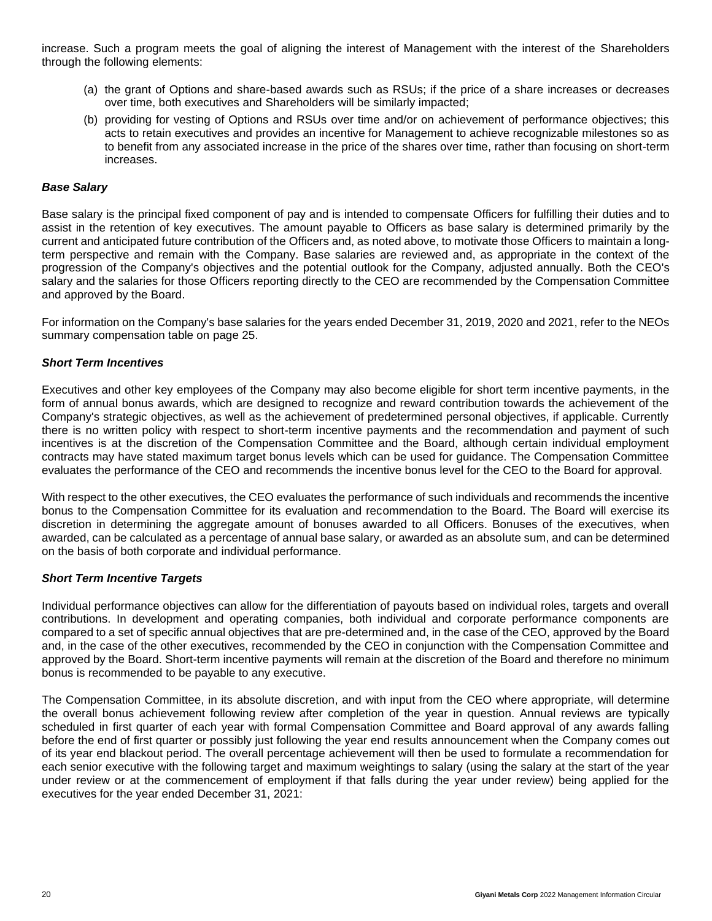increase. Such a program meets the goal of aligning the interest of Management with the interest of the Shareholders through the following elements:

(a) the grant of Options and share-based awards such as RSUs; if the price of a share increases or decreases over time, both executives and Shareholders will be similarly impacted;

(b) providing for vesting of Options and RSUs over time and/or on achievement of performance objectives; this acts to retain executives and provides an incentive for Management to achieve recognizable milestones so as to benefit from any associated increase in the price of the shares over time, rather than focusing on short-term increases.

### *Base Salary*

Base salary is the principal fixed component of pay and is intended to compensate Officers for fulfilling their duties and to assist in the retention of key executives. The amount payable to Officers as base salary is determined primarily by the current and anticipated future contribution of the Officers and, as noted above, to motivate those Officers to maintain a long-term perspective and remain with the Company. Base salaries are reviewed and, as appropriate in the context of the progression of the Company's objectives and the potential outlook for the Company, adjusted annually. Both the CEO's salary and the salaries for those Officers reporting directly to the CEO are recommended by the Compensation Committee and approved by the Board.

For information on the Company's base salaries for the years ended December 31, 2019, 2020 and 2021, refer to the NEOs summary compensation table on page 25.

### *Short Term Incentives*

Executives and other key employees of the Company may also become eligible for short term incentive payments, in the form of annual bonus awards, which are designed to recognize and reward contribution towards the achievement of the Company's strategic objectives, as well as the achievement of predetermined personal objectives, if applicable. Currently there is no written policy with respect to short-term incentive payments and the recommendation and payment of such incentives is at the discretion of the Compensation Committee and the Board, although certain individual employment contracts may have stated maximum target bonus levels which can be used for guidance. The Compensation Committee evaluates the performance of the CEO and recommends the incentive bonus level for the CEO to the Board for approval.

With respect to the other executives, the CEO evaluates the performance of such individuals and recommends the incentive bonus to the Compensation Committee for its evaluation and recommendation to the Board. The Board will exercise its discretion in determining the aggregate amount of bonuses awarded to all Officers. Bonuses of the executives, when awarded, can be calculated as a percentage of annual base salary, or awarded as an absolute sum, and can be determined on the basis of both corporate and individual performance.

### *Short Term Incentive Targets*

Individual performance objectives can allow for the differentiation of payouts based on individual roles, targets and overall contributions. In development and operating companies, both individual and corporate performance components are compared to a set of specific annual objectives that are pre-determined and, in the case of the CEO, approved by the Board and, in the case of the other executives, recommended by the CEO in conjunction with the Compensation Committee and approved by the Board. Short-term incentive payments will remain at the discretion of the Board and therefore no minimum bonus is recommended to be payable to any executive.

The Compensation Committee, in its absolute discretion, and with input from the CEO where appropriate, will determine the overall bonus achievement following review after completion of the year in question. Annual reviews are typically scheduled in first quarter of each year with formal Compensation Committee and Board approval of any awards falling before the end of first quarter or possibly just following the year end results announcement when the Company comes out of its year end blackout period. The overall percentage achievement will then be used to formulate a recommendation for each senior executive with the following target and maximum weightings to salary (using the salary at the start of the year under review or at the commencement of employment if that falls during the year under review) being applied for the executives for the year ended December 31, 2021: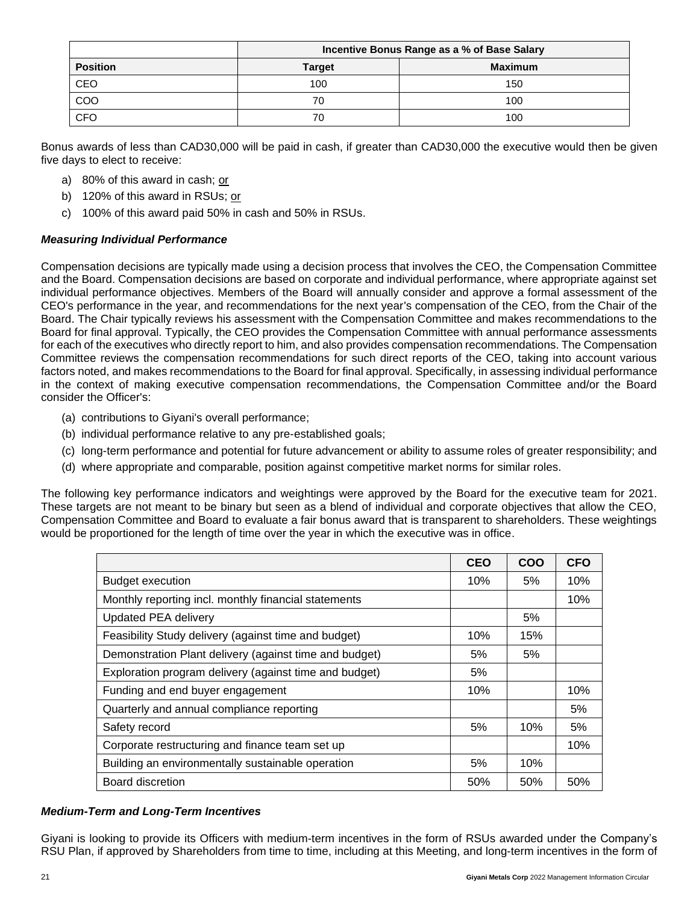| | Incentive Bonus Range as a % of Base Salary | |
|---|---|---|
| **Position** | **Target** | **Maximum** |
| CEO | 100 | 150 |
| COO | 70 | 100 |
| CFO | 70 | 100 |

Bonus awards of less than CAD30,000 will be paid in cash, if greater than CAD30,000 the executive would then be given five days to elect to receive:

a) 80% of this award in cash; or
b) 120% of this award in RSUs; or
c) 100% of this award paid 50% in cash and 50% in RSUs.

### *Measuring Individual Performance*

Compensation decisions are typically made using a decision process that involves the CEO, the Compensation Committee and the Board. Compensation decisions are based on corporate and individual performance, where appropriate against set individual performance objectives. Members of the Board will annually consider and approve a formal assessment of the CEO's performance in the year, and recommendations for the next year's compensation of the CEO, from the Chair of the Board. The Chair typically reviews his assessment with the Compensation Committee and makes recommendations to the Board for final approval. Typically, the CEO provides the Compensation Committee with annual performance assessments for each of the executives who directly report to him, and also provides compensation recommendations. The Compensation Committee reviews the compensation recommendations for such direct reports of the CEO, taking into account various factors noted, and makes recommendations to the Board for final approval. Specifically, in assessing individual performance in the context of making executive compensation recommendations, the Compensation Committee and/or the Board consider the Officer's:

(a) contributions to Giyani's overall performance;
(b) individual performance relative to any pre-established goals;
(c) long-term performance and potential for future advancement or ability to assume roles of greater responsibility; and
(d) where appropriate and comparable, position against competitive market norms for similar roles.

The following key performance indicators and weightings were approved by the Board for the executive team for 2021. These targets are not meant to be binary but seen as a blend of individual and corporate objectives that allow the CEO, Compensation Committee and Board to evaluate a fair bonus award that is transparent to shareholders. These weightings would be proportioned for the length of time over the year in which the executive was in office.

| | **CEO** | **COO** | **CFO** |
|---|---|---|---|
| Budget execution | 10% | 5% | 10% |
| Monthly reporting incl. monthly financial statements | | | 10% |
| Updated PEA delivery | | 5% | |
| Feasibility Study delivery (against time and budget) | 10% | 15% | |
| Demonstration Plant delivery (against time and budget) | 5% | 5% | |
| Exploration program delivery (against time and budget) | 5% | | |
| Funding and end buyer engagement | 10% | | 10% |
| Quarterly and annual compliance reporting | | | 5% |
| Safety record | 5% | 10% | 5% |
| Corporate restructuring and finance team set up | | | 10% |
| Building an environmentally sustainable operation | 5% | 10% | |
| Board discretion | 50% | 50% | 50% |

### *Medium-Term and Long-Term Incentives*

Giyani is looking to provide its Officers with medium-term incentives in the form of RSUs awarded under the Company's RSU Plan, if approved by Shareholders from time to time, including at this Meeting, and long-term incentives in the form of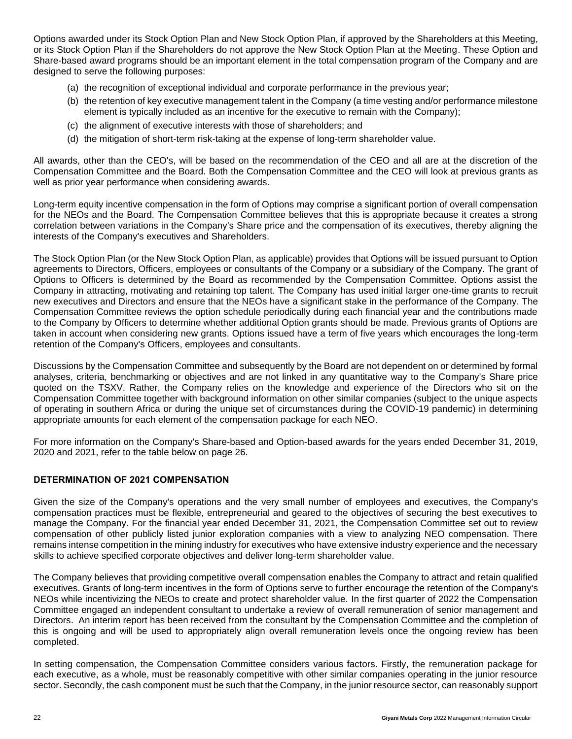Options awarded under its Stock Option Plan and New Stock Option Plan, if approved by the Shareholders at this Meeting, or its Stock Option Plan if the Shareholders do not approve the New Stock Option Plan at the Meeting. These Option and Share-based award programs should be an important element in the total compensation program of the Company and are designed to serve the following purposes:

(a) the recognition of exceptional individual and corporate performance in the previous year;

(b) the retention of key executive management talent in the Company (a time vesting and/or performance milestone element is typically included as an incentive for the executive to remain with the Company);

(c) the alignment of executive interests with those of shareholders; and

(d) the mitigation of short-term risk-taking at the expense of long-term shareholder value.

All awards, other than the CEO's, will be based on the recommendation of the CEO and all are at the discretion of the Compensation Committee and the Board. Both the Compensation Committee and the CEO will look at previous grants as well as prior year performance when considering awards.

Long-term equity incentive compensation in the form of Options may comprise a significant portion of overall compensation for the NEOs and the Board. The Compensation Committee believes that this is appropriate because it creates a strong correlation between variations in the Company's Share price and the compensation of its executives, thereby aligning the interests of the Company's executives and Shareholders.

The Stock Option Plan (or the New Stock Option Plan, as applicable) provides that Options will be issued pursuant to Option agreements to Directors, Officers, employees or consultants of the Company or a subsidiary of the Company. The grant of Options to Officers is determined by the Board as recommended by the Compensation Committee. Options assist the Company in attracting, motivating and retaining top talent. The Company has used initial larger one-time grants to recruit new executives and Directors and ensure that the NEOs have a significant stake in the performance of the Company. The Compensation Committee reviews the option schedule periodically during each financial year and the contributions made to the Company by Officers to determine whether additional Option grants should be made. Previous grants of Options are taken in account when considering new grants. Options issued have a term of five years which encourages the long-term retention of the Company's Officers, employees and consultants.

Discussions by the Compensation Committee and subsequently by the Board are not dependent on or determined by formal analyses, criteria, benchmarking or objectives and are not linked in any quantitative way to the Company's Share price quoted on the TSXV. Rather, the Company relies on the knowledge and experience of the Directors who sit on the Compensation Committee together with background information on other similar companies (subject to the unique aspects of operating in southern Africa or during the unique set of circumstances during the COVID-19 pandemic) in determining appropriate amounts for each element of the compensation package for each NEO.

For more information on the Company's Share-based and Option-based awards for the years ended December 31, 2019, 2020 and 2021, refer to the table below on page 26.

## DETERMINATION OF 2021 COMPENSATION

Given the size of the Company's operations and the very small number of employees and executives, the Company's compensation practices must be flexible, entrepreneurial and geared to the objectives of securing the best executives to manage the Company. For the financial year ended December 31, 2021, the Compensation Committee set out to review compensation of other publicly listed junior exploration companies with a view to analyzing NEO compensation. There remains intense competition in the mining industry for executives who have extensive industry experience and the necessary skills to achieve specified corporate objectives and deliver long-term shareholder value.

The Company believes that providing competitive overall compensation enables the Company to attract and retain qualified executives. Grants of long-term incentives in the form of Options serve to further encourage the retention of the Company's NEOs while incentivizing the NEOs to create and protect shareholder value. In the first quarter of 2022 the Compensation Committee engaged an independent consultant to undertake a review of overall remuneration of senior management and Directors. An interim report has been received from the consultant by the Compensation Committee and the completion of this is ongoing and will be used to appropriately align overall remuneration levels once the ongoing review has been completed.

In setting compensation, the Compensation Committee considers various factors. Firstly, the remuneration package for each executive, as a whole, must be reasonably competitive with other similar companies operating in the junior resource sector. Secondly, the cash component must be such that the Company, in the junior resource sector, can reasonably support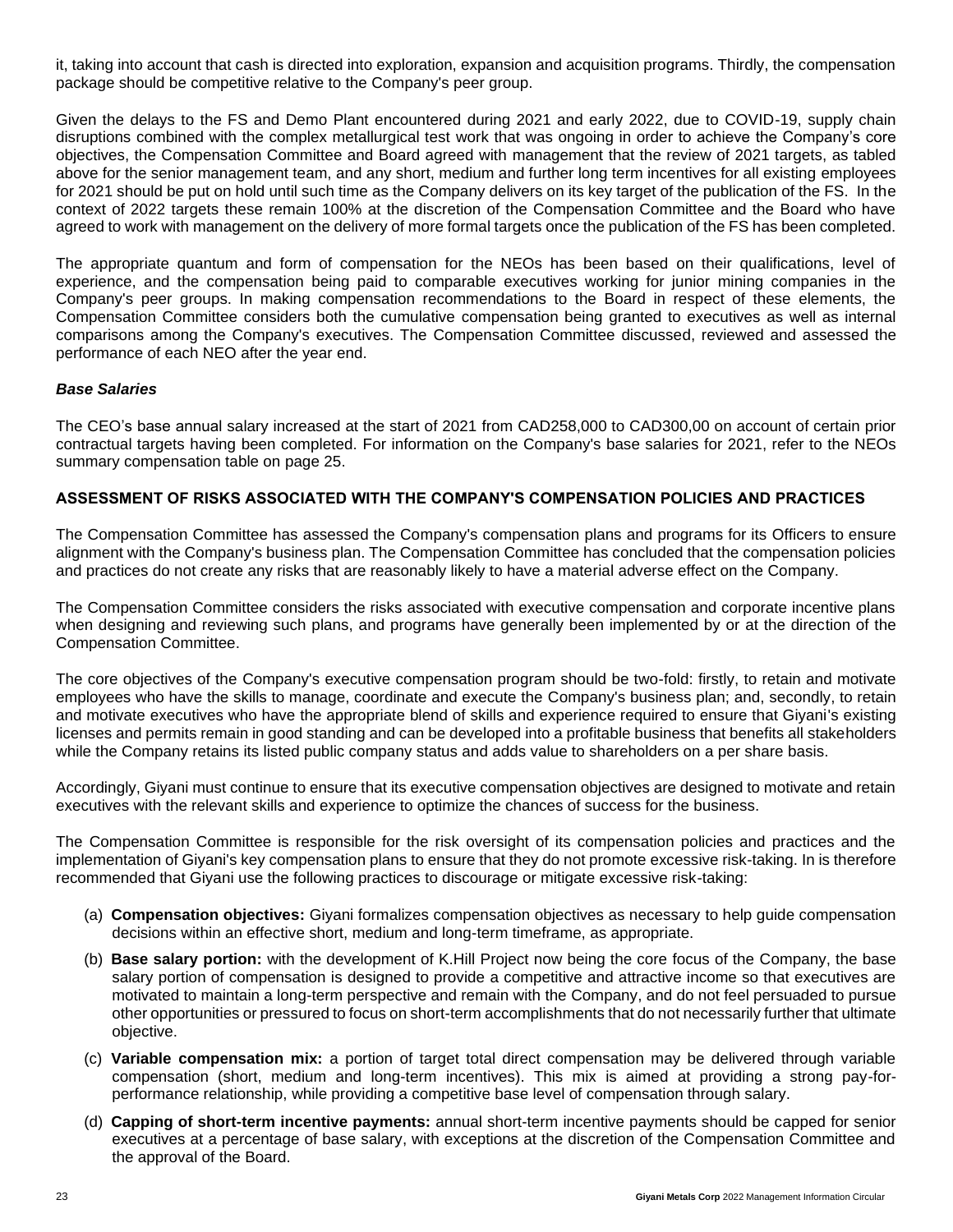it, taking into account that cash is directed into exploration, expansion and acquisition programs. Thirdly, the compensation package should be competitive relative to the Company's peer group.

Given the delays to the FS and Demo Plant encountered during 2021 and early 2022, due to COVID-19, supply chain disruptions combined with the complex metallurgical test work that was ongoing in order to achieve the Company's core objectives, the Compensation Committee and Board agreed with management that the review of 2021 targets, as tabled above for the senior management team, and any short, medium and further long term incentives for all existing employees for 2021 should be put on hold until such time as the Company delivers on its key target of the publication of the FS. In the context of 2022 targets these remain 100% at the discretion of the Compensation Committee and the Board who have agreed to work with management on the delivery of more formal targets once the publication of the FS has been completed.

The appropriate quantum and form of compensation for the NEOs has been based on their qualifications, level of experience, and the compensation being paid to comparable executives working for junior mining companies in the Company's peer groups. In making compensation recommendations to the Board in respect of these elements, the Compensation Committee considers both the cumulative compensation being granted to executives as well as internal comparisons among the Company's executives. The Compensation Committee discussed, reviewed and assessed the performance of each NEO after the year end.

### *Base Salaries*

The CEO's base annual salary increased at the start of 2021 from CAD258,000 to CAD300,00 on account of certain prior contractual targets having been completed. For information on the Company's base salaries for 2021, refer to the NEOs summary compensation table on page 25.

## ASSESSMENT OF RISKS ASSOCIATED WITH THE COMPANY'S COMPENSATION POLICIES AND PRACTICES

The Compensation Committee has assessed the Company's compensation plans and programs for its Officers to ensure alignment with the Company's business plan. The Compensation Committee has concluded that the compensation policies and practices do not create any risks that are reasonably likely to have a material adverse effect on the Company.

The Compensation Committee considers the risks associated with executive compensation and corporate incentive plans when designing and reviewing such plans, and programs have generally been implemented by or at the direction of the Compensation Committee.

The core objectives of the Company's executive compensation program should be two-fold: firstly, to retain and motivate employees who have the skills to manage, coordinate and execute the Company's business plan; and, secondly, to retain and motivate executives who have the appropriate blend of skills and experience required to ensure that Giyani's existing licenses and permits remain in good standing and can be developed into a profitable business that benefits all stakeholders while the Company retains its listed public company status and adds value to shareholders on a per share basis.

Accordingly, Giyani must continue to ensure that its executive compensation objectives are designed to motivate and retain executives with the relevant skills and experience to optimize the chances of success for the business.

The Compensation Committee is responsible for the risk oversight of its compensation policies and practices and the implementation of Giyani's key compensation plans to ensure that they do not promote excessive risk-taking. In is therefore recommended that Giyani use the following practices to discourage or mitigate excessive risk-taking:

(a) **Compensation objectives:** Giyani formalizes compensation objectives as necessary to help guide compensation decisions within an effective short, medium and long-term timeframe, as appropriate.

(b) **Base salary portion:** with the development of K.Hill Project now being the core focus of the Company, the base salary portion of compensation is designed to provide a competitive and attractive income so that executives are motivated to maintain a long-term perspective and remain with the Company, and do not feel persuaded to pursue other opportunities or pressured to focus on short-term accomplishments that do not necessarily further that ultimate objective.

(c) **Variable compensation mix:** a portion of target total direct compensation may be delivered through variable compensation (short, medium and long-term incentives). This mix is aimed at providing a strong pay-for-performance relationship, while providing a competitive base level of compensation through salary.

(d) **Capping of short-term incentive payments:** annual short-term incentive payments should be capped for senior executives at a percentage of base salary, with exceptions at the discretion of the Compensation Committee and the approval of the Board.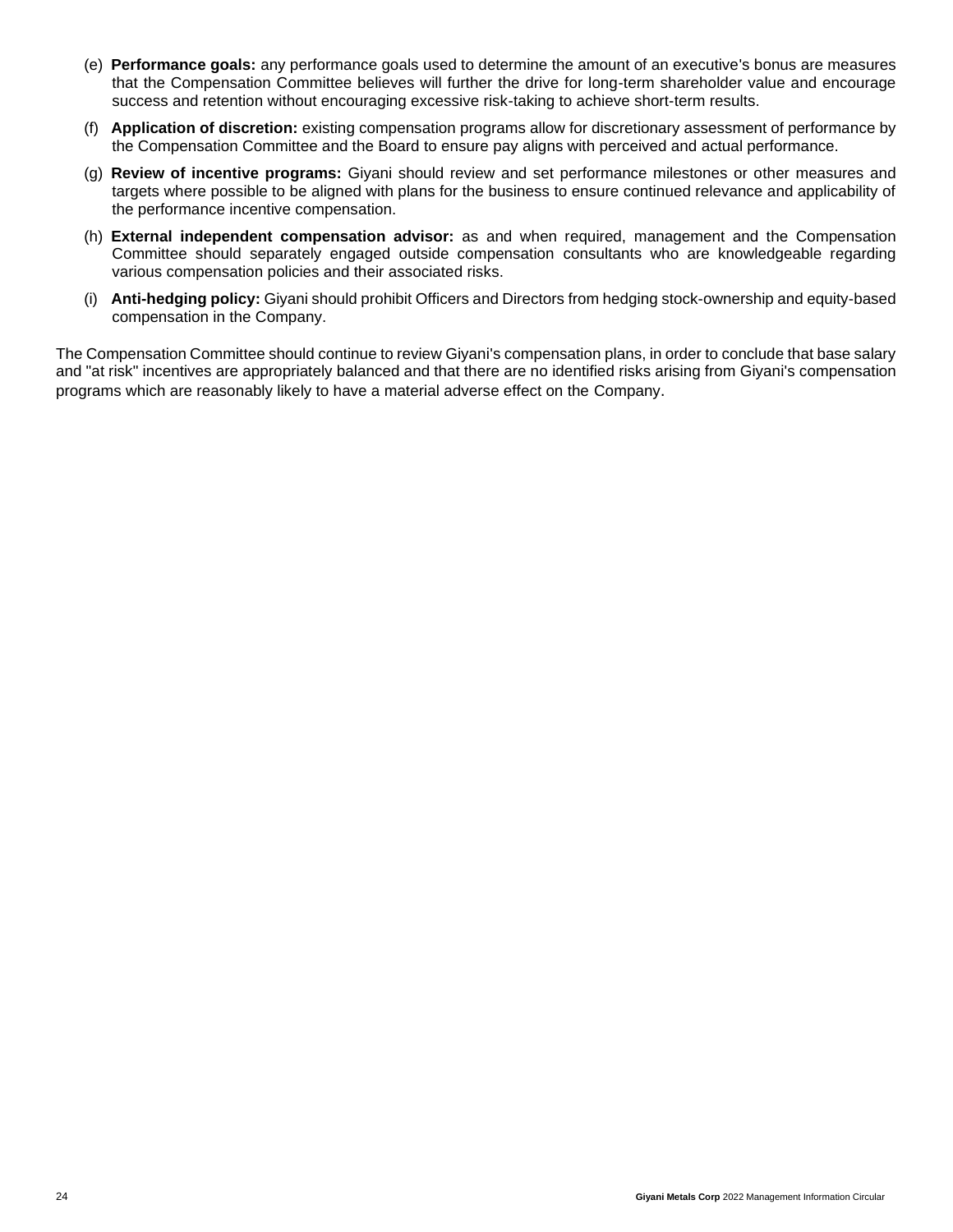(e) **Performance goals:** any performance goals used to determine the amount of an executive's bonus are measures that the Compensation Committee believes will further the drive for long-term shareholder value and encourage success and retention without encouraging excessive risk-taking to achieve short-term results.

(f) **Application of discretion:** existing compensation programs allow for discretionary assessment of performance by the Compensation Committee and the Board to ensure pay aligns with perceived and actual performance.

(g) **Review of incentive programs:** Giyani should review and set performance milestones or other measures and targets where possible to be aligned with plans for the business to ensure continued relevance and applicability of the performance incentive compensation.

(h) **External independent compensation advisor:** as and when required, management and the Compensation Committee should separately engaged outside compensation consultants who are knowledgeable regarding various compensation policies and their associated risks.

(i) **Anti-hedging policy:** Giyani should prohibit Officers and Directors from hedging stock-ownership and equity-based compensation in the Company.

The Compensation Committee should continue to review Giyani's compensation plans, in order to conclude that base salary and "at risk" incentives are appropriately balanced and that there are no identified risks arising from Giyani's compensation programs which are reasonably likely to have a material adverse effect on the Company.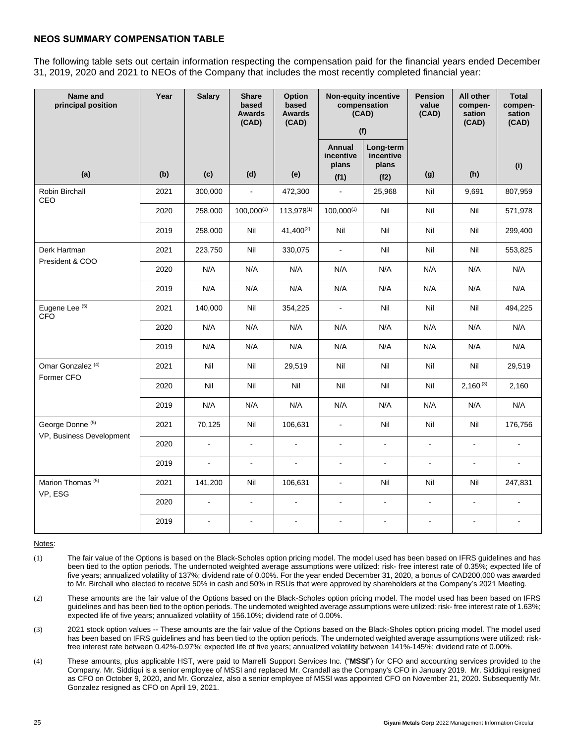## NEOS SUMMARY COMPENSATION TABLE

The following table sets out certain information respecting the compensation paid for the financial years ended December 31, 2019, 2020 and 2021 to NEOs of the Company that includes the most recently completed financial year:

| Name and principal position | Year | Salary | Share based Awards (CAD) | Option based Awards (CAD) | Non-equity incentive compensation (CAD) (f) | | Pension value (CAD) | All other compen-sation (CAD) | Total compen-sation (CAD) |
|---|---|---|---|---|---|---|---|---|---|
| | | | | | Annual incentive plans | Long-term incentive plans | | | |
| (a) | (b) | (c) | (d) | (e) | (f1) | (f2) | (g) | (h) | (i) |
| Robin Birchall CEO | 2021 | 300,000 | - | 472,300 | - | 25,968 | Nil | 9,691 | 807,959 |
| | 2020 | 258,000 | 100,000 (1) | 113,978 (1) | 100,000 (1) | Nil | Nil | Nil | 571,978 |
| | 2019 | 258,000 | Nil | 41,400 (2) | Nil | Nil | Nil | Nil | 299,400 |
| Derk Hartman President & COO | 2021 | 223,750 | Nil | 330,075 | - | Nil | Nil | Nil | 553,825 |
| | 2020 | N/A | N/A | N/A | N/A | N/A | N/A | N/A | N/A |
| | 2019 | N/A | N/A | N/A | N/A | N/A | N/A | N/A | N/A |
| Eugene Lee (5) CFO | 2021 | 140,000 | Nil | 354,225 | - | Nil | Nil | Nil | 494,225 |
| | 2020 | N/A | N/A | N/A | N/A | N/A | N/A | N/A | N/A |
| | 2019 | N/A | N/A | N/A | N/A | N/A | N/A | N/A | N/A |
| Omar Gonzalez (4) Former CFO | 2021 | Nil | Nil | 29,519 | Nil | Nil | Nil | Nil | 29,519 |
| | 2020 | Nil | Nil | Nil | Nil | Nil | Nil | 2,160 (3) | 2,160 |
| | 2019 | N/A | N/A | N/A | N/A | N/A | N/A | N/A | N/A |
| George Donne (5) VP, Business Development | 2021 | 70,125 | Nil | 106,631 | - | Nil | Nil | Nil | 176,756 |
| | 2020 | - | - | - | - | - | - | - | - |
| | 2019 | - | - | - | - | - | - | - | - |
| Marion Thomas (5) VP, ESG | 2021 | 141,200 | Nil | 106,631 | - | Nil | Nil | Nil | 247,831 |
| | 2020 | - | - | - | - | - | - | - | - |
| | 2019 | - | - | - | - | - | - | - | - |

Notes:

(1) The fair value of the Options is based on the Black-Scholes option pricing model. The model used has been based on IFRS guidelines and has been tied to the option periods. The undernoted weighted average assumptions were utilized: risk- free interest rate of 0.35%; expected life of five years; annualized volatility of 137%; dividend rate of 0.00%. For the year ended December 31, 2020, a bonus of CAD200,000 was awarded to Mr. Birchall who elected to receive 50% in cash and 50% in RSUs that were approved by shareholders at the Company's 2021 Meeting.

(2) These amounts are the fair value of the Options based on the Black-Scholes option pricing model. The model used has been based on IFRS guidelines and has been tied to the option periods. The undernoted weighted average assumptions were utilized: risk- free interest rate of 1.63%; expected life of five years; annualized volatility of 156.10%; dividend rate of 0.00%.

(3) 2021 stock option values -- These amounts are the fair value of the Options based on the Black-Sholes option pricing model. The model used has been based on IFRS guidelines and has been tied to the option periods. The undernoted weighted average assumptions were utilized: risk-free interest rate between 0.42%-0.97%; expected life of five years; annualized volatility between 141%-145%; dividend rate of 0.00%.

(4) These amounts, plus applicable HST, were paid to Marrelli Support Services Inc. ("**MSSI**") for CFO and accounting services provided to the Company. Mr. Siddiqui is a senior employee of MSSI and replaced Mr. Crandall as the Company's CFO in January 2019. Mr. Siddiqui resigned as CFO on October 9, 2020, and Mr. Gonzalez, also a senior employee of MSSI was appointed CFO on November 21, 2020. Subsequently Mr. Gonzalez resigned as CFO on April 19, 2021.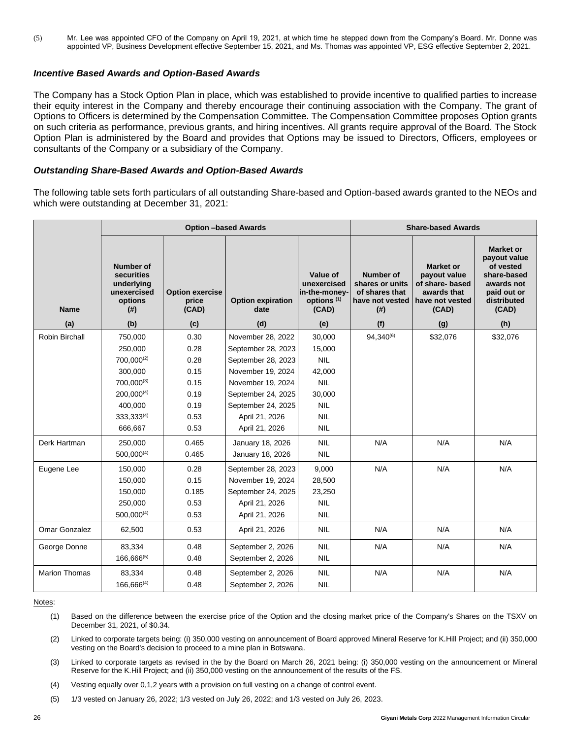(5) Mr. Lee was appointed CFO of the Company on April 19, 2021, at which time he stepped down from the Company's Board. Mr. Donne was appointed VP, Business Development effective September 15, 2021, and Ms. Thomas was appointed VP, ESG effective September 2, 2021.

### *Incentive Based Awards and Option-Based Awards*

The Company has a Stock Option Plan in place, which was established to provide incentive to qualified parties to increase their equity interest in the Company and thereby encourage their continuing association with the Company. The grant of Options to Officers is determined by the Compensation Committee. The Compensation Committee proposes Option grants on such criteria as performance, previous grants, and hiring incentives. All grants require approval of the Board. The Stock Option Plan is administered by the Board and provides that Options may be issued to Directors, Officers, employees or consultants of the Company or a subsidiary of the Company.

### *Outstanding Share-Based Awards and Option-Based Awards*

The following table sets forth particulars of all outstanding Share-based and Option-based awards granted to the NEOs and which were outstanding at December 31, 2021:

| | Option –based Awards | | | | Share-based Awards | | |
|---|---|---|---|---|---|---|---|
| **Name** | **Number of securities underlying unexercised options (#)** | **Option exercise price (CAD)** | **Option expiration date** | **Value of unexercised in-the-money-options [1] (CAD)** | **Number of shares or units of shares that have not vested (#)** | **Market or payout value of share- based awards that have not vested (CAD)** | **Market or payout value of vested share-based awards not paid out or distributed (CAD)** |
| **(a)** | **(b)** | **(c)** | **(d)** | **(e)** | **(f)** | **(g)** | **(h)** |
| Robin Birchall | 750,000<br>250,000<br>700,000[2]<br>300,000<br>700,000[3]<br>200,000[4]<br>400,000<br>333,333[4]<br>666,667 | 0.30<br>0.28<br>0.28<br>0.15<br>0.15<br>0.19<br>0.19<br>0.53<br>0.53 | November 28, 2022<br>September 28, 2023<br>September 28, 2023<br>November 19, 2024<br>November 19, 2024<br>September 24, 2025<br>September 24, 2025<br>April 21, 2026<br>April 21, 2026 | 30,000<br>15,000<br>NIL<br>42,000<br>NIL<br>30,000<br>NIL<br>NIL<br>NIL | 94,340[6] | $32,076 | $32,076 |
| Derk Hartman | 250,000<br>500,000[4] | 0.465<br>0.465 | January 18, 2026<br>January 18, 2026 | NIL<br>NIL | N/A | N/A | N/A |
| Eugene Lee | 150,000<br>150,000<br>150,000<br>250,000<br>500,000[4] | 0.28<br>0.15<br>0.185<br>0.53<br>0.53 | September 28, 2023<br>November 19, 2024<br>September 24, 2025<br>April 21, 2026<br>April 21, 2026 | 9,000<br>28,500<br>23,250<br>NIL<br>NIL | N/A | N/A | N/A |
| Omar Gonzalez | 62,500 | 0.53 | April 21, 2026 | NIL | N/A | N/A | N/A |
| George Donne | 83,334<br>166,666[5] | 0.48<br>0.48 | September 2, 2026<br>September 2, 2026 | NIL<br>NIL | N/A | N/A | N/A |
| Marion Thomas | 83,334<br>166,666[4] | 0.48<br>0.48 | September 2, 2026<br>September 2, 2026 | NIL<br>NIL | N/A | N/A | N/A |

Notes:

(1) Based on the difference between the exercise price of the Option and the closing market price of the Company's Shares on the TSXV on December 31, 2021, of $0.34.

(2) Linked to corporate targets being: (i) 350,000 vesting on announcement of Board approved Mineral Reserve for K.Hill Project; and (ii) 350,000 vesting on the Board's decision to proceed to a mine plan in Botswana.

(3) Linked to corporate targets as revised in the by the Board on March 26, 2021 being: (i) 350,000 vesting on the announcement or Mineral Reserve for the K.Hill Project; and (ii) 350,000 vesting on the announcement of the results of the FS.

(4) Vesting equally over 0,1,2 years with a provision on full vesting on a change of control event.

(5) 1/3 vested on January 26, 2022; 1/3 vested on July 26, 2022; and 1/3 vested on July 26, 2023.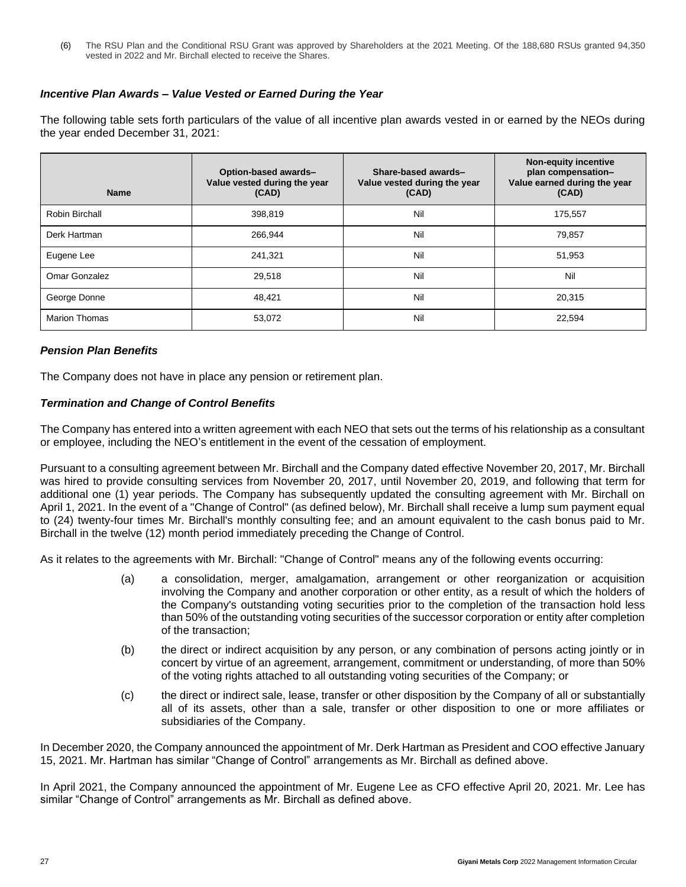(6) The RSU Plan and the Conditional RSU Grant was approved by Shareholders at the 2021 Meeting. Of the 188,680 RSUs granted 94,350 vested in 2022 and Mr. Birchall elected to receive the Shares.

### *Incentive Plan Awards – Value Vested or Earned During the Year*

The following table sets forth particulars of the value of all incentive plan awards vested in or earned by the NEOs during the year ended December 31, 2021:

| Name | Option-based awards– Value vested during the year (CAD) | Share-based awards– Value vested during the year (CAD) | Non-equity incentive plan compensation– Value earned during the year (CAD) |
|---|---|---|---|
| Robin Birchall | 398,819 | Nil | 175,557 |
| Derk Hartman | 266,944 | Nil | 79,857 |
| Eugene Lee | 241,321 | Nil | 51,953 |
| Omar Gonzalez | 29,518 | Nil | Nil |
| George Donne | 48,421 | Nil | 20,315 |
| Marion Thomas | 53,072 | Nil | 22,594 |

### *Pension Plan Benefits*

The Company does not have in place any pension or retirement plan.

### *Termination and Change of Control Benefits*

The Company has entered into a written agreement with each NEO that sets out the terms of his relationship as a consultant or employee, including the NEO's entitlement in the event of the cessation of employment.

Pursuant to a consulting agreement between Mr. Birchall and the Company dated effective November 20, 2017, Mr. Birchall was hired to provide consulting services from November 20, 2017, until November 20, 2019, and following that term for additional one (1) year periods. The Company has subsequently updated the consulting agreement with Mr. Birchall on April 1, 2021. In the event of a "Change of Control" (as defined below), Mr. Birchall shall receive a lump sum payment equal to (24) twenty-four times Mr. Birchall's monthly consulting fee; and an amount equivalent to the cash bonus paid to Mr. Birchall in the twelve (12) month period immediately preceding the Change of Control.

As it relates to the agreements with Mr. Birchall: "Change of Control" means any of the following events occurring:

(a) a consolidation, merger, amalgamation, arrangement or other reorganization or acquisition involving the Company and another corporation or other entity, as a result of which the holders of the Company's outstanding voting securities prior to the completion of the transaction hold less than 50% of the outstanding voting securities of the successor corporation or entity after completion of the transaction;

(b) the direct or indirect acquisition by any person, or any combination of persons acting jointly or in concert by virtue of an agreement, arrangement, commitment or understanding, of more than 50% of the voting rights attached to all outstanding voting securities of the Company; or

(c) the direct or indirect sale, lease, transfer or other disposition by the Company of all or substantially all of its assets, other than a sale, transfer or other disposition to one or more affiliates or subsidiaries of the Company.

In December 2020, the Company announced the appointment of Mr. Derk Hartman as President and COO effective January 15, 2021. Mr. Hartman has similar "Change of Control" arrangements as Mr. Birchall as defined above.

In April 2021, the Company announced the appointment of Mr. Eugene Lee as CFO effective April 20, 2021. Mr. Lee has similar "Change of Control" arrangements as Mr. Birchall as defined above.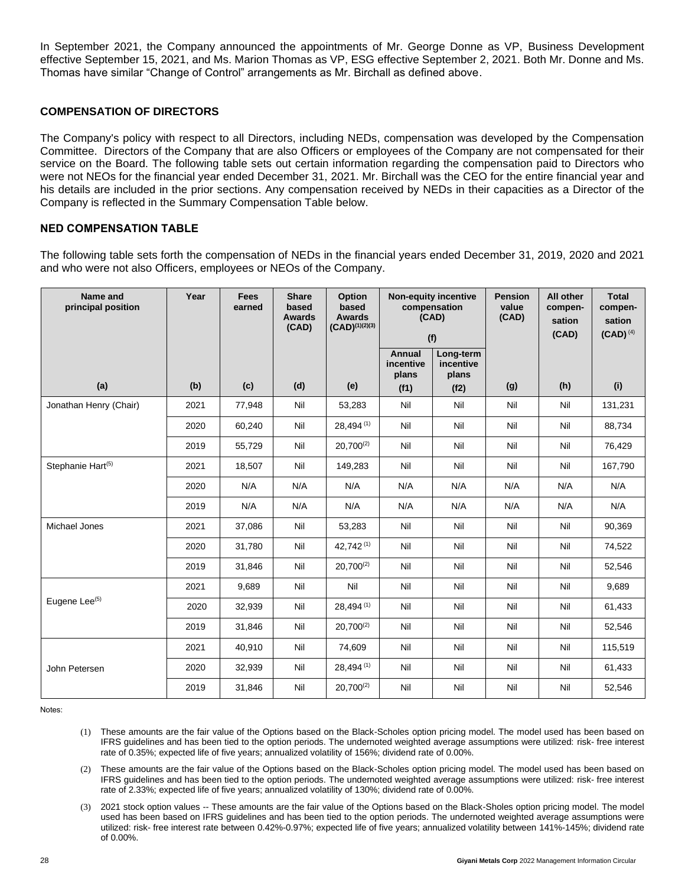In September 2021, the Company announced the appointments of Mr. George Donne as VP, Business Development effective September 15, 2021, and Ms. Marion Thomas as VP, ESG effective September 2, 2021. Both Mr. Donne and Ms. Thomas have similar "Change of Control" arrangements as Mr. Birchall as defined above.

## COMPENSATION OF DIRECTORS

The Company's policy with respect to all Directors, including NEDs, compensation was developed by the Compensation Committee. Directors of the Company that are also Officers or employees of the Company are not compensated for their service on the Board. The following table sets out certain information regarding the compensation paid to Directors who were not NEOs for the financial year ended December 31, 2021. Mr. Birchall was the CEO for the entire financial year and his details are included in the prior sections. Any compensation received by NEDs in their capacities as a Director of the Company is reflected in the Summary Compensation Table below.

## NED COMPENSATION TABLE

The following table sets forth the compensation of NEDs in the financial years ended December 31, 2019, 2020 and 2021 and who were not also Officers, employees or NEOs of the Company.

| Name and principal position | Year | Fees earned | Share based Awards (CAD) | Option based Awards (CAD)[(1)(2)(3)] | Non-equity incentive compensation (CAD) (f) | | Pension value (CAD) | All other compen-sation (CAD) | Total compen-sation (CAD)[(4)] |
|---|---|---|---|---|---|---|---|---|---|
| | | | | | Annual incentive plans | Long-term incentive plans | | | |
| (a) | (b) | (c) | (d) | (e) | (f1) | (f2) | (g) | (h) | (i) |
| Jonathan Henry (Chair) | 2021 | 77,948 | Nil | 53,283 | Nil | Nil | Nil | Nil | 131,231 |
| | 2020 | 60,240 | Nil | 28,494[(1)] | Nil | Nil | Nil | Nil | 88,734 |
| | 2019 | 55,729 | Nil | 20,700[(2)] | Nil | Nil | Nil | Nil | 76,429 |
| Stephanie Hart[(5)] | 2021 | 18,507 | Nil | 149,283 | Nil | Nil | Nil | Nil | 167,790 |
| | 2020 | N/A | N/A | N/A | N/A | N/A | N/A | N/A | N/A |
| | 2019 | N/A | N/A | N/A | N/A | N/A | N/A | N/A | N/A |
| Michael Jones | 2021 | 37,086 | Nil | 53,283 | Nil | Nil | Nil | Nil | 90,369 |
| | 2020 | 31,780 | Nil | 42,742[(1)] | Nil | Nil | Nil | Nil | 74,522 |
| | 2019 | 31,846 | Nil | 20,700[(2)] | Nil | Nil | Nil | Nil | 52,546 |
| Eugene Lee[(5)] | 2021 | 9,689 | Nil | Nil | Nil | Nil | Nil | Nil | 9,689 |
| | 2020 | 32,939 | Nil | 28,494[(1)] | Nil | Nil | Nil | Nil | 61,433 |
| | 2019 | 31,846 | Nil | 20,700[(2)] | Nil | Nil | Nil | Nil | 52,546 |
| John Petersen | 2021 | 40,910 | Nil | 74,609 | Nil | Nil | Nil | Nil | 115,519 |
| | 2020 | 32,939 | Nil | 28,494[(1)] | Nil | Nil | Nil | Nil | 61,433 |
| | 2019 | 31,846 | Nil | 20,700[(2)] | Nil | Nil | Nil | Nil | 52,546 |

Notes:

(1) These amounts are the fair value of the Options based on the Black-Scholes option pricing model. The model used has been based on IFRS guidelines and has been tied to the option periods. The undernoted weighted average assumptions were utilized: risk- free interest rate of 0.35%; expected life of five years; annualized volatility of 156%; dividend rate of 0.00%.

(2) These amounts are the fair value of the Options based on the Black-Scholes option pricing model. The model used has been based on IFRS guidelines and has been tied to the option periods. The undernoted weighted average assumptions were utilized: risk- free interest rate of 2.33%; expected life of five years; annualized volatility of 130%; dividend rate of 0.00%.

(3) 2021 stock option values -- These amounts are the fair value of the Options based on the Black-Sholes option pricing model. The model used has been based on IFRS guidelines and has been tied to the option periods. The undernoted weighted average assumptions were utilized: risk- free interest rate between 0.42%-0.97%; expected life of five years; annualized volatility between 141%-145%; dividend rate of 0.00%.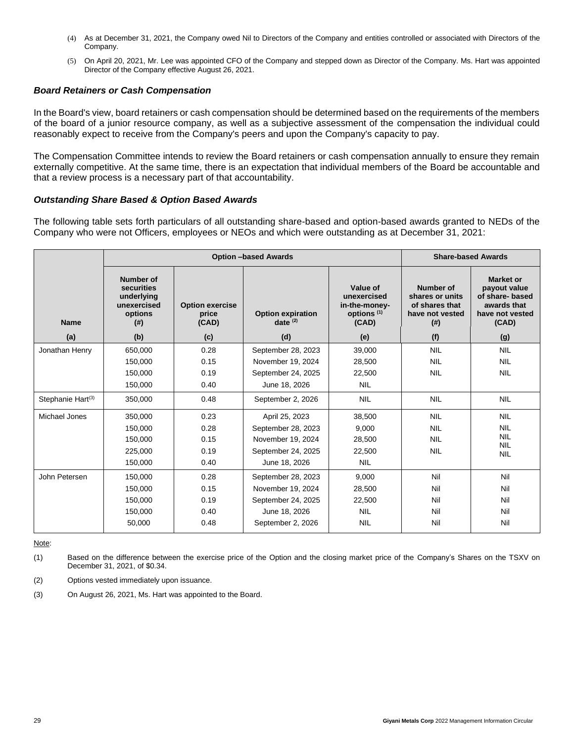(4) As at December 31, 2021, the Company owed Nil to Directors of the Company and entities controlled or associated with Directors of the Company.

(5) On April 20, 2021, Mr. Lee was appointed CFO of the Company and stepped down as Director of the Company. Ms. Hart was appointed Director of the Company effective August 26, 2021.

### *Board Retainers or Cash Compensation*

In the Board's view, board retainers or cash compensation should be determined based on the requirements of the members of the board of a junior resource company, as well as a subjective assessment of the compensation the individual could reasonably expect to receive from the Company's peers and upon the Company's capacity to pay.

The Compensation Committee intends to review the Board retainers or cash compensation annually to ensure they remain externally competitive. At the same time, there is an expectation that individual members of the Board be accountable and that a review process is a necessary part of that accountability.

### *Outstanding Share Based & Option Based Awards*

The following table sets forth particulars of all outstanding share-based and option-based awards granted to NEDs of the Company who were not Officers, employees or NEOs and which were outstanding as at December 31, 2021:

| | Option –based Awards | | | | Share-based Awards | |
|---|---|---|---|---|---|---|
| **Name** | **Number of securities underlying unexercised options (#)** | **Option exercise price (CAD)** | **Option expiration date (2)** | **Value of unexercised in-the-money-options (1) (CAD)** | **Number of shares or units of shares that have not vested (#)** | **Market or payout value of share- based awards that have not vested (CAD)** |
| **(a)** | **(b)** | **(c)** | **(d)** | **(e)** | **(f)** | **(g)** |
| Jonathan Henry | 650,000 | 0.28 | September 28, 2023 | 39,000 | NIL | NIL |
| | 150,000 | 0.15 | November 19, 2024 | 28,500 | NIL | NIL |
| | 150,000 | 0.19 | September 24, 2025 | 22,500 | NIL | NIL |
| | 150,000 | 0.40 | June 18, 2026 | NIL | | |
| Stephanie Hart(3) | 350,000 | 0.48 | September 2, 2026 | NIL | NIL | NIL |
| Michael Jones | 350,000 | 0.23 | April 25, 2023 | 38,500 | NIL | NIL |
| | 150,000 | 0.28 | September 28, 2023 | 9,000 | NIL | NIL |
| | 150,000 | 0.15 | November 19, 2024 | 28,500 | NIL | NIL |
| | 225,000 | 0.19 | September 24, 2025 | 22,500 | NIL | NIL |
| | 150,000 | 0.40 | June 18, 2026 | NIL | | NIL |
| John Petersen | 150,000 | 0.28 | September 28, 2023 | 9,000 | Nil | Nil |
| | 150,000 | 0.15 | November 19, 2024 | 28,500 | Nil | Nil |
| | 150,000 | 0.19 | September 24, 2025 | 22,500 | Nil | Nil |
| | 150,000 | 0.40 | June 18, 2026 | NIL | Nil | Nil |
| | 50,000 | 0.48 | September 2, 2026 | NIL | Nil | Nil |

Note:

(1) Based on the difference between the exercise price of the Option and the closing market price of the Company's Shares on the TSXV on December 31, 2021, of $0.34.

(2) Options vested immediately upon issuance.

(3) On August 26, 2021, Ms. Hart was appointed to the Board.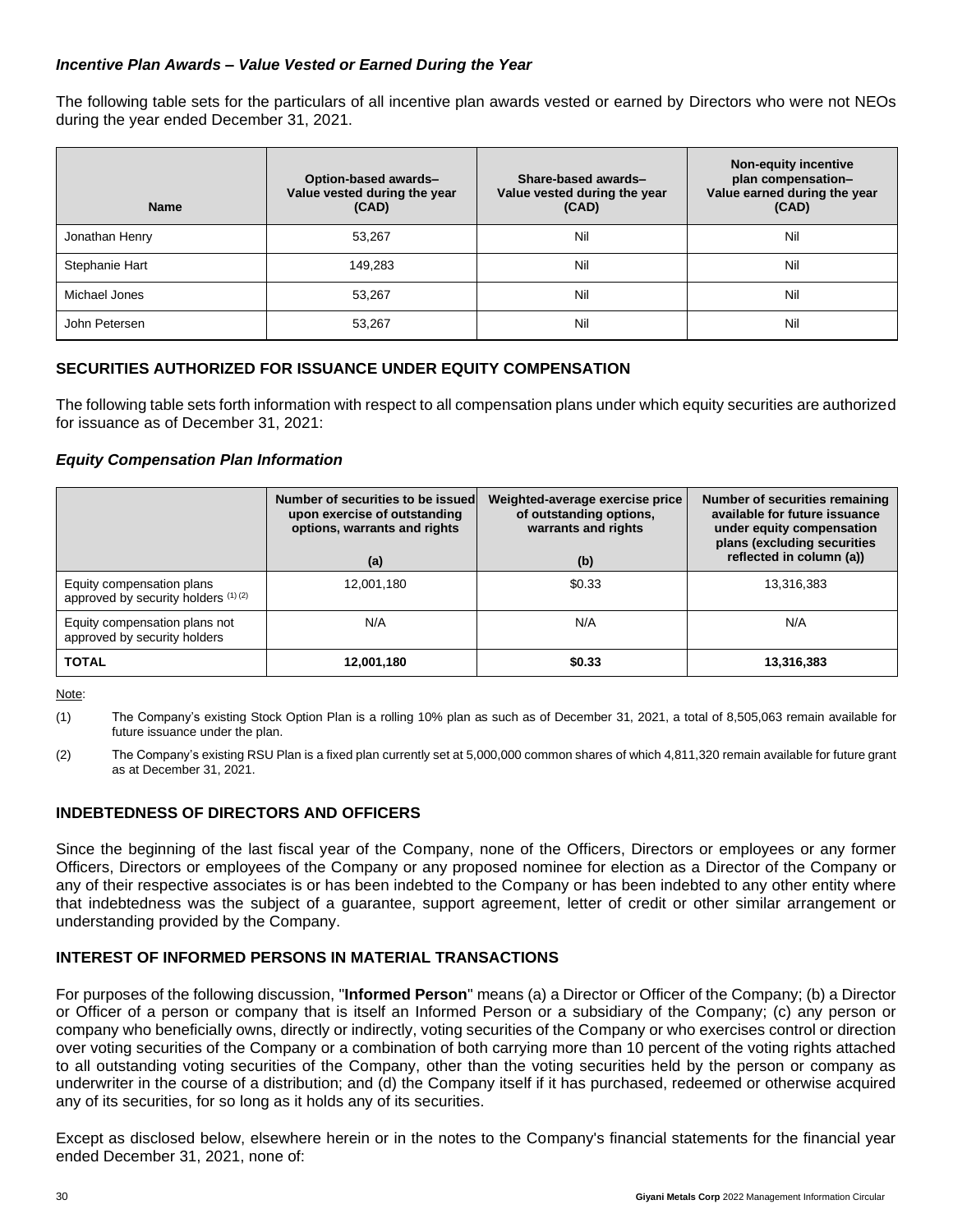### *Incentive Plan Awards – Value Vested or Earned During the Year*

The following table sets for the particulars of all incentive plan awards vested or earned by Directors who were not NEOs during the year ended December 31, 2021.

| Name | Option-based awards– Value vested during the year (CAD) | Share-based awards– Value vested during the year (CAD) | Non-equity incentive plan compensation– Value earned during the year (CAD) |
|---|---|---|---|
| Jonathan Henry | 53,267 | Nil | Nil |
| Stephanie Hart | 149,283 | Nil | Nil |
| Michael Jones | 53,267 | Nil | Nil |
| John Petersen | 53,267 | Nil | Nil |

## SECURITIES AUTHORIZED FOR ISSUANCE UNDER EQUITY COMPENSATION

The following table sets forth information with respect to all compensation plans under which equity securities are authorized for issuance as of December 31, 2021:

### *Equity Compensation Plan Information*

| | Number of securities to be issued upon exercise of outstanding options, warrants and rights (a) | Weighted-average exercise price of outstanding options, warrants and rights (b) | Number of securities remaining available for future issuance under equity compensation plans (excluding securities reflected in column (a)) |
|---|---|---|---|
| Equity compensation plans approved by security holders (1) (2) | 12,001,180 | \$0.33 | 13,316,383 |
| Equity compensation plans not approved by security holders | N/A | N/A | N/A |
| **TOTAL** | **12,001,180** | **\$0.33** | **13,316,383** |

Note:

(1) The Company's existing Stock Option Plan is a rolling 10% plan as such as of December 31, 2021, a total of 8,505,063 remain available for future issuance under the plan.

(2) The Company's existing RSU Plan is a fixed plan currently set at 5,000,000 common shares of which 4,811,320 remain available for future grant as at December 31, 2021.

## INDEBTEDNESS OF DIRECTORS AND OFFICERS

Since the beginning of the last fiscal year of the Company, none of the Officers, Directors or employees or any former Officers, Directors or employees of the Company or any proposed nominee for election as a Director of the Company or any of their respective associates is or has been indebted to the Company or has been indebted to any other entity where that indebtedness was the subject of a guarantee, support agreement, letter of credit or other similar arrangement or understanding provided by the Company.

## INTEREST OF INFORMED PERSONS IN MATERIAL TRANSACTIONS

For purposes of the following discussion, "**Informed Person**" means (a) a Director or Officer of the Company; (b) a Director or Officer of a person or company that is itself an Informed Person or a subsidiary of the Company; (c) any person or company who beneficially owns, directly or indirectly, voting securities of the Company or who exercises control or direction over voting securities of the Company or a combination of both carrying more than 10 percent of the voting rights attached to all outstanding voting securities of the Company, other than the voting securities held by the person or company as underwriter in the course of a distribution; and (d) the Company itself if it has purchased, redeemed or otherwise acquired any of its securities, for so long as it holds any of its securities.

Except as disclosed below, elsewhere herein or in the notes to the Company's financial statements for the financial year ended December 31, 2021, none of: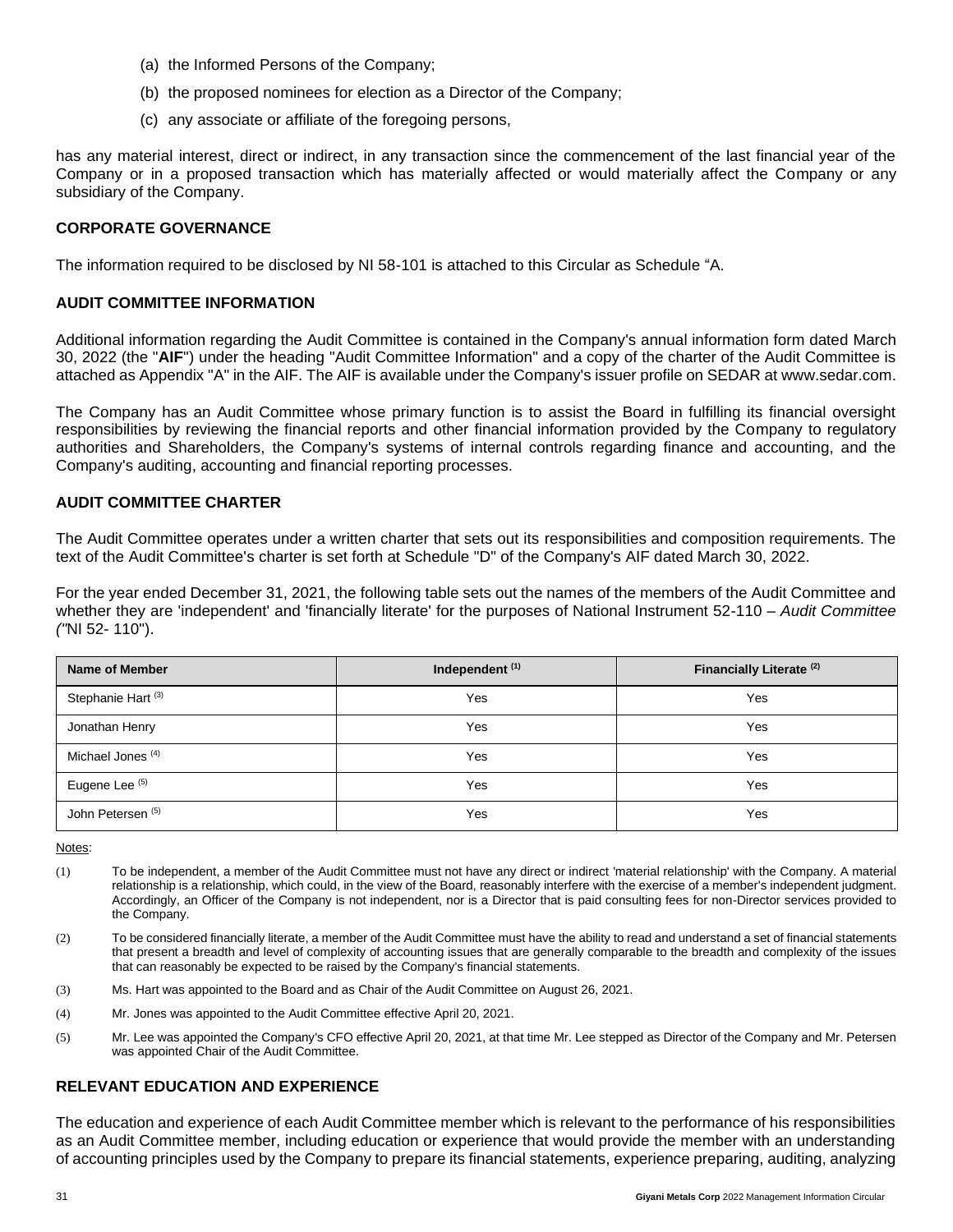(a) the Informed Persons of the Company;

(b) the proposed nominees for election as a Director of the Company;

(c) any associate or affiliate of the foregoing persons,

has any material interest, direct or indirect, in any transaction since the commencement of the last financial year of the Company or in a proposed transaction which has materially affected or would materially affect the Company or any subsidiary of the Company.

## CORPORATE GOVERNANCE

The information required to be disclosed by NI 58-101 is attached to this Circular as Schedule "A.

## AUDIT COMMITTEE INFORMATION

Additional information regarding the Audit Committee is contained in the Company's annual information form dated March 30, 2022 (the "**AIF**") under the heading "Audit Committee Information" and a copy of the charter of the Audit Committee is attached as Appendix "A" in the AIF. The AIF is available under the Company's issuer profile on SEDAR at www.sedar.com.

The Company has an Audit Committee whose primary function is to assist the Board in fulfilling its financial oversight responsibilities by reviewing the financial reports and other financial information provided by the Company to regulatory authorities and Shareholders, the Company's systems of internal controls regarding finance and accounting, and the Company's auditing, accounting and financial reporting processes.

## AUDIT COMMITTEE CHARTER

The Audit Committee operates under a written charter that sets out its responsibilities and composition requirements. The text of the Audit Committee's charter is set forth at Schedule "D" of the Company's AIF dated March 30, 2022.

For the year ended December 31, 2021, the following table sets out the names of the members of the Audit Committee and whether they are 'independent' and 'financially literate' for the purposes of National Instrument 52-110 – *Audit Committee ("*NI 52- 110").

| Name of Member | Independent (1) | Financially Literate (2) |
|---|---|---|
| Stephanie Hart (3) | Yes | Yes |
| Jonathan Henry | Yes | Yes |
| Michael Jones (4) | Yes | Yes |
| Eugene Lee (5) | Yes | Yes |
| John Petersen (5) | Yes | Yes |

Notes:

(1) To be independent, a member of the Audit Committee must not have any direct or indirect 'material relationship' with the Company. A material relationship is a relationship, which could, in the view of the Board, reasonably interfere with the exercise of a member's independent judgment. Accordingly, an Officer of the Company is not independent, nor is a Director that is paid consulting fees for non-Director services provided to the Company.

(2) To be considered financially literate, a member of the Audit Committee must have the ability to read and understand a set of financial statements that present a breadth and level of complexity of accounting issues that are generally comparable to the breadth and complexity of the issues that can reasonably be expected to be raised by the Company's financial statements.

(3) Ms. Hart was appointed to the Board and as Chair of the Audit Committee on August 26, 2021.

(4) Mr. Jones was appointed to the Audit Committee effective April 20, 2021.

(5) Mr. Lee was appointed the Company's CFO effective April 20, 2021, at that time Mr. Lee stepped as Director of the Company and Mr. Petersen was appointed Chair of the Audit Committee.

## RELEVANT EDUCATION AND EXPERIENCE

The education and experience of each Audit Committee member which is relevant to the performance of his responsibilities as an Audit Committee member, including education or experience that would provide the member with an understanding of accounting principles used by the Company to prepare its financial statements, experience preparing, auditing, analyzing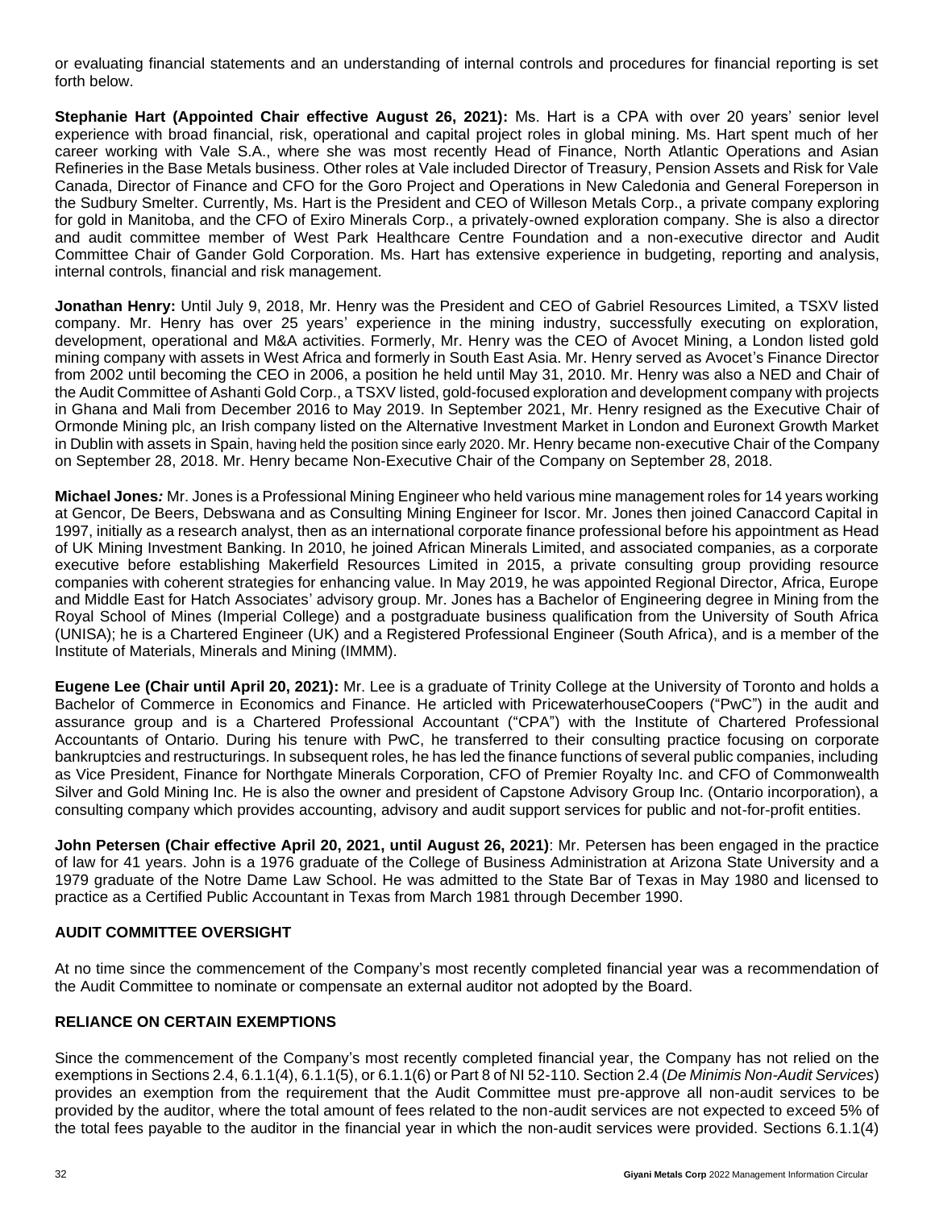or evaluating financial statements and an understanding of internal controls and procedures for financial reporting is set forth below.

**Stephanie Hart (Appointed Chair effective August 26, 2021):** Ms. Hart is a CPA with over 20 years' senior level experience with broad financial, risk, operational and capital project roles in global mining. Ms. Hart spent much of her career working with Vale S.A., where she was most recently Head of Finance, North Atlantic Operations and Asian Refineries in the Base Metals business. Other roles at Vale included Director of Treasury, Pension Assets and Risk for Vale Canada, Director of Finance and CFO for the Goro Project and Operations in New Caledonia and General Foreperson in the Sudbury Smelter. Currently, Ms. Hart is the President and CEO of Willeson Metals Corp., a private company exploring for gold in Manitoba, and the CFO of Exiro Minerals Corp., a privately-owned exploration company. She is also a director and audit committee member of West Park Healthcare Centre Foundation and a non-executive director and Audit Committee Chair of Gander Gold Corporation. Ms. Hart has extensive experience in budgeting, reporting and analysis, internal controls, financial and risk management.

**Jonathan Henry:** Until July 9, 2018, Mr. Henry was the President and CEO of Gabriel Resources Limited, a TSXV listed company. Mr. Henry has over 25 years' experience in the mining industry, successfully executing on exploration, development, operational and M&A activities. Formerly, Mr. Henry was the CEO of Avocet Mining, a London listed gold mining company with assets in West Africa and formerly in South East Asia. Mr. Henry served as Avocet's Finance Director from 2002 until becoming the CEO in 2006, a position he held until May 31, 2010. Mr. Henry was also a NED and Chair of the Audit Committee of Ashanti Gold Corp., a TSXV listed, gold-focused exploration and development company with projects in Ghana and Mali from December 2016 to May 2019. In September 2021, Mr. Henry resigned as the Executive Chair of Ormonde Mining plc, an Irish company listed on the Alternative Investment Market in London and Euronext Growth Market in Dublin with assets in Spain, having held the position since early 2020. Mr. Henry became non-executive Chair of the Company on September 28, 2018. Mr. Henry became Non-Executive Chair of the Company on September 28, 2018.

**Michael Jones***:* Mr. Jones is a Professional Mining Engineer who held various mine management roles for 14 years working at Gencor, De Beers, Debswana and as Consulting Mining Engineer for Iscor. Mr. Jones then joined Canaccord Capital in 1997, initially as a research analyst, then as an international corporate finance professional before his appointment as Head of UK Mining Investment Banking. In 2010, he joined African Minerals Limited, and associated companies, as a corporate executive before establishing Makerfield Resources Limited in 2015, a private consulting group providing resource companies with coherent strategies for enhancing value. In May 2019, he was appointed Regional Director, Africa, Europe and Middle East for Hatch Associates' advisory group. Mr. Jones has a Bachelor of Engineering degree in Mining from the Royal School of Mines (Imperial College) and a postgraduate business qualification from the University of South Africa (UNISA); he is a Chartered Engineer (UK) and a Registered Professional Engineer (South Africa), and is a member of the Institute of Materials, Minerals and Mining (IMMM).

**Eugene Lee (Chair until April 20, 2021):** Mr. Lee is a graduate of Trinity College at the University of Toronto and holds a Bachelor of Commerce in Economics and Finance. He articled with PricewaterhouseCoopers ("PwC") in the audit and assurance group and is a Chartered Professional Accountant ("CPA") with the Institute of Chartered Professional Accountants of Ontario. During his tenure with PwC, he transferred to their consulting practice focusing on corporate bankruptcies and restructurings. In subsequent roles, he has led the finance functions of several public companies, including as Vice President, Finance for Northgate Minerals Corporation, CFO of Premier Royalty Inc. and CFO of Commonwealth Silver and Gold Mining Inc. He is also the owner and president of Capstone Advisory Group Inc. (Ontario incorporation), a consulting company which provides accounting, advisory and audit support services for public and not-for-profit entities.

**John Petersen (Chair effective April 20, 2021, until August 26, 2021)**: Mr. Petersen has been engaged in the practice of law for 41 years. John is a 1976 graduate of the College of Business Administration at Arizona State University and a 1979 graduate of the Notre Dame Law School. He was admitted to the State Bar of Texas in May 1980 and licensed to practice as a Certified Public Accountant in Texas from March 1981 through December 1990.

## AUDIT COMMITTEE OVERSIGHT

At no time since the commencement of the Company's most recently completed financial year was a recommendation of the Audit Committee to nominate or compensate an external auditor not adopted by the Board.

## RELIANCE ON CERTAIN EXEMPTIONS

Since the commencement of the Company's most recently completed financial year, the Company has not relied on the exemptions in Sections 2.4, 6.1.1(4), 6.1.1(5), or 6.1.1(6) or Part 8 of NI 52-110. Section 2.4 (*De Minimis Non-Audit Services*) provides an exemption from the requirement that the Audit Committee must pre-approve all non-audit services to be provided by the auditor, where the total amount of fees related to the non-audit services are not expected to exceed 5% of the total fees payable to the auditor in the financial year in which the non-audit services were provided. Sections 6.1.1(4)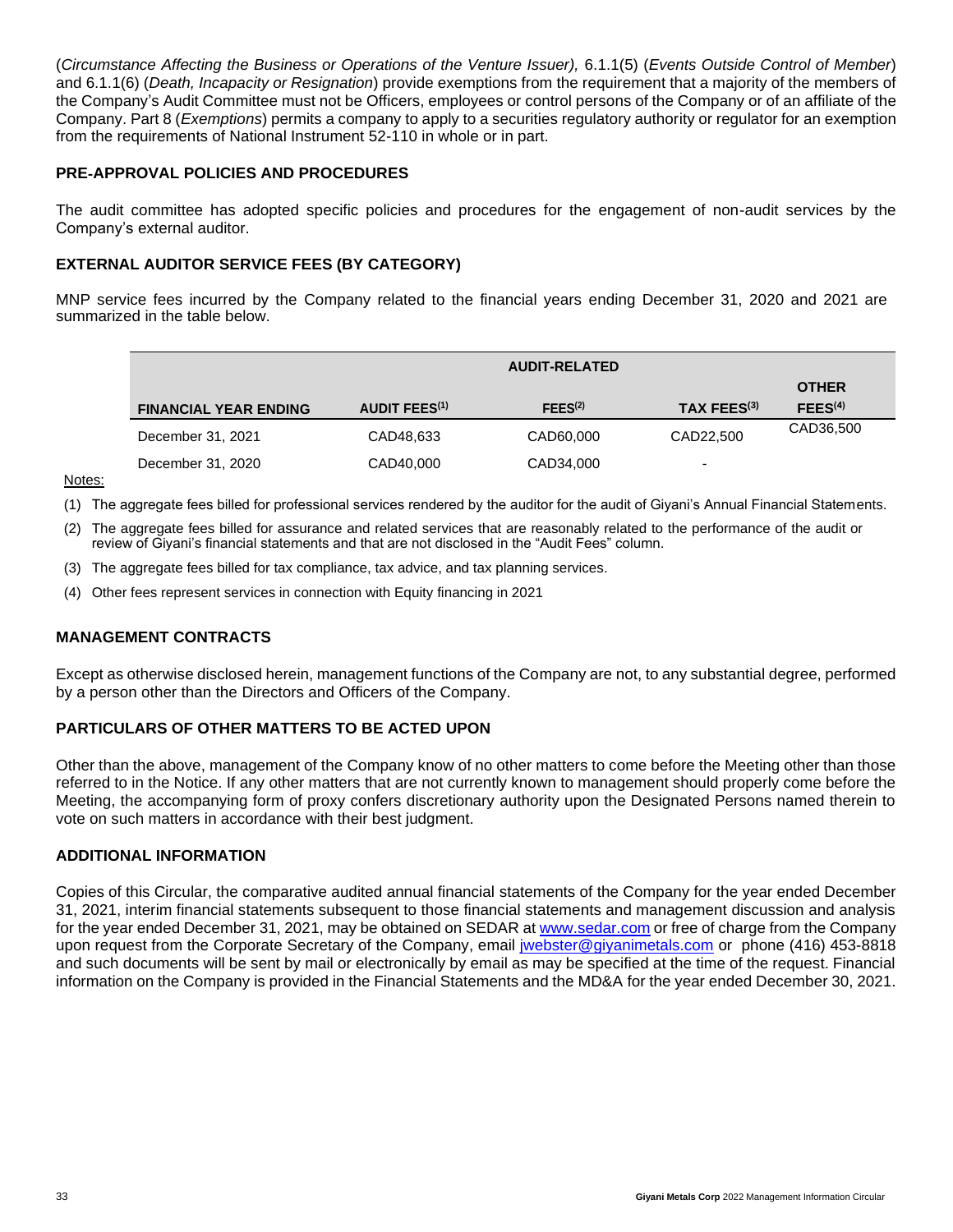(*Circumstance Affecting the Business or Operations of the Venture Issuer),* 6.1.1(5) (*Events Outside Control of Member*) and 6.1.1(6) (*Death, Incapacity or Resignation*) provide exemptions from the requirement that a majority of the members of the Company's Audit Committee must not be Officers, employees or control persons of the Company or of an affiliate of the Company. Part 8 (*Exemptions*) permits a company to apply to a securities regulatory authority or regulator for an exemption from the requirements of National Instrument 52-110 in whole or in part.

## PRE-APPROVAL POLICIES AND PROCEDURES

The audit committee has adopted specific policies and procedures for the engagement of non-audit services by the Company's external auditor.

## EXTERNAL AUDITOR SERVICE FEES (BY CATEGORY)

MNP service fees incurred by the Company related to the financial years ending December 31, 2020 and 2021 are summarized in the table below.

| FINANCIAL YEAR ENDING | AUDIT FEES(1) | AUDIT-RELATED FEES(2) | TAX FEES(3) | OTHER FEES(4) |
|---|---|---|---|---|
| December 31, 2021 | CAD48,633 | CAD60,000 | CAD22,500 | CAD36,500 |
| December 31, 2020 | CAD40,000 | CAD34,000 | - | |

Notes:

(1) The aggregate fees billed for professional services rendered by the auditor for the audit of Giyani's Annual Financial Statements.

(2) The aggregate fees billed for assurance and related services that are reasonably related to the performance of the audit or review of Giyani's financial statements and that are not disclosed in the "Audit Fees" column.

(3) The aggregate fees billed for tax compliance, tax advice, and tax planning services.

(4) Other fees represent services in connection with Equity financing in 2021

## MANAGEMENT CONTRACTS

Except as otherwise disclosed herein, management functions of the Company are not, to any substantial degree, performed by a person other than the Directors and Officers of the Company.

## PARTICULARS OF OTHER MATTERS TO BE ACTED UPON

Other than the above, management of the Company know of no other matters to come before the Meeting other than those referred to in the Notice. If any other matters that are not currently known to management should properly come before the Meeting, the accompanying form of proxy confers discretionary authority upon the Designated Persons named therein to vote on such matters in accordance with their best judgment.

## ADDITIONAL INFORMATION

Copies of this Circular, the comparative audited annual financial statements of the Company for the year ended December 31, 2021, interim financial statements subsequent to those financial statements and management discussion and analysis for the year ended December 31, 2021, may be obtained on SEDAR at www.sedar.com or free of charge from the Company upon request from the Corporate Secretary of the Company, email jwebster@giyanimetals.com or phone (416) 453-8818 and such documents will be sent by mail or electronically by email as may be specified at the time of the request. Financial information on the Company is provided in the Financial Statements and the MD&A for the year ended December 30, 2021.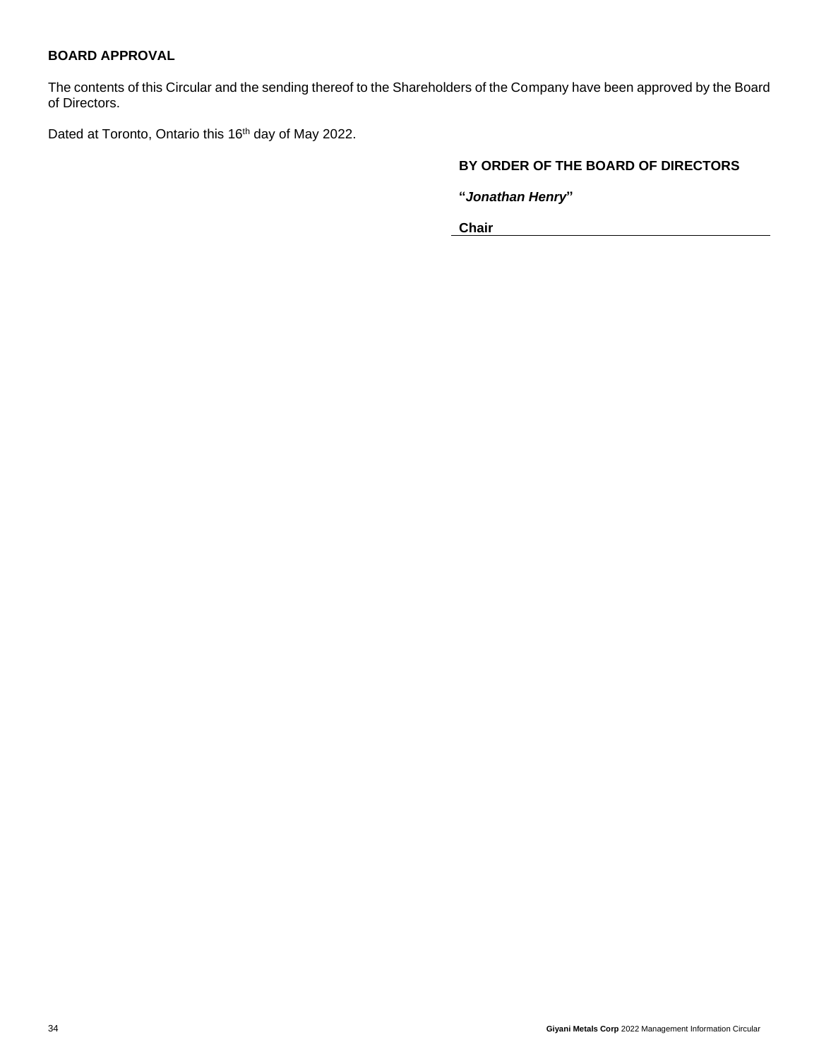## BOARD APPROVAL

The contents of this Circular and the sending thereof to the Shareholders of the Company have been approved by the Board of Directors.

Dated at Toronto, Ontario this 16th day of May 2022.

**BY ORDER OF THE BOARD OF DIRECTORS**

**"*Jonathan Henry*"**

**Chair**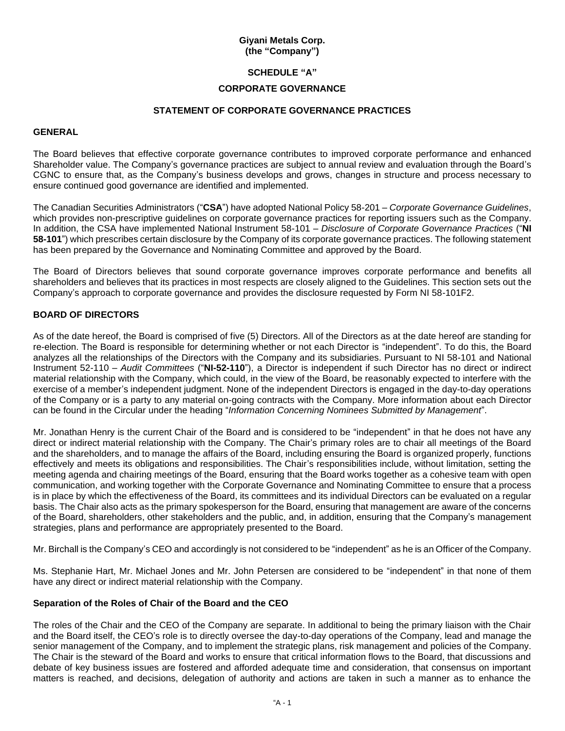**Giyani Metals Corp.**
**(the "Company")**

**SCHEDULE "A"**

**CORPORATE GOVERNANCE**

**STATEMENT OF CORPORATE GOVERNANCE PRACTICES**

## GENERAL

The Board believes that effective corporate governance contributes to improved corporate performance and enhanced Shareholder value. The Company's governance practices are subject to annual review and evaluation through the Board's CGNC to ensure that, as the Company's business develops and grows, changes in structure and process necessary to ensure continued good governance are identified and implemented.

The Canadian Securities Administrators ("**CSA**") have adopted National Policy 58-201 – *Corporate Governance Guidelines*, which provides non-prescriptive guidelines on corporate governance practices for reporting issuers such as the Company. In addition, the CSA have implemented National Instrument 58-101 – *Disclosure of Corporate Governance Practices* ("**NI 58-101**") which prescribes certain disclosure by the Company of its corporate governance practices. The following statement has been prepared by the Governance and Nominating Committee and approved by the Board.

The Board of Directors believes that sound corporate governance improves corporate performance and benefits all shareholders and believes that its practices in most respects are closely aligned to the Guidelines. This section sets out the Company's approach to corporate governance and provides the disclosure requested by Form NI 58-101F2.

## BOARD OF DIRECTORS

As of the date hereof, the Board is comprised of five (5) Directors. All of the Directors as at the date hereof are standing for re-election. The Board is responsible for determining whether or not each Director is "independent". To do this, the Board analyzes all the relationships of the Directors with the Company and its subsidiaries. Pursuant to NI 58-101 and National Instrument 52-110 – *Audit Committees* ("**NI-52-110**"), a Director is independent if such Director has no direct or indirect material relationship with the Company, which could, in the view of the Board, be reasonably expected to interfere with the exercise of a member's independent judgment. None of the independent Directors is engaged in the day-to-day operations of the Company or is a party to any material on-going contracts with the Company. More information about each Director can be found in the Circular under the heading "*Information Concerning Nominees Submitted by Management*".

Mr. Jonathan Henry is the current Chair of the Board and is considered to be "independent" in that he does not have any direct or indirect material relationship with the Company. The Chair's primary roles are to chair all meetings of the Board and the shareholders, and to manage the affairs of the Board, including ensuring the Board is organized properly, functions effectively and meets its obligations and responsibilities. The Chair's responsibilities include, without limitation, setting the meeting agenda and chairing meetings of the Board, ensuring that the Board works together as a cohesive team with open communication, and working together with the Corporate Governance and Nominating Committee to ensure that a process is in place by which the effectiveness of the Board, its committees and its individual Directors can be evaluated on a regular basis. The Chair also acts as the primary spokesperson for the Board, ensuring that management are aware of the concerns of the Board, shareholders, other stakeholders and the public, and, in addition, ensuring that the Company's management strategies, plans and performance are appropriately presented to the Board.

Mr. Birchall is the Company's CEO and accordingly is not considered to be "independent" as he is an Officer of the Company.

Ms. Stephanie Hart, Mr. Michael Jones and Mr. John Petersen are considered to be "independent" in that none of them have any direct or indirect material relationship with the Company.

### Separation of the Roles of Chair of the Board and the CEO

The roles of the Chair and the CEO of the Company are separate. In additional to being the primary liaison with the Chair and the Board itself, the CEO's role is to directly oversee the day-to-day operations of the Company, lead and manage the senior management of the Company, and to implement the strategic plans, risk management and policies of the Company. The Chair is the steward of the Board and works to ensure that critical information flows to the Board, that discussions and debate of key business issues are fostered and afforded adequate time and consideration, that consensus on important matters is reached, and decisions, delegation of authority and actions are taken in such a manner as to enhance the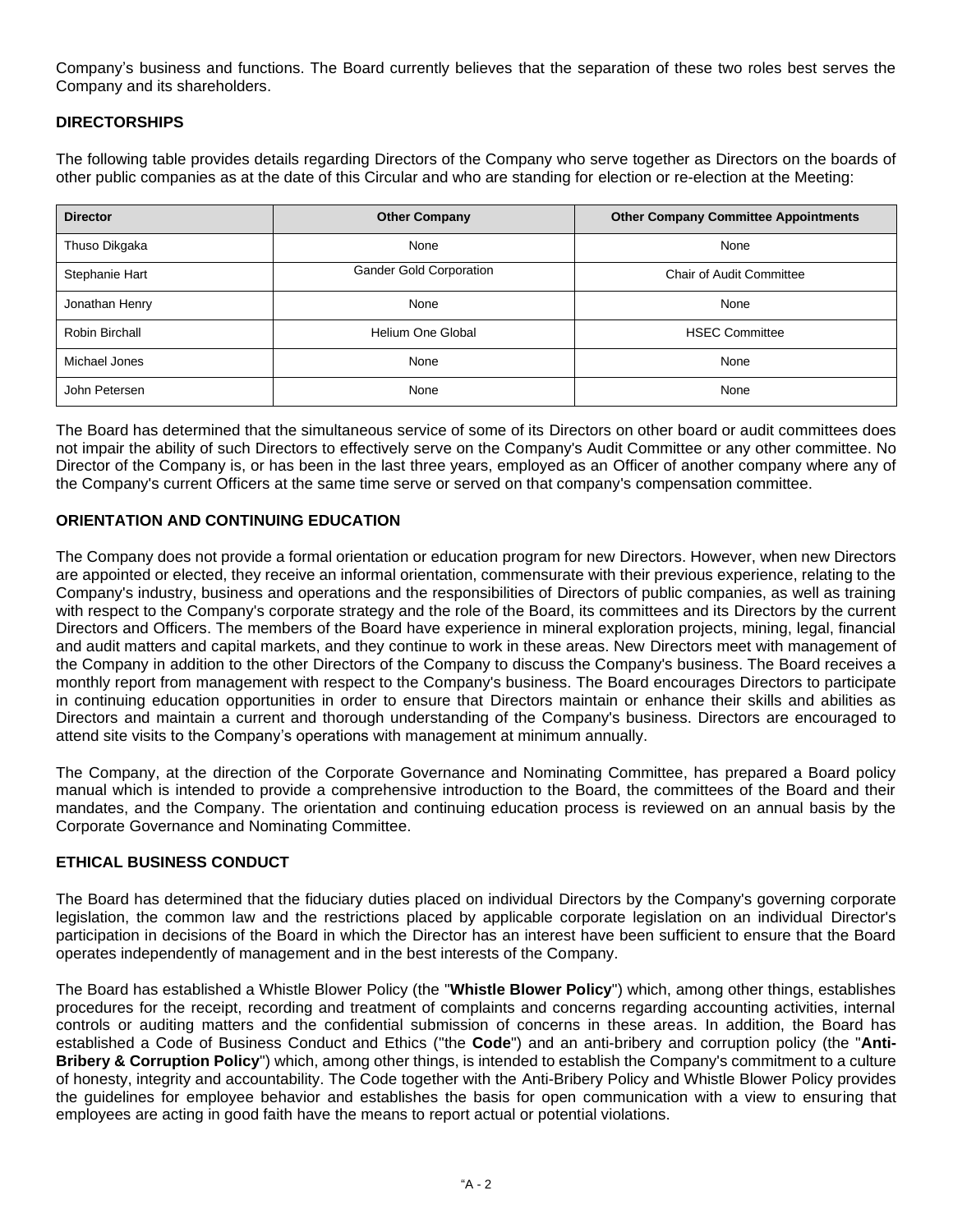Company's business and functions. The Board currently believes that the separation of these two roles best serves the Company and its shareholders.

## DIRECTORSHIPS

The following table provides details regarding Directors of the Company who serve together as Directors on the boards of other public companies as at the date of this Circular and who are standing for election or re-election at the Meeting:

| Director | Other Company | Other Company Committee Appointments |
| --- | --- | --- |
| Thuso Dikgaka | None | None |
| Stephanie Hart | Gander Gold Corporation | Chair of Audit Committee |
| Jonathan Henry | None | None |
| Robin Birchall | Helium One Global | HSEC Committee |
| Michael Jones | None | None |
| John Petersen | None | None |

The Board has determined that the simultaneous service of some of its Directors on other board or audit committees does not impair the ability of such Directors to effectively serve on the Company's Audit Committee or any other committee. No Director of the Company is, or has been in the last three years, employed as an Officer of another company where any of the Company's current Officers at the same time serve or served on that company's compensation committee.

## ORIENTATION AND CONTINUING EDUCATION

The Company does not provide a formal orientation or education program for new Directors. However, when new Directors are appointed or elected, they receive an informal orientation, commensurate with their previous experience, relating to the Company's industry, business and operations and the responsibilities of Directors of public companies, as well as training with respect to the Company's corporate strategy and the role of the Board, its committees and its Directors by the current Directors and Officers. The members of the Board have experience in mineral exploration projects, mining, legal, financial and audit matters and capital markets, and they continue to work in these areas. New Directors meet with management of the Company in addition to the other Directors of the Company to discuss the Company's business. The Board receives a monthly report from management with respect to the Company's business. The Board encourages Directors to participate in continuing education opportunities in order to ensure that Directors maintain or enhance their skills and abilities as Directors and maintain a current and thorough understanding of the Company's business. Directors are encouraged to attend site visits to the Company's operations with management at minimum annually.

The Company, at the direction of the Corporate Governance and Nominating Committee, has prepared a Board policy manual which is intended to provide a comprehensive introduction to the Board, the committees of the Board and their mandates, and the Company. The orientation and continuing education process is reviewed on an annual basis by the Corporate Governance and Nominating Committee.

## ETHICAL BUSINESS CONDUCT

The Board has determined that the fiduciary duties placed on individual Directors by the Company's governing corporate legislation, the common law and the restrictions placed by applicable corporate legislation on an individual Director's participation in decisions of the Board in which the Director has an interest have been sufficient to ensure that the Board operates independently of management and in the best interests of the Company.

The Board has established a Whistle Blower Policy (the "**Whistle Blower Policy**") which, among other things, establishes procedures for the receipt, recording and treatment of complaints and concerns regarding accounting activities, internal controls or auditing matters and the confidential submission of concerns in these areas. In addition, the Board has established a Code of Business Conduct and Ethics ("the **Code**") and an anti-bribery and corruption policy (the "**Anti-Bribery & Corruption Policy**") which, among other things, is intended to establish the Company's commitment to a culture of honesty, integrity and accountability. The Code together with the Anti-Bribery Policy and Whistle Blower Policy provides the guidelines for employee behavior and establishes the basis for open communication with a view to ensuring that employees are acting in good faith have the means to report actual or potential violations.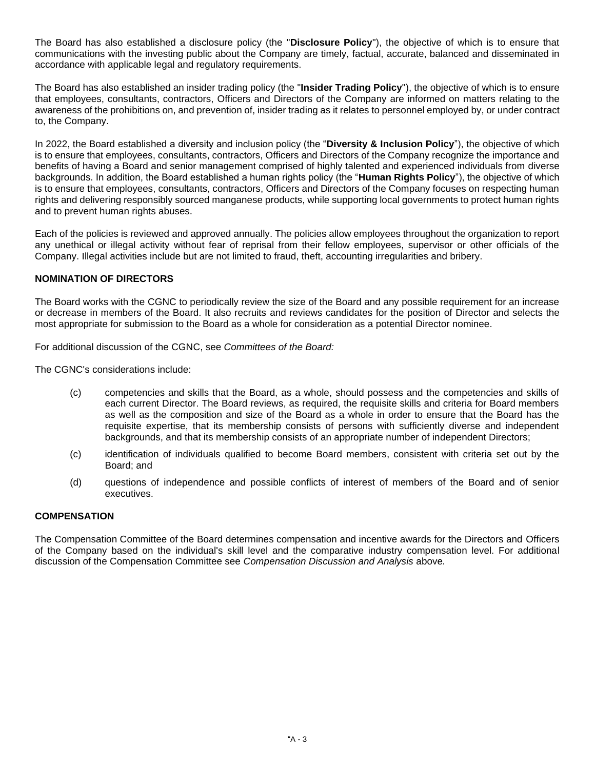The Board has also established a disclosure policy (the "**Disclosure Policy**"), the objective of which is to ensure that communications with the investing public about the Company are timely, factual, accurate, balanced and disseminated in accordance with applicable legal and regulatory requirements.

The Board has also established an insider trading policy (the "**Insider Trading Policy**"), the objective of which is to ensure that employees, consultants, contractors, Officers and Directors of the Company are informed on matters relating to the awareness of the prohibitions on, and prevention of, insider trading as it relates to personnel employed by, or under contract to, the Company.

In 2022, the Board established a diversity and inclusion policy (the "**Diversity & Inclusion Policy**"), the objective of which is to ensure that employees, consultants, contractors, Officers and Directors of the Company recognize the importance and benefits of having a Board and senior management comprised of highly talented and experienced individuals from diverse backgrounds. In addition, the Board established a human rights policy (the "**Human Rights Policy**"), the objective of which is to ensure that employees, consultants, contractors, Officers and Directors of the Company focuses on respecting human rights and delivering responsibly sourced manganese products, while supporting local governments to protect human rights and to prevent human rights abuses.

Each of the policies is reviewed and approved annually. The policies allow employees throughout the organization to report any unethical or illegal activity without fear of reprisal from their fellow employees, supervisor or other officials of the Company. Illegal activities include but are not limited to fraud, theft, accounting irregularities and bribery.

## NOMINATION OF DIRECTORS

The Board works with the CGNC to periodically review the size of the Board and any possible requirement for an increase or decrease in members of the Board. It also recruits and reviews candidates for the position of Director and selects the most appropriate for submission to the Board as a whole for consideration as a potential Director nominee.

For additional discussion of the CGNC, see *Committees of the Board:*

The CGNC's considerations include:

(c) competencies and skills that the Board, as a whole, should possess and the competencies and skills of each current Director. The Board reviews, as required, the requisite skills and criteria for Board members as well as the composition and size of the Board as a whole in order to ensure that the Board has the requisite expertise, that its membership consists of persons with sufficiently diverse and independent backgrounds, and that its membership consists of an appropriate number of independent Directors;

(c) identification of individuals qualified to become Board members, consistent with criteria set out by the Board; and

(d) questions of independence and possible conflicts of interest of members of the Board and of senior executives.

## COMPENSATION

The Compensation Committee of the Board determines compensation and incentive awards for the Directors and Officers of the Company based on the individual's skill level and the comparative industry compensation level. For additional discussion of the Compensation Committee see *Compensation Discussion and Analysis* above.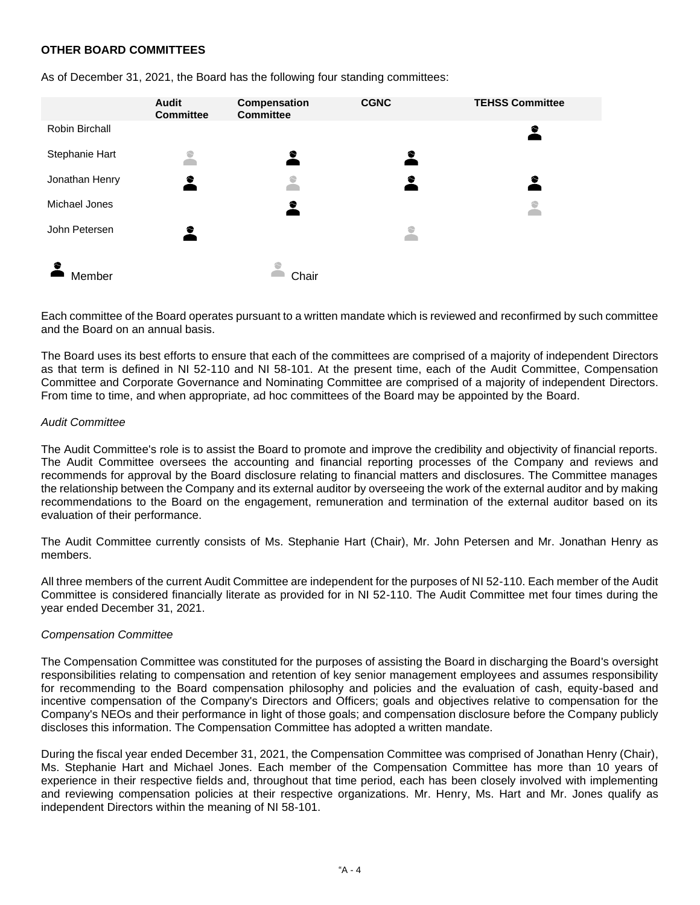**OTHER BOARD COMMITTEES**

As of December 31, 2021, the Board has the following four standing committees:

| | Audit Committee | Compensation Committee | CGNC | TEHSS Committee |
|---|---|---|---|---|
| Robin Birchall | | | | Member |
| Stephanie Hart | Chair | Member | Member | |
| Jonathan Henry | Member | Chair | Member | Member |
| Michael Jones | | Member | | Chair |
| John Petersen | Member | | Chair | |

Each committee of the Board operates pursuant to a written mandate which is reviewed and reconfirmed by such committee and the Board on an annual basis.

The Board uses its best efforts to ensure that each of the committees are comprised of a majority of independent Directors as that term is defined in NI 52-110 and NI 58-101. At the present time, each of the Audit Committee, Compensation Committee and Corporate Governance and Nominating Committee are comprised of a majority of independent Directors. From time to time, and when appropriate, ad hoc committees of the Board may be appointed by the Board.

*Audit Committee*

The Audit Committee's role is to assist the Board to promote and improve the credibility and objectivity of financial reports. The Audit Committee oversees the accounting and financial reporting processes of the Company and reviews and recommends for approval by the Board disclosure relating to financial matters and disclosures. The Committee manages the relationship between the Company and its external auditor by overseeing the work of the external auditor and by making recommendations to the Board on the engagement, remuneration and termination of the external auditor based on its evaluation of their performance.

The Audit Committee currently consists of Ms. Stephanie Hart (Chair), Mr. John Petersen and Mr. Jonathan Henry as members.

All three members of the current Audit Committee are independent for the purposes of NI 52-110. Each member of the Audit Committee is considered financially literate as provided for in NI 52-110. The Audit Committee met four times during the year ended December 31, 2021.

*Compensation Committee*

The Compensation Committee was constituted for the purposes of assisting the Board in discharging the Board's oversight responsibilities relating to compensation and retention of key senior management employees and assumes responsibility for recommending to the Board compensation philosophy and policies and the evaluation of cash, equity-based and incentive compensation of the Company's Directors and Officers; goals and objectives relative to compensation for the Company's NEOs and their performance in light of those goals; and compensation disclosure before the Company publicly discloses this information. The Compensation Committee has adopted a written mandate.

During the fiscal year ended December 31, 2021, the Compensation Committee was comprised of Jonathan Henry (Chair), Ms. Stephanie Hart and Michael Jones. Each member of the Compensation Committee has more than 10 years of experience in their respective fields and, throughout that time period, each has been closely involved with implementing and reviewing compensation policies at their respective organizations. Mr. Henry, Ms. Hart and Mr. Jones qualify as independent Directors within the meaning of NI 58-101.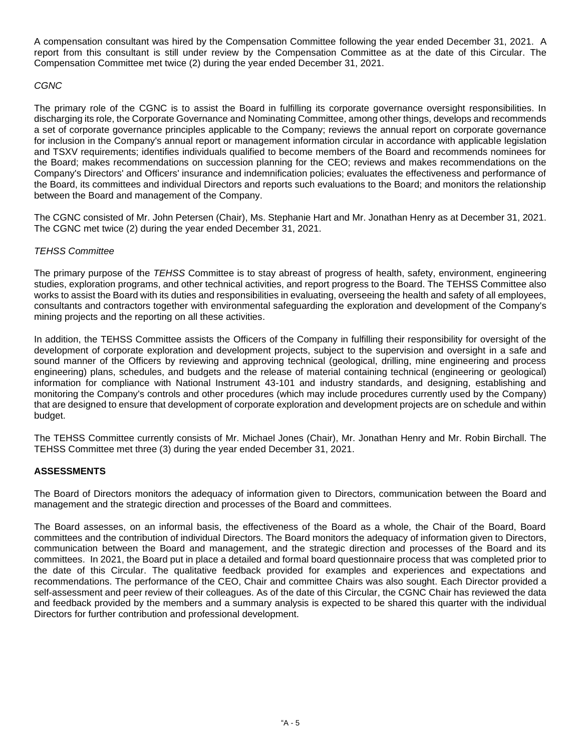A compensation consultant was hired by the Compensation Committee following the year ended December 31, 2021. A report from this consultant is still under review by the Compensation Committee as at the date of this Circular. The Compensation Committee met twice (2) during the year ended December 31, 2021.

*CGNC*

The primary role of the CGNC is to assist the Board in fulfilling its corporate governance oversight responsibilities. In discharging its role, the Corporate Governance and Nominating Committee, among other things, develops and recommends a set of corporate governance principles applicable to the Company; reviews the annual report on corporate governance for inclusion in the Company's annual report or management information circular in accordance with applicable legislation and TSXV requirements; identifies individuals qualified to become members of the Board and recommends nominees for the Board; makes recommendations on succession planning for the CEO; reviews and makes recommendations on the Company's Directors' and Officers' insurance and indemnification policies; evaluates the effectiveness and performance of the Board, its committees and individual Directors and reports such evaluations to the Board; and monitors the relationship between the Board and management of the Company.

The CGNC consisted of Mr. John Petersen (Chair), Ms. Stephanie Hart and Mr. Jonathan Henry as at December 31, 2021. The CGNC met twice (2) during the year ended December 31, 2021.

*TEHSS Committee*

The primary purpose of the *TEHSS* Committee is to stay abreast of progress of health, safety, environment, engineering studies, exploration programs, and other technical activities, and report progress to the Board. The TEHSS Committee also works to assist the Board with its duties and responsibilities in evaluating, overseeing the health and safety of all employees, consultants and contractors together with environmental safeguarding the exploration and development of the Company's mining projects and the reporting on all these activities.

In addition, the TEHSS Committee assists the Officers of the Company in fulfilling their responsibility for oversight of the development of corporate exploration and development projects, subject to the supervision and oversight in a safe and sound manner of the Officers by reviewing and approving technical (geological, drilling, mine engineering and process engineering) plans, schedules, and budgets and the release of material containing technical (engineering or geological) information for compliance with National Instrument 43-101 and industry standards, and designing, establishing and monitoring the Company's controls and other procedures (which may include procedures currently used by the Company) that are designed to ensure that development of corporate exploration and development projects are on schedule and within budget.

The TEHSS Committee currently consists of Mr. Michael Jones (Chair), Mr. Jonathan Henry and Mr. Robin Birchall. The TEHSS Committee met three (3) during the year ended December 31, 2021.

**ASSESSMENTS**

The Board of Directors monitors the adequacy of information given to Directors, communication between the Board and management and the strategic direction and processes of the Board and committees.

The Board assesses, on an informal basis, the effectiveness of the Board as a whole, the Chair of the Board, Board committees and the contribution of individual Directors. The Board monitors the adequacy of information given to Directors, communication between the Board and management, and the strategic direction and processes of the Board and its committees. In 2021, the Board put in place a detailed and formal board questionnaire process that was completed prior to the date of this Circular. The qualitative feedback provided for examples and experiences and expectations and recommendations. The performance of the CEO, Chair and committee Chairs was also sought. Each Director provided a self-assessment and peer review of their colleagues. As of the date of this Circular, the CGNC Chair has reviewed the data and feedback provided by the members and a summary analysis is expected to be shared this quarter with the individual Directors for further contribution and professional development.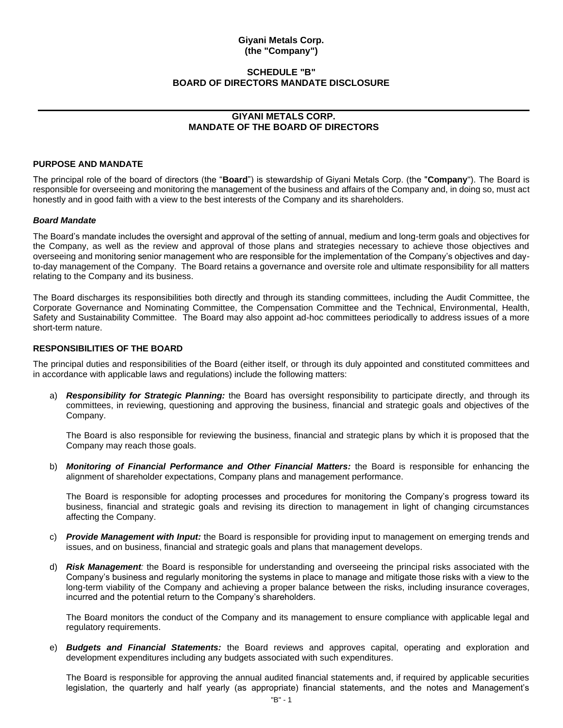**Giyani Metals Corp.**
**(the "Company")**

**SCHEDULE "B"**
**BOARD OF DIRECTORS MANDATE DISCLOSURE**

---

## GIYANI METALS CORP.
## MANDATE OF THE BOARD OF DIRECTORS

### PURPOSE AND MANDATE

The principal role of the board of directors (the "**Board**") is stewardship of Giyani Metals Corp. (the "**Company**"). The Board is responsible for overseeing and monitoring the management of the business and affairs of the Company and, in doing so, must act honestly and in good faith with a view to the best interests of the Company and its shareholders.

#### *Board Mandate*

The Board's mandate includes the oversight and approval of the setting of annual, medium and long-term goals and objectives for the Company, as well as the review and approval of those plans and strategies necessary to achieve those objectives and overseeing and monitoring senior management who are responsible for the implementation of the Company's objectives and day-to-day management of the Company. The Board retains a governance and oversite role and ultimate responsibility for all matters relating to the Company and its business.

The Board discharges its responsibilities both directly and through its standing committees, including the Audit Committee, the Corporate Governance and Nominating Committee, the Compensation Committee and the Technical, Environmental, Health, Safety and Sustainability Committee. The Board may also appoint ad-hoc committees periodically to address issues of a more short-term nature.

### RESPONSIBILITIES OF THE BOARD

The principal duties and responsibilities of the Board (either itself, or through its duly appointed and constituted committees and in accordance with applicable laws and regulations) include the following matters:

a) ***Responsibility for Strategic Planning:*** the Board has oversight responsibility to participate directly, and through its committees, in reviewing, questioning and approving the business, financial and strategic goals and objectives of the Company.

   The Board is also responsible for reviewing the business, financial and strategic plans by which it is proposed that the Company may reach those goals.

b) ***Monitoring of Financial Performance and Other Financial Matters:*** the Board is responsible for enhancing the alignment of shareholder expectations, Company plans and management performance.

   The Board is responsible for adopting processes and procedures for monitoring the Company's progress toward its business, financial and strategic goals and revising its direction to management in light of changing circumstances affecting the Company.

c) ***Provide Management with Input:*** the Board is responsible for providing input to management on emerging trends and issues, and on business, financial and strategic goals and plans that management develops.

d) ***Risk Management:*** the Board is responsible for understanding and overseeing the principal risks associated with the Company's business and regularly monitoring the systems in place to manage and mitigate those risks with a view to the long-term viability of the Company and achieving a proper balance between the risks, including insurance coverages, incurred and the potential return to the Company's shareholders.

   The Board monitors the conduct of the Company and its management to ensure compliance with applicable legal and regulatory requirements.

e) ***Budgets and Financial Statements:*** the Board reviews and approves capital, operating and exploration and development expenditures including any budgets associated with such expenditures.

   The Board is responsible for approving the annual audited financial statements and, if required by applicable securities legislation, the quarterly and half yearly (as appropriate) financial statements, and the notes and Management's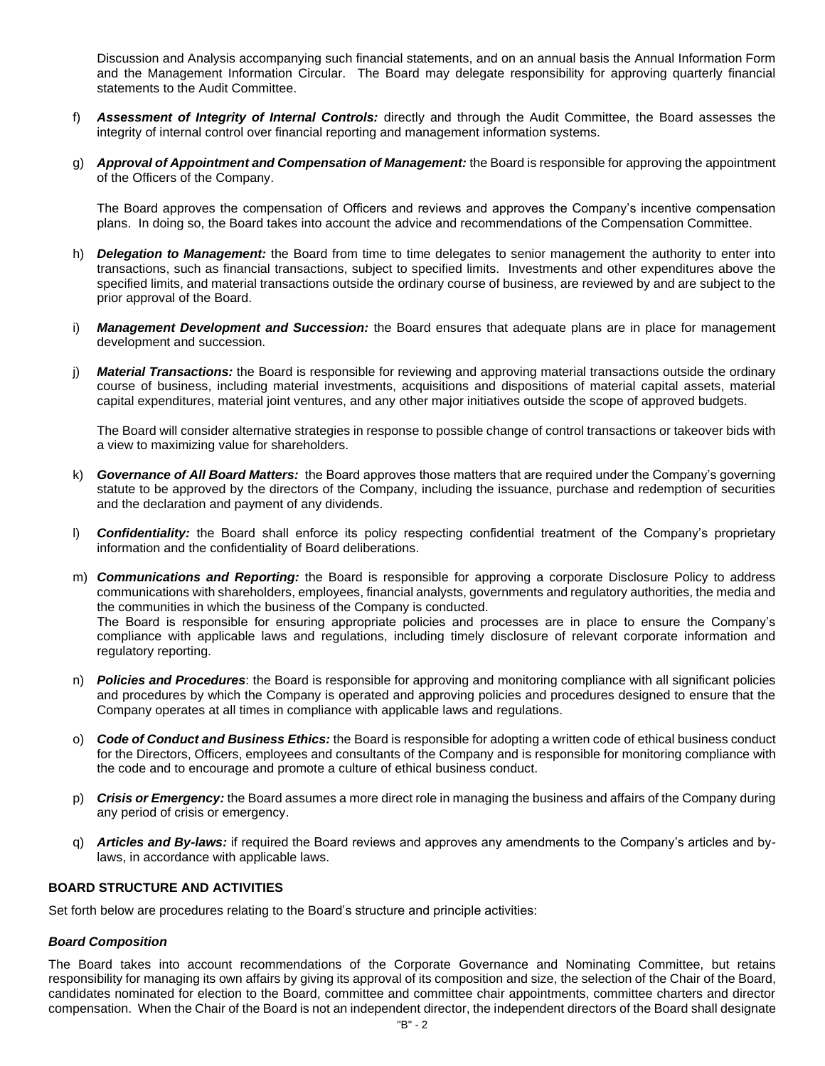Discussion and Analysis accompanying such financial statements, and on an annual basis the Annual Information Form and the Management Information Circular. The Board may delegate responsibility for approving quarterly financial statements to the Audit Committee.

f) ***Assessment of Integrity of Internal Controls:*** directly and through the Audit Committee, the Board assesses the integrity of internal control over financial reporting and management information systems.

g) ***Approval of Appointment and Compensation of Management:*** the Board is responsible for approving the appointment of the Officers of the Company.

   The Board approves the compensation of Officers and reviews and approves the Company's incentive compensation plans. In doing so, the Board takes into account the advice and recommendations of the Compensation Committee.

h) ***Delegation to Management:*** the Board from time to time delegates to senior management the authority to enter into transactions, such as financial transactions, subject to specified limits. Investments and other expenditures above the specified limits, and material transactions outside the ordinary course of business, are reviewed by and are subject to the prior approval of the Board.

i) ***Management Development and Succession:*** the Board ensures that adequate plans are in place for management development and succession.

j) ***Material Transactions:*** the Board is responsible for reviewing and approving material transactions outside the ordinary course of business, including material investments, acquisitions and dispositions of material capital assets, material capital expenditures, material joint ventures, and any other major initiatives outside the scope of approved budgets.

   The Board will consider alternative strategies in response to possible change of control transactions or takeover bids with a view to maximizing value for shareholders.

k) ***Governance of All Board Matters:*** the Board approves those matters that are required under the Company's governing statute to be approved by the directors of the Company, including the issuance, purchase and redemption of securities and the declaration and payment of any dividends.

l) ***Confidentiality:*** the Board shall enforce its policy respecting confidential treatment of the Company's proprietary information and the confidentiality of Board deliberations.

m) ***Communications and Reporting:*** the Board is responsible for approving a corporate Disclosure Policy to address communications with shareholders, employees, financial analysts, governments and regulatory authorities, the media and the communities in which the business of the Company is conducted.
   The Board is responsible for ensuring appropriate policies and processes are in place to ensure the Company's compliance with applicable laws and regulations, including timely disclosure of relevant corporate information and regulatory reporting.

n) ***Policies and Procedures***: the Board is responsible for approving and monitoring compliance with all significant policies and procedures by which the Company is operated and approving policies and procedures designed to ensure that the Company operates at all times in compliance with applicable laws and regulations.

o) ***Code of Conduct and Business Ethics:*** the Board is responsible for adopting a written code of ethical business conduct for the Directors, Officers, employees and consultants of the Company and is responsible for monitoring compliance with the code and to encourage and promote a culture of ethical business conduct.

p) ***Crisis or Emergency:*** the Board assumes a more direct role in managing the business and affairs of the Company during any period of crisis or emergency.

q) ***Articles and By-laws:*** if required the Board reviews and approves any amendments to the Company's articles and by-laws, in accordance with applicable laws.

**BOARD STRUCTURE AND ACTIVITIES**

Set forth below are procedures relating to the Board's structure and principle activities:

***Board Composition***

The Board takes into account recommendations of the Corporate Governance and Nominating Committee, but retains responsibility for managing its own affairs by giving its approval of its composition and size, the selection of the Chair of the Board, candidates nominated for election to the Board, committee and committee chair appointments, committee charters and director compensation. When the Chair of the Board is not an independent director, the independent directors of the Board shall designate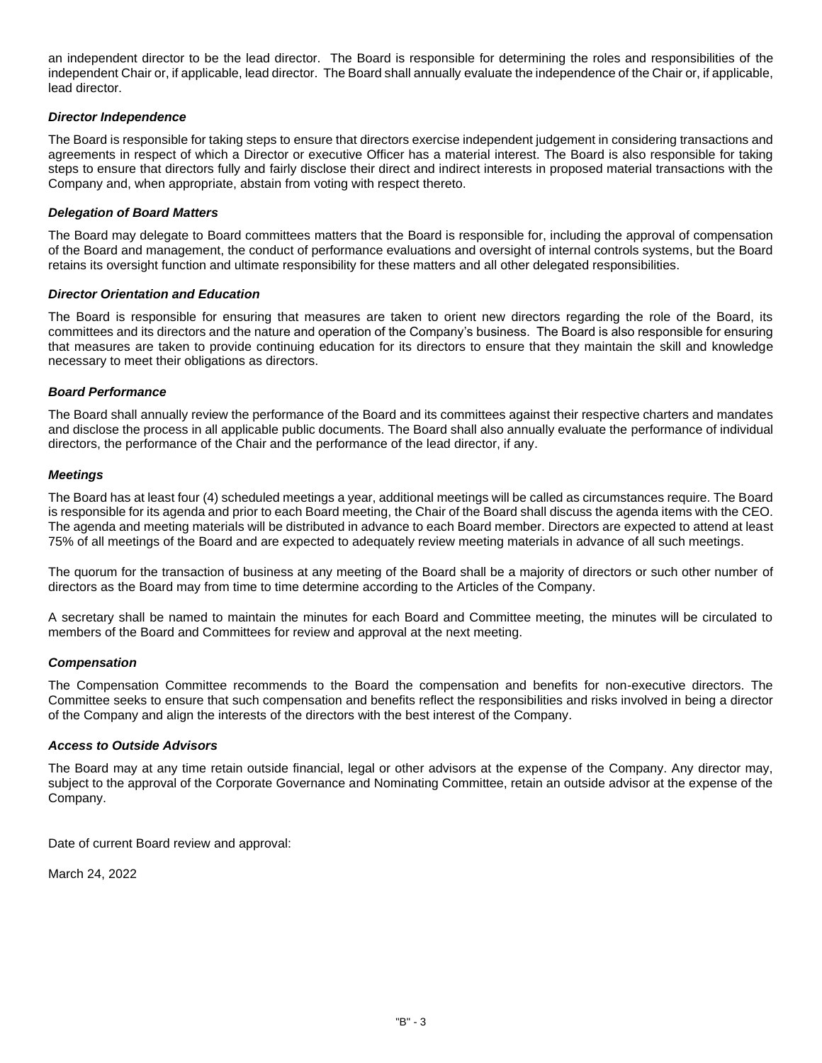an independent director to be the lead director. The Board is responsible for determining the roles and responsibilities of the independent Chair or, if applicable, lead director. The Board shall annually evaluate the independence of the Chair or, if applicable, lead director.

***Director Independence***

The Board is responsible for taking steps to ensure that directors exercise independent judgement in considering transactions and agreements in respect of which a Director or executive Officer has a material interest. The Board is also responsible for taking steps to ensure that directors fully and fairly disclose their direct and indirect interests in proposed material transactions with the Company and, when appropriate, abstain from voting with respect thereto.

***Delegation of Board Matters***

The Board may delegate to Board committees matters that the Board is responsible for, including the approval of compensation of the Board and management, the conduct of performance evaluations and oversight of internal controls systems, but the Board retains its oversight function and ultimate responsibility for these matters and all other delegated responsibilities.

***Director Orientation and Education***

The Board is responsible for ensuring that measures are taken to orient new directors regarding the role of the Board, its committees and its directors and the nature and operation of the Company's business. The Board is also responsible for ensuring that measures are taken to provide continuing education for its directors to ensure that they maintain the skill and knowledge necessary to meet their obligations as directors.

***Board Performance***

The Board shall annually review the performance of the Board and its committees against their respective charters and mandates and disclose the process in all applicable public documents. The Board shall also annually evaluate the performance of individual directors, the performance of the Chair and the performance of the lead director, if any.

***Meetings***

The Board has at least four (4) scheduled meetings a year, additional meetings will be called as circumstances require. The Board is responsible for its agenda and prior to each Board meeting, the Chair of the Board shall discuss the agenda items with the CEO. The agenda and meeting materials will be distributed in advance to each Board member. Directors are expected to attend at least 75% of all meetings of the Board and are expected to adequately review meeting materials in advance of all such meetings.

The quorum for the transaction of business at any meeting of the Board shall be a majority of directors or such other number of directors as the Board may from time to time determine according to the Articles of the Company.

A secretary shall be named to maintain the minutes for each Board and Committee meeting, the minutes will be circulated to members of the Board and Committees for review and approval at the next meeting.

***Compensation***

The Compensation Committee recommends to the Board the compensation and benefits for non-executive directors. The Committee seeks to ensure that such compensation and benefits reflect the responsibilities and risks involved in being a director of the Company and align the interests of the directors with the best interest of the Company.

***Access to Outside Advisors***

The Board may at any time retain outside financial, legal or other advisors at the expense of the Company. Any director may, subject to the approval of the Corporate Governance and Nominating Committee, retain an outside advisor at the expense of the Company.

Date of current Board review and approval:

March 24, 2022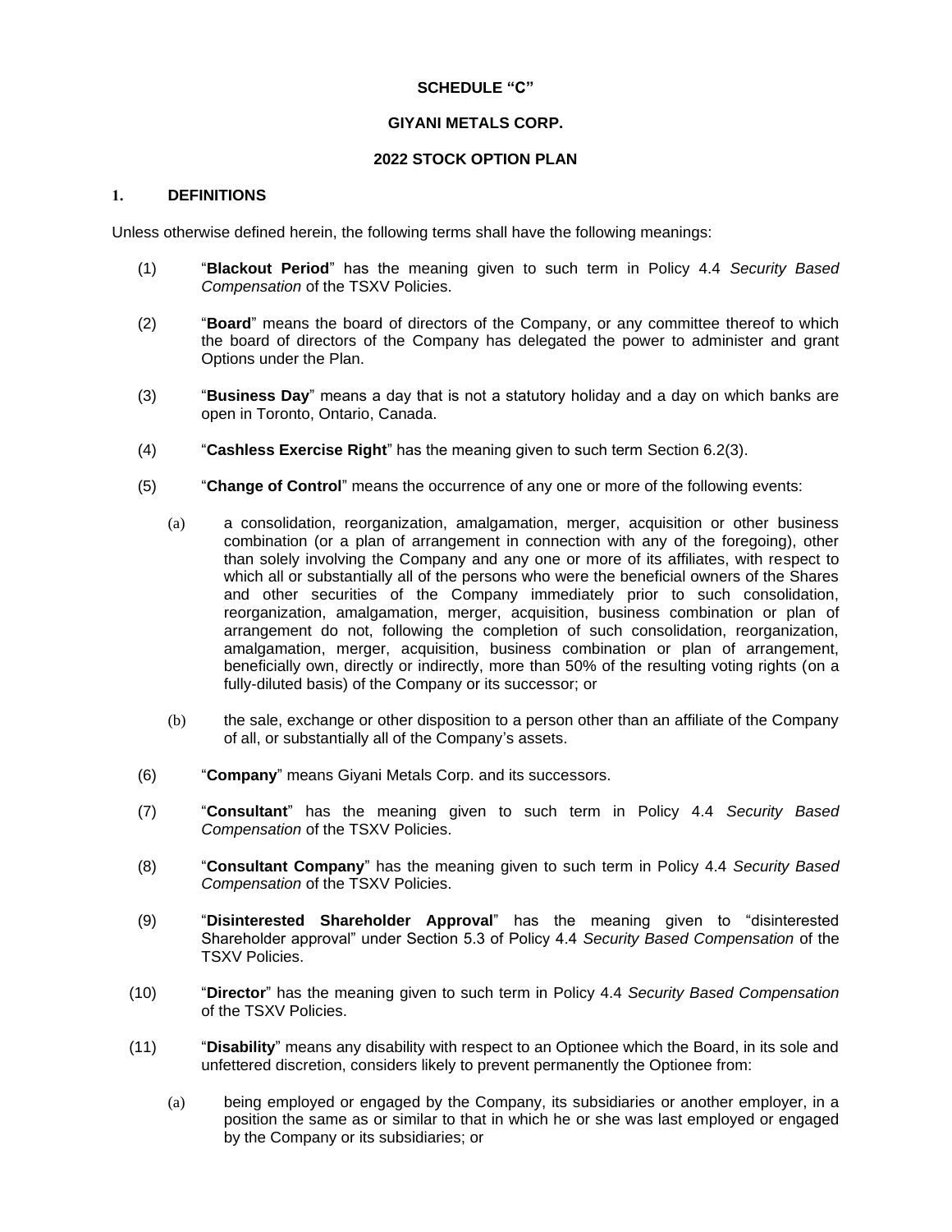**SCHEDULE "C"**

**GIYANI METALS CORP.**

**2022 STOCK OPTION PLAN**

## 1. DEFINITIONS

Unless otherwise defined herein, the following terms shall have the following meanings:

(1) "**Blackout Period**" has the meaning given to such term in Policy 4.4 *Security Based Compensation* of the TSXV Policies.

(2) "**Board**" means the board of directors of the Company, or any committee thereof to which the board of directors of the Company has delegated the power to administer and grant Options under the Plan.

(3) "**Business Day**" means a day that is not a statutory holiday and a day on which banks are open in Toronto, Ontario, Canada.

(4) "**Cashless Exercise Right**" has the meaning given to such term Section 6.2(3).

(5) "**Change of Control**" means the occurrence of any one or more of the following events:

(a) a consolidation, reorganization, amalgamation, merger, acquisition or other business combination (or a plan of arrangement in connection with any of the foregoing), other than solely involving the Company and any one or more of its affiliates, with respect to which all or substantially all of the persons who were the beneficial owners of the Shares and other securities of the Company immediately prior to such consolidation, reorganization, amalgamation, merger, acquisition, business combination or plan of arrangement do not, following the completion of such consolidation, reorganization, amalgamation, merger, acquisition, business combination or plan of arrangement, beneficially own, directly or indirectly, more than 50% of the resulting voting rights (on a fully-diluted basis) of the Company or its successor; or

(b) the sale, exchange or other disposition to a person other than an affiliate of the Company of all, or substantially all of the Company's assets.

(6) "**Company**" means Giyani Metals Corp. and its successors.

(7) "**Consultant**" has the meaning given to such term in Policy 4.4 *Security Based Compensation* of the TSXV Policies.

(8) "**Consultant Company**" has the meaning given to such term in Policy 4.4 *Security Based Compensation* of the TSXV Policies.

(9) "**Disinterested Shareholder Approval**" has the meaning given to "disinterested Shareholder approval" under Section 5.3 of Policy 4.4 *Security Based Compensation* of the TSXV Policies.

(10) "**Director**" has the meaning given to such term in Policy 4.4 *Security Based Compensation* of the TSXV Policies.

(11) "**Disability**" means any disability with respect to an Optionee which the Board, in its sole and unfettered discretion, considers likely to prevent permanently the Optionee from:

(a) being employed or engaged by the Company, its subsidiaries or another employer, in a position the same as or similar to that in which he or she was last employed or engaged by the Company or its subsidiaries; or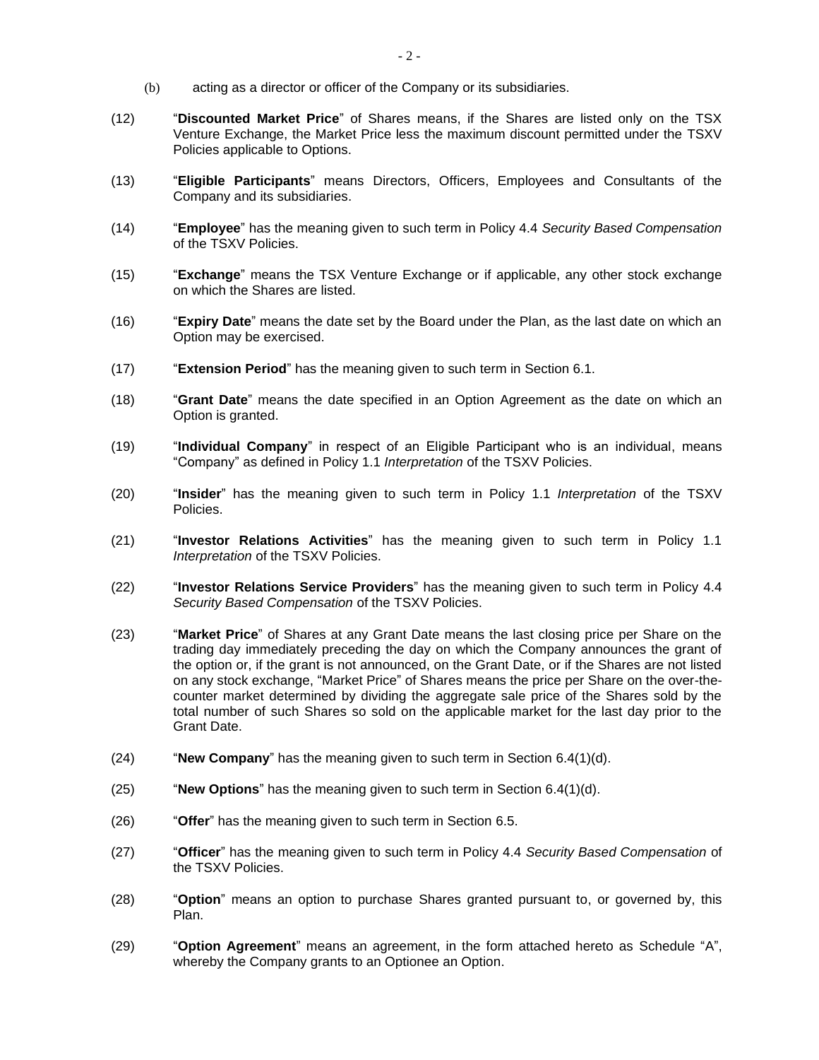(b) acting as a director or officer of the Company or its subsidiaries.

(12) "**Discounted Market Price**" of Shares means, if the Shares are listed only on the TSX Venture Exchange, the Market Price less the maximum discount permitted under the TSXV Policies applicable to Options.

(13) "**Eligible Participants**" means Directors, Officers, Employees and Consultants of the Company and its subsidiaries.

(14) "**Employee**" has the meaning given to such term in Policy 4.4 *Security Based Compensation* of the TSXV Policies.

(15) "**Exchange**" means the TSX Venture Exchange or if applicable, any other stock exchange on which the Shares are listed.

(16) "**Expiry Date**" means the date set by the Board under the Plan, as the last date on which an Option may be exercised.

(17) "**Extension Period**" has the meaning given to such term in Section 6.1.

(18) "**Grant Date**" means the date specified in an Option Agreement as the date on which an Option is granted.

(19) "**Individual Company**" in respect of an Eligible Participant who is an individual, means "Company" as defined in Policy 1.1 *Interpretation* of the TSXV Policies.

(20) "**Insider**" has the meaning given to such term in Policy 1.1 *Interpretation* of the TSXV Policies.

(21) "**Investor Relations Activities**" has the meaning given to such term in Policy 1.1 *Interpretation* of the TSXV Policies.

(22) "**Investor Relations Service Providers**" has the meaning given to such term in Policy 4.4 *Security Based Compensation* of the TSXV Policies.

(23) "**Market Price**" of Shares at any Grant Date means the last closing price per Share on the trading day immediately preceding the day on which the Company announces the grant of the option or, if the grant is not announced, on the Grant Date, or if the Shares are not listed on any stock exchange, "Market Price" of Shares means the price per Share on the over-the-counter market determined by dividing the aggregate sale price of the Shares sold by the total number of such Shares so sold on the applicable market for the last day prior to the Grant Date.

(24) "**New Company**" has the meaning given to such term in Section 6.4(1)(d).

(25) "**New Options**" has the meaning given to such term in Section 6.4(1)(d).

(26) "**Offer**" has the meaning given to such term in Section 6.5.

(27) "**Officer**" has the meaning given to such term in Policy 4.4 *Security Based Compensation* of the TSXV Policies.

(28) "**Option**" means an option to purchase Shares granted pursuant to, or governed by, this Plan.

(29) "**Option Agreement**" means an agreement, in the form attached hereto as Schedule "A", whereby the Company grants to an Optionee an Option.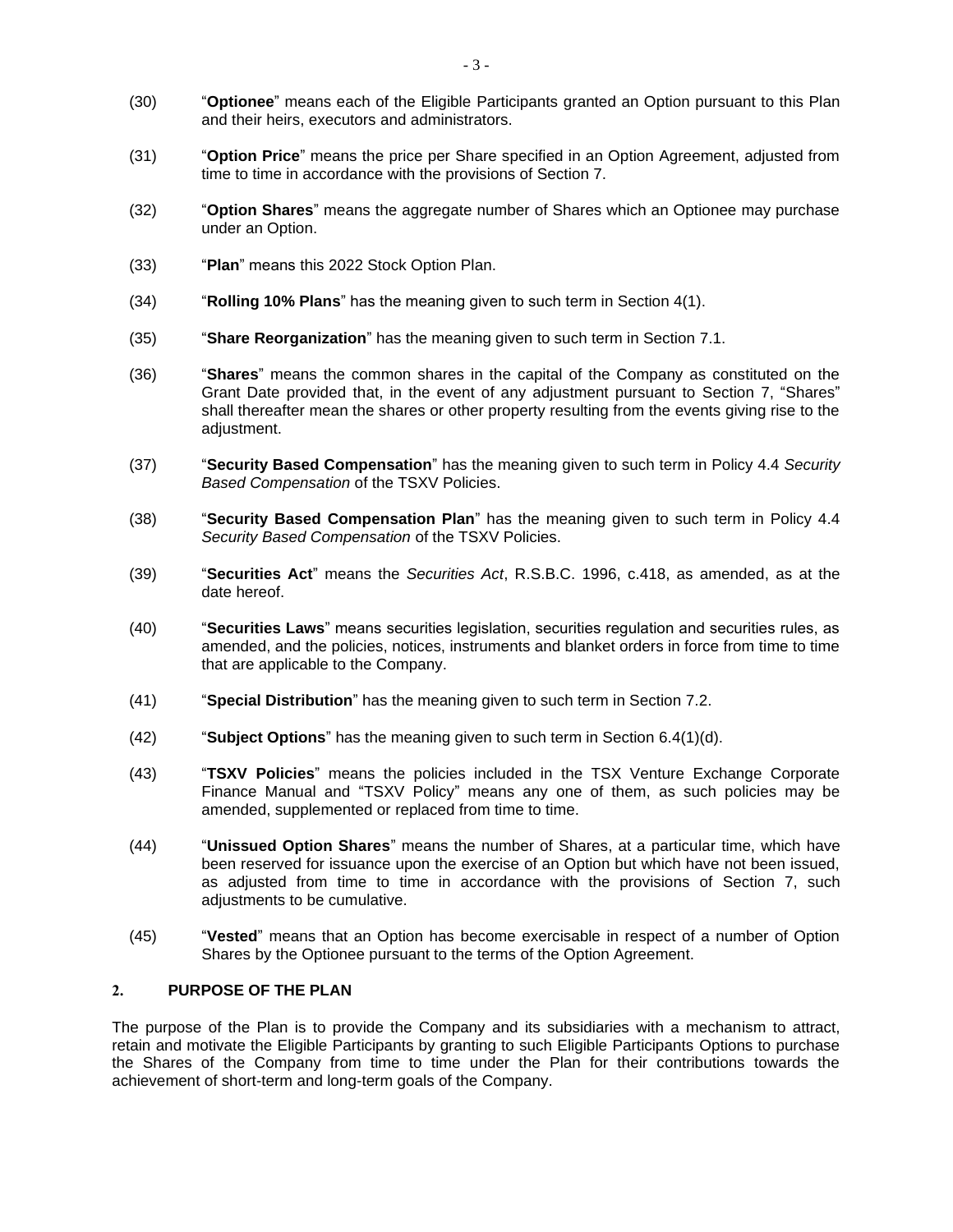(30) "**Optionee**" means each of the Eligible Participants granted an Option pursuant to this Plan and their heirs, executors and administrators.

(31) "**Option Price**" means the price per Share specified in an Option Agreement, adjusted from time to time in accordance with the provisions of Section 7.

(32) "**Option Shares**" means the aggregate number of Shares which an Optionee may purchase under an Option.

(33) "**Plan**" means this 2022 Stock Option Plan.

(34) "**Rolling 10% Plans**" has the meaning given to such term in Section 4(1).

(35) "**Share Reorganization**" has the meaning given to such term in Section 7.1.

(36) "**Shares**" means the common shares in the capital of the Company as constituted on the Grant Date provided that, in the event of any adjustment pursuant to Section 7, "Shares" shall thereafter mean the shares or other property resulting from the events giving rise to the adjustment.

(37) "**Security Based Compensation**" has the meaning given to such term in Policy 4.4 *Security Based Compensation* of the TSXV Policies.

(38) "**Security Based Compensation Plan**" has the meaning given to such term in Policy 4.4 *Security Based Compensation* of the TSXV Policies.

(39) "**Securities Act**" means the *Securities Act*, R.S.B.C. 1996, c.418, as amended, as at the date hereof.

(40) "**Securities Laws**" means securities legislation, securities regulation and securities rules, as amended, and the policies, notices, instruments and blanket orders in force from time to time that are applicable to the Company.

(41) "**Special Distribution**" has the meaning given to such term in Section 7.2.

(42) "**Subject Options**" has the meaning given to such term in Section 6.4(1)(d).

(43) "**TSXV Policies**" means the policies included in the TSX Venture Exchange Corporate Finance Manual and "TSXV Policy" means any one of them, as such policies may be amended, supplemented or replaced from time to time.

(44) "**Unissued Option Shares**" means the number of Shares, at a particular time, which have been reserved for issuance upon the exercise of an Option but which have not been issued, as adjusted from time to time in accordance with the provisions of Section 7, such adjustments to be cumulative.

(45) "**Vested**" means that an Option has become exercisable in respect of a number of Option Shares by the Optionee pursuant to the terms of the Option Agreement.

## 2. PURPOSE OF THE PLAN

The purpose of the Plan is to provide the Company and its subsidiaries with a mechanism to attract, retain and motivate the Eligible Participants by granting to such Eligible Participants Options to purchase the Shares of the Company from time to time under the Plan for their contributions towards the achievement of short-term and long-term goals of the Company.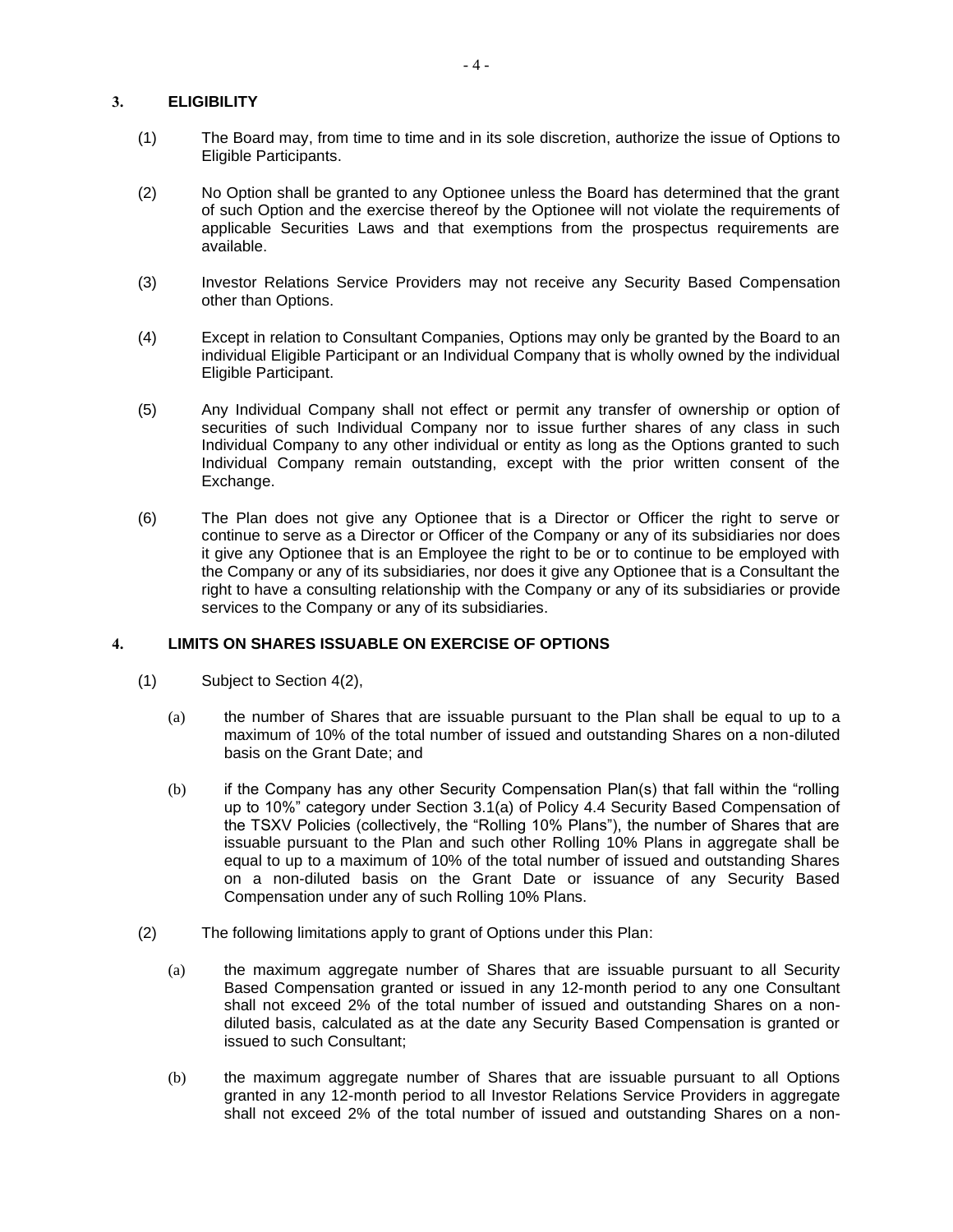## 3. ELIGIBILITY

(1) The Board may, from time to time and in its sole discretion, authorize the issue of Options to Eligible Participants.

(2) No Option shall be granted to any Optionee unless the Board has determined that the grant of such Option and the exercise thereof by the Optionee will not violate the requirements of applicable Securities Laws and that exemptions from the prospectus requirements are available.

(3) Investor Relations Service Providers may not receive any Security Based Compensation other than Options.

(4) Except in relation to Consultant Companies, Options may only be granted by the Board to an individual Eligible Participant or an Individual Company that is wholly owned by the individual Eligible Participant.

(5) Any Individual Company shall not effect or permit any transfer of ownership or option of securities of such Individual Company nor to issue further shares of any class in such Individual Company to any other individual or entity as long as the Options granted to such Individual Company remain outstanding, except with the prior written consent of the Exchange.

(6) The Plan does not give any Optionee that is a Director or Officer the right to serve or continue to serve as a Director or Officer of the Company or any of its subsidiaries nor does it give any Optionee that is an Employee the right to be or to continue to be employed with the Company or any of its subsidiaries, nor does it give any Optionee that is a Consultant the right to have a consulting relationship with the Company or any of its subsidiaries or provide services to the Company or any of its subsidiaries.

## 4. LIMITS ON SHARES ISSUABLE ON EXERCISE OF OPTIONS

(1) Subject to Section 4(2),

(a) the number of Shares that are issuable pursuant to the Plan shall be equal to up to a maximum of 10% of the total number of issued and outstanding Shares on a non-diluted basis on the Grant Date; and

(b) if the Company has any other Security Compensation Plan(s) that fall within the "rolling up to 10%" category under Section 3.1(a) of Policy 4.4 Security Based Compensation of the TSXV Policies (collectively, the "Rolling 10% Plans"), the number of Shares that are issuable pursuant to the Plan and such other Rolling 10% Plans in aggregate shall be equal to up to a maximum of 10% of the total number of issued and outstanding Shares on a non-diluted basis on the Grant Date or issuance of any Security Based Compensation under any of such Rolling 10% Plans.

(2) The following limitations apply to grant of Options under this Plan:

(a) the maximum aggregate number of Shares that are issuable pursuant to all Security Based Compensation granted or issued in any 12-month period to any one Consultant shall not exceed 2% of the total number of issued and outstanding Shares on a non-diluted basis, calculated as at the date any Security Based Compensation is granted or issued to such Consultant;

(b) the maximum aggregate number of Shares that are issuable pursuant to all Options granted in any 12-month period to all Investor Relations Service Providers in aggregate shall not exceed 2% of the total number of issued and outstanding Shares on a non-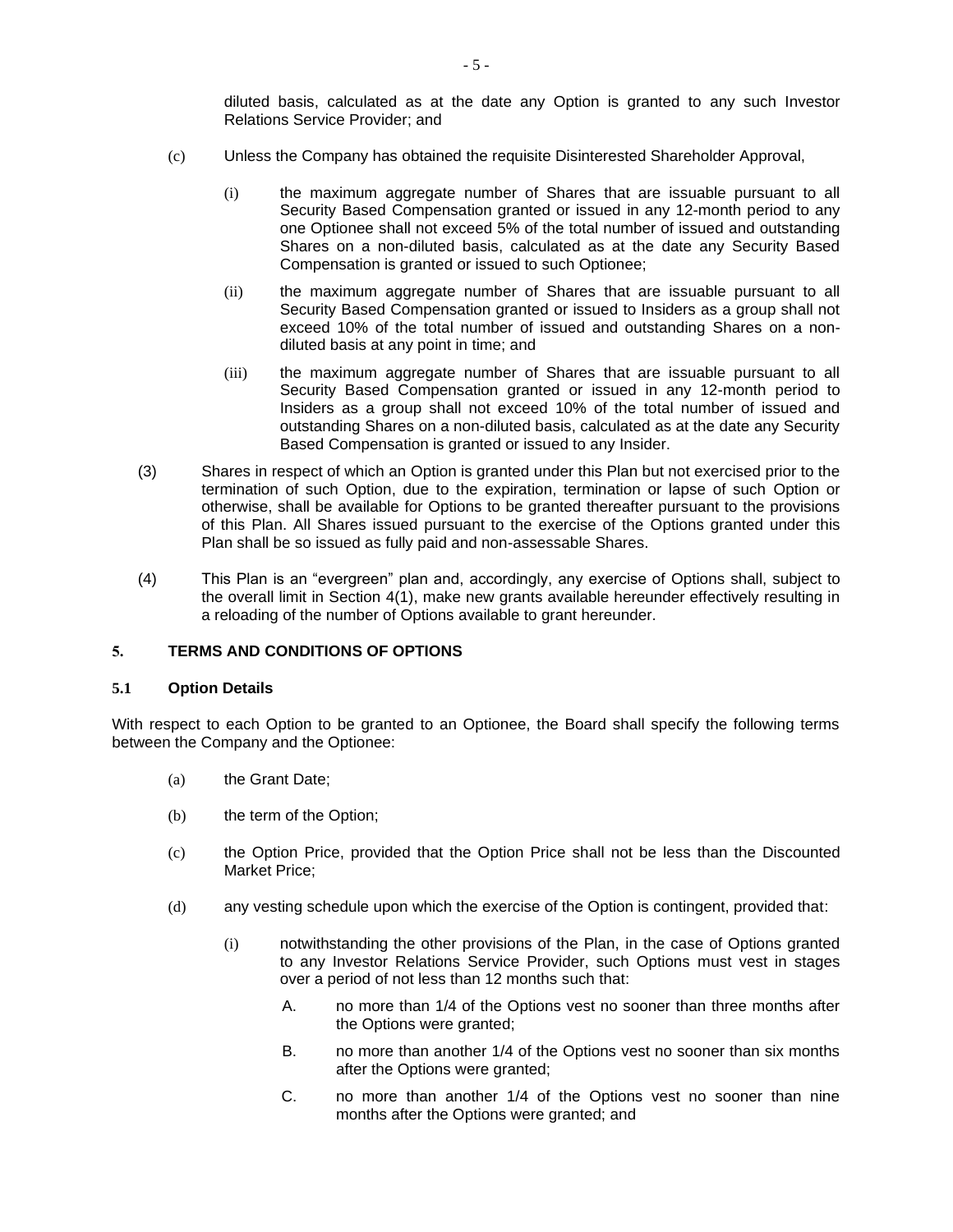diluted basis, calculated as at the date any Option is granted to any such Investor Relations Service Provider; and

(c) Unless the Company has obtained the requisite Disinterested Shareholder Approval,

(i) the maximum aggregate number of Shares that are issuable pursuant to all Security Based Compensation granted or issued in any 12-month period to any one Optionee shall not exceed 5% of the total number of issued and outstanding Shares on a non-diluted basis, calculated as at the date any Security Based Compensation is granted or issued to such Optionee;

(ii) the maximum aggregate number of Shares that are issuable pursuant to all Security Based Compensation granted or issued to Insiders as a group shall not exceed 10% of the total number of issued and outstanding Shares on a non-diluted basis at any point in time; and

(iii) the maximum aggregate number of Shares that are issuable pursuant to all Security Based Compensation granted or issued in any 12-month period to Insiders as a group shall not exceed 10% of the total number of issued and outstanding Shares on a non-diluted basis, calculated as at the date any Security Based Compensation is granted or issued to any Insider.

(3) Shares in respect of which an Option is granted under this Plan but not exercised prior to the termination of such Option, due to the expiration, termination or lapse of such Option or otherwise, shall be available for Options to be granted thereafter pursuant to the provisions of this Plan. All Shares issued pursuant to the exercise of the Options granted under this Plan shall be so issued as fully paid and non-assessable Shares.

(4) This Plan is an "evergreen" plan and, accordingly, any exercise of Options shall, subject to the overall limit in Section 4(1), make new grants available hereunder effectively resulting in a reloading of the number of Options available to grant hereunder.

## 5. TERMS AND CONDITIONS OF OPTIONS

### 5.1 Option Details

With respect to each Option to be granted to an Optionee, the Board shall specify the following terms between the Company and the Optionee:

(a) the Grant Date;

(b) the term of the Option;

(c) the Option Price, provided that the Option Price shall not be less than the Discounted Market Price;

(d) any vesting schedule upon which the exercise of the Option is contingent, provided that:

(i) notwithstanding the other provisions of the Plan, in the case of Options granted to any Investor Relations Service Provider, such Options must vest in stages over a period of not less than 12 months such that:

A. no more than 1/4 of the Options vest no sooner than three months after the Options were granted;

B. no more than another 1/4 of the Options vest no sooner than six months after the Options were granted;

C. no more than another 1/4 of the Options vest no sooner than nine months after the Options were granted; and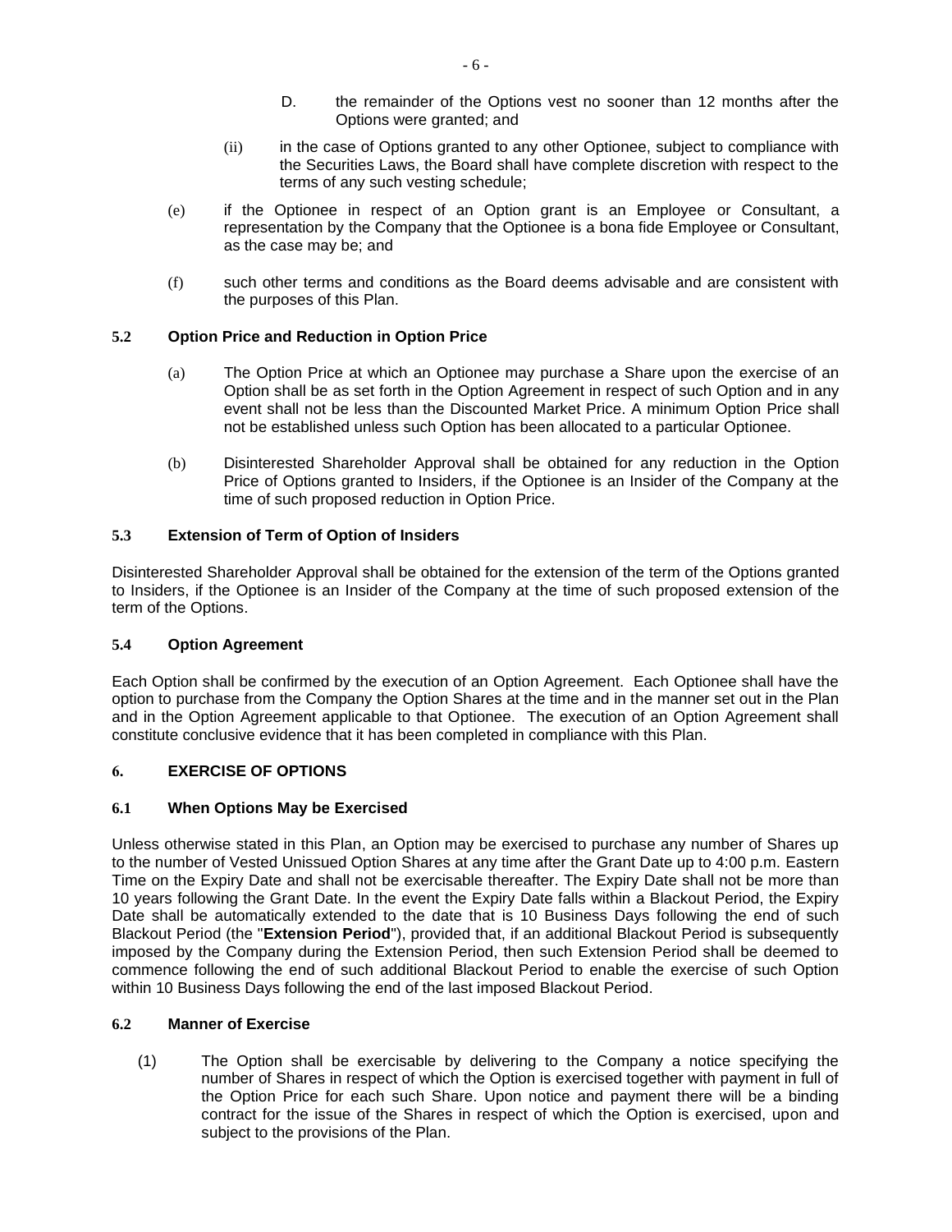D. the remainder of the Options vest no sooner than 12 months after the Options were granted; and

(ii) in the case of Options granted to any other Optionee, subject to compliance with the Securities Laws, the Board shall have complete discretion with respect to the terms of any such vesting schedule;

(e) if the Optionee in respect of an Option grant is an Employee or Consultant, a representation by the Company that the Optionee is a bona fide Employee or Consultant, as the case may be; and

(f) such other terms and conditions as the Board deems advisable and are consistent with the purposes of this Plan.

### 5.2 Option Price and Reduction in Option Price

(a) The Option Price at which an Optionee may purchase a Share upon the exercise of an Option shall be as set forth in the Option Agreement in respect of such Option and in any event shall not be less than the Discounted Market Price. A minimum Option Price shall not be established unless such Option has been allocated to a particular Optionee.

(b) Disinterested Shareholder Approval shall be obtained for any reduction in the Option Price of Options granted to Insiders, if the Optionee is an Insider of the Company at the time of such proposed reduction in Option Price.

### 5.3 Extension of Term of Option of Insiders

Disinterested Shareholder Approval shall be obtained for the extension of the term of the Options granted to Insiders, if the Optionee is an Insider of the Company at the time of such proposed extension of the term of the Options.

### 5.4 Option Agreement

Each Option shall be confirmed by the execution of an Option Agreement. Each Optionee shall have the option to purchase from the Company the Option Shares at the time and in the manner set out in the Plan and in the Option Agreement applicable to that Optionee. The execution of an Option Agreement shall constitute conclusive evidence that it has been completed in compliance with this Plan.

## 6. EXERCISE OF OPTIONS

### 6.1 When Options May be Exercised

Unless otherwise stated in this Plan, an Option may be exercised to purchase any number of Shares up to the number of Vested Unissued Option Shares at any time after the Grant Date up to 4:00 p.m. Eastern Time on the Expiry Date and shall not be exercisable thereafter. The Expiry Date shall not be more than 10 years following the Grant Date. In the event the Expiry Date falls within a Blackout Period, the Expiry Date shall be automatically extended to the date that is 10 Business Days following the end of such Blackout Period (the "**Extension Period**"), provided that, if an additional Blackout Period is subsequently imposed by the Company during the Extension Period, then such Extension Period shall be deemed to commence following the end of such additional Blackout Period to enable the exercise of such Option within 10 Business Days following the end of the last imposed Blackout Period.

### 6.2 Manner of Exercise

(1) The Option shall be exercisable by delivering to the Company a notice specifying the number of Shares in respect of which the Option is exercised together with payment in full of the Option Price for each such Share. Upon notice and payment there will be a binding contract for the issue of the Shares in respect of which the Option is exercised, upon and subject to the provisions of the Plan.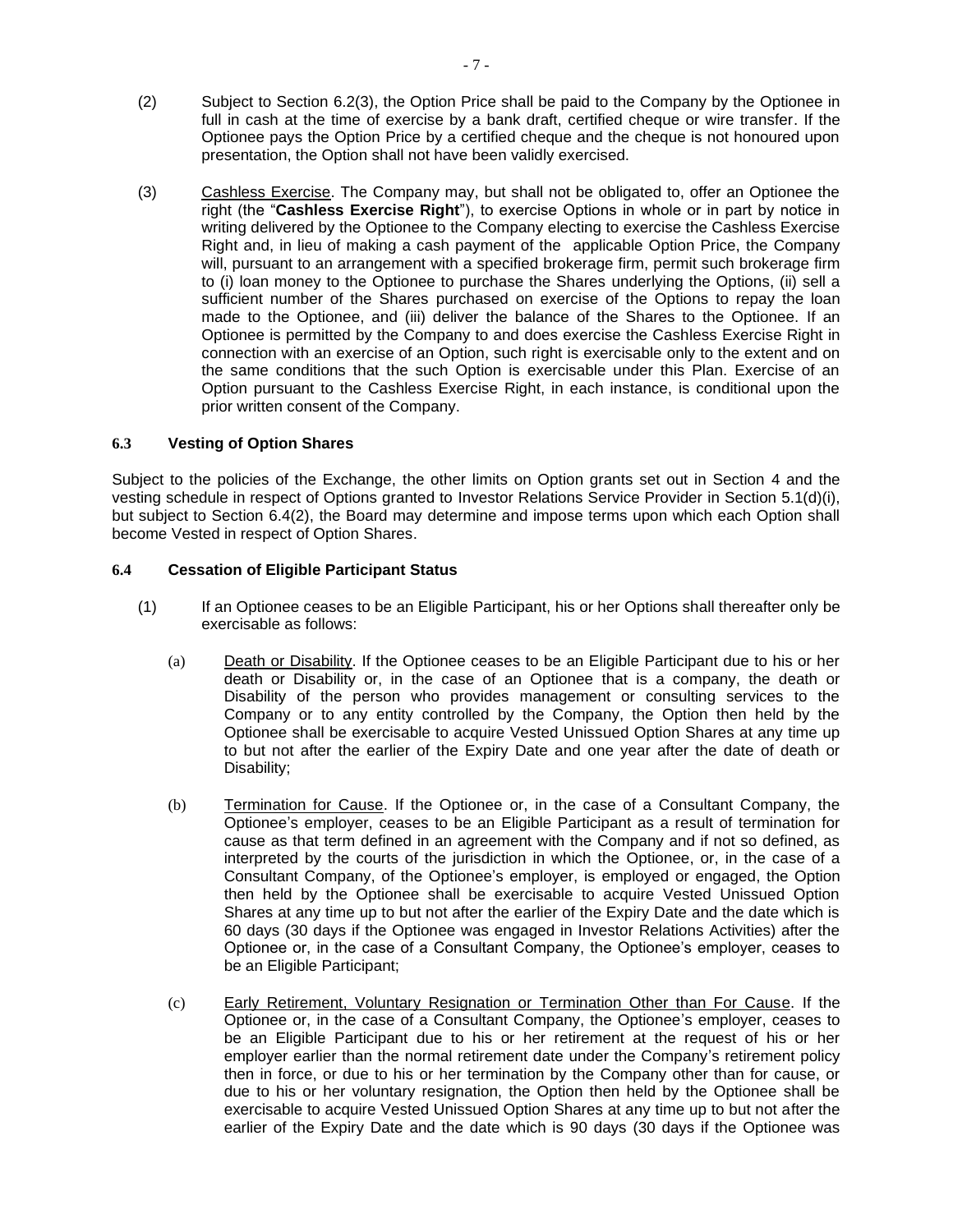(2) Subject to Section 6.2(3), the Option Price shall be paid to the Company by the Optionee in full in cash at the time of exercise by a bank draft, certified cheque or wire transfer. If the Optionee pays the Option Price by a certified cheque and the cheque is not honoured upon presentation, the Option shall not have been validly exercised.

(3) Cashless Exercise. The Company may, but shall not be obligated to, offer an Optionee the right (the "**Cashless Exercise Right**"), to exercise Options in whole or in part by notice in writing delivered by the Optionee to the Company electing to exercise the Cashless Exercise Right and, in lieu of making a cash payment of the applicable Option Price, the Company will, pursuant to an arrangement with a specified brokerage firm, permit such brokerage firm to (i) loan money to the Optionee to purchase the Shares underlying the Options, (ii) sell a sufficient number of the Shares purchased on exercise of the Options to repay the loan made to the Optionee, and (iii) deliver the balance of the Shares to the Optionee. If an Optionee is permitted by the Company to and does exercise the Cashless Exercise Right in connection with an exercise of an Option, such right is exercisable only to the extent and on the same conditions that the such Option is exercisable under this Plan. Exercise of an Option pursuant to the Cashless Exercise Right, in each instance, is conditional upon the prior written consent of the Company.

### 6.3 Vesting of Option Shares

Subject to the policies of the Exchange, the other limits on Option grants set out in Section 4 and the vesting schedule in respect of Options granted to Investor Relations Service Provider in Section 5.1(d)(i), but subject to Section 6.4(2), the Board may determine and impose terms upon which each Option shall become Vested in respect of Option Shares.

### 6.4 Cessation of Eligible Participant Status

(1) If an Optionee ceases to be an Eligible Participant, his or her Options shall thereafter only be exercisable as follows:

(a) Death or Disability. If the Optionee ceases to be an Eligible Participant due to his or her death or Disability or, in the case of an Optionee that is a company, the death or Disability of the person who provides management or consulting services to the Company or to any entity controlled by the Company, the Option then held by the Optionee shall be exercisable to acquire Vested Unissued Option Shares at any time up to but not after the earlier of the Expiry Date and one year after the date of death or Disability;

(b) Termination for Cause. If the Optionee or, in the case of a Consultant Company, the Optionee's employer, ceases to be an Eligible Participant as a result of termination for cause as that term defined in an agreement with the Company and if not so defined, as interpreted by the courts of the jurisdiction in which the Optionee, or, in the case of a Consultant Company, of the Optionee's employer, is employed or engaged, the Option then held by the Optionee shall be exercisable to acquire Vested Unissued Option Shares at any time up to but not after the earlier of the Expiry Date and the date which is 60 days (30 days if the Optionee was engaged in Investor Relations Activities) after the Optionee or, in the case of a Consultant Company, the Optionee's employer, ceases to be an Eligible Participant;

(c) Early Retirement, Voluntary Resignation or Termination Other than For Cause. If the Optionee or, in the case of a Consultant Company, the Optionee's employer, ceases to be an Eligible Participant due to his or her retirement at the request of his or her employer earlier than the normal retirement date under the Company's retirement policy then in force, or due to his or her termination by the Company other than for cause, or due to his or her voluntary resignation, the Option then held by the Optionee shall be exercisable to acquire Vested Unissued Option Shares at any time up to but not after the earlier of the Expiry Date and the date which is 90 days (30 days if the Optionee was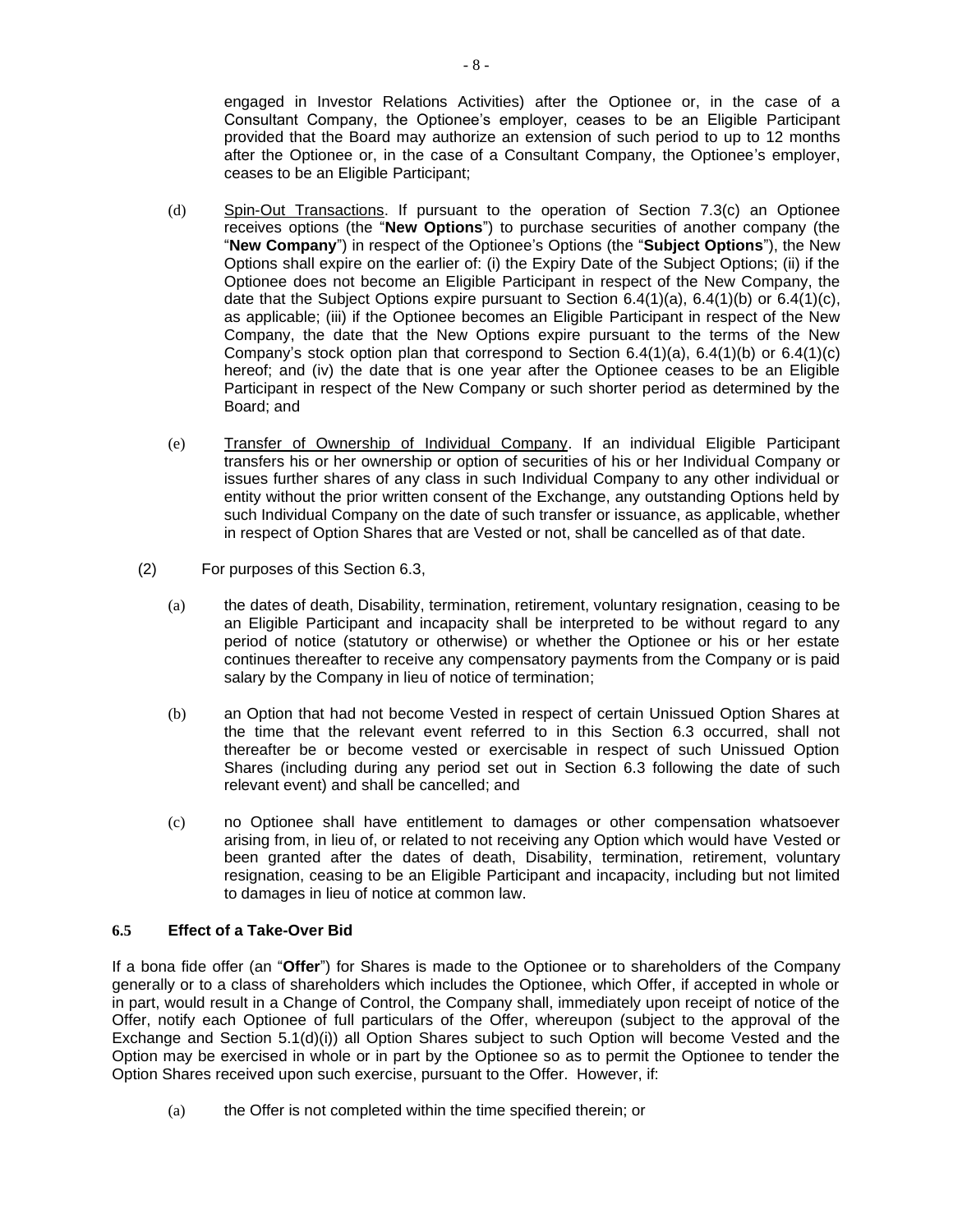engaged in Investor Relations Activities) after the Optionee or, in the case of a Consultant Company, the Optionee's employer, ceases to be an Eligible Participant provided that the Board may authorize an extension of such period to up to 12 months after the Optionee or, in the case of a Consultant Company, the Optionee's employer, ceases to be an Eligible Participant;

(d) Spin-Out Transactions. If pursuant to the operation of Section 7.3(c) an Optionee receives options (the "**New Options**") to purchase securities of another company (the "**New Company**") in respect of the Optionee's Options (the "**Subject Options**"), the New Options shall expire on the earlier of: (i) the Expiry Date of the Subject Options; (ii) if the Optionee does not become an Eligible Participant in respect of the New Company, the date that the Subject Options expire pursuant to Section 6.4(1)(a), 6.4(1)(b) or 6.4(1)(c), as applicable; (iii) if the Optionee becomes an Eligible Participant in respect of the New Company, the date that the New Options expire pursuant to the terms of the New Company's stock option plan that correspond to Section 6.4(1)(a), 6.4(1)(b) or 6.4(1)(c) hereof; and (iv) the date that is one year after the Optionee ceases to be an Eligible Participant in respect of the New Company or such shorter period as determined by the Board; and

(e) Transfer of Ownership of Individual Company. If an individual Eligible Participant transfers his or her ownership or option of securities of his or her Individual Company or issues further shares of any class in such Individual Company to any other individual or entity without the prior written consent of the Exchange, any outstanding Options held by such Individual Company on the date of such transfer or issuance, as applicable, whether in respect of Option Shares that are Vested or not, shall be cancelled as of that date.

(2) For purposes of this Section 6.3,

(a) the dates of death, Disability, termination, retirement, voluntary resignation, ceasing to be an Eligible Participant and incapacity shall be interpreted to be without regard to any period of notice (statutory or otherwise) or whether the Optionee or his or her estate continues thereafter to receive any compensatory payments from the Company or is paid salary by the Company in lieu of notice of termination;

(b) an Option that had not become Vested in respect of certain Unissued Option Shares at the time that the relevant event referred to in this Section 6.3 occurred, shall not thereafter be or become vested or exercisable in respect of such Unissued Option Shares (including during any period set out in Section 6.3 following the date of such relevant event) and shall be cancelled; and

(c) no Optionee shall have entitlement to damages or other compensation whatsoever arising from, in lieu of, or related to not receiving any Option which would have Vested or been granted after the dates of death, Disability, termination, retirement, voluntary resignation, ceasing to be an Eligible Participant and incapacity, including but not limited to damages in lieu of notice at common law.

### 6.5 Effect of a Take-Over Bid

If a bona fide offer (an "**Offer**") for Shares is made to the Optionee or to shareholders of the Company generally or to a class of shareholders which includes the Optionee, which Offer, if accepted in whole or in part, would result in a Change of Control, the Company shall, immediately upon receipt of notice of the Offer, notify each Optionee of full particulars of the Offer, whereupon (subject to the approval of the Exchange and Section 5.1(d)(i)) all Option Shares subject to such Option will become Vested and the Option may be exercised in whole or in part by the Optionee so as to permit the Optionee to tender the Option Shares received upon such exercise, pursuant to the Offer. However, if:

(a) the Offer is not completed within the time specified therein; or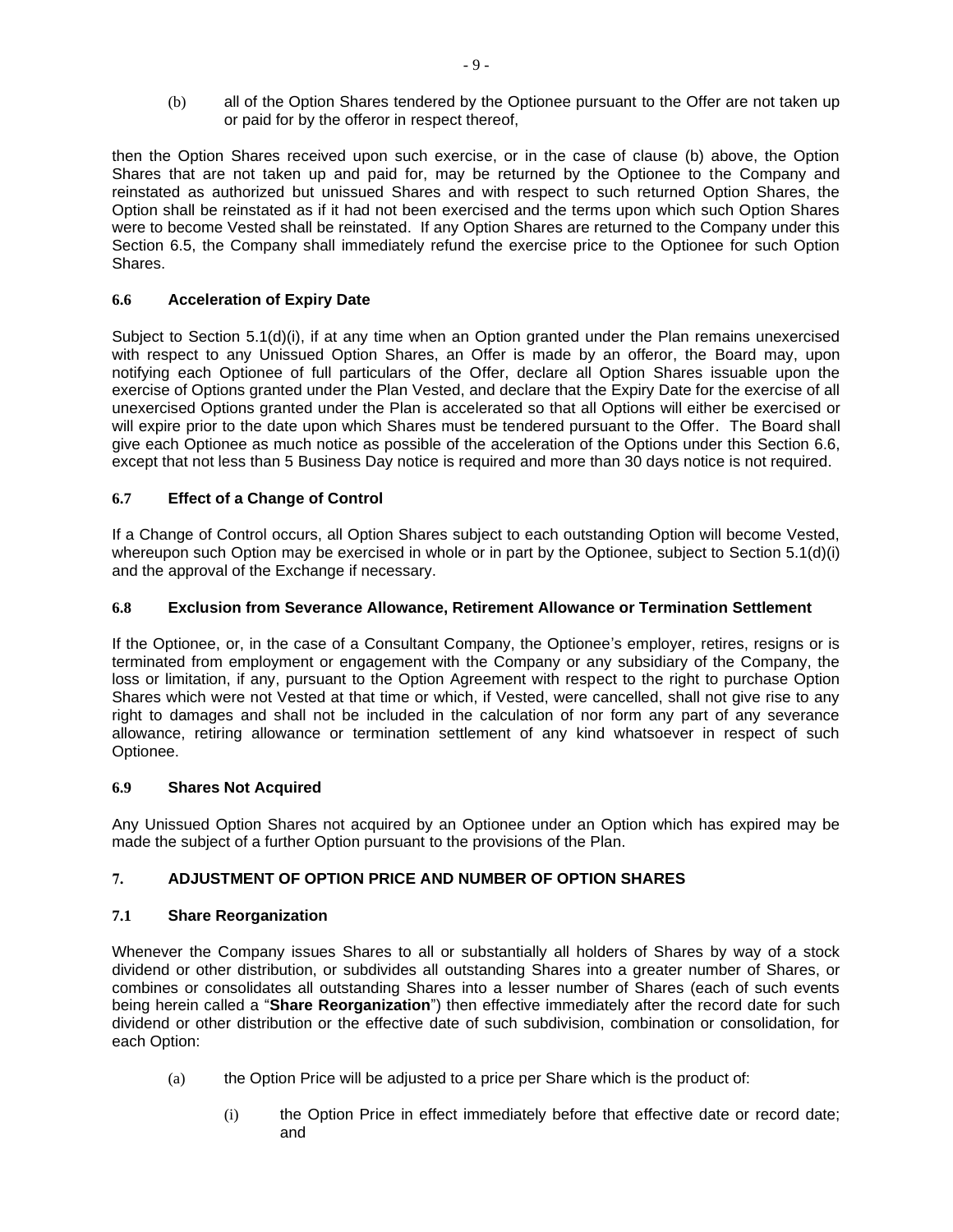(b) all of the Option Shares tendered by the Optionee pursuant to the Offer are not taken up or paid for by the offeror in respect thereof,

then the Option Shares received upon such exercise, or in the case of clause (b) above, the Option Shares that are not taken up and paid for, may be returned by the Optionee to the Company and reinstated as authorized but unissued Shares and with respect to such returned Option Shares, the Option shall be reinstated as if it had not been exercised and the terms upon which such Option Shares were to become Vested shall be reinstated. If any Option Shares are returned to the Company under this Section 6.5, the Company shall immediately refund the exercise price to the Optionee for such Option Shares.

### 6.6 Acceleration of Expiry Date

Subject to Section 5.1(d)(i), if at any time when an Option granted under the Plan remains unexercised with respect to any Unissued Option Shares, an Offer is made by an offeror, the Board may, upon notifying each Optionee of full particulars of the Offer, declare all Option Shares issuable upon the exercise of Options granted under the Plan Vested, and declare that the Expiry Date for the exercise of all unexercised Options granted under the Plan is accelerated so that all Options will either be exercised or will expire prior to the date upon which Shares must be tendered pursuant to the Offer. The Board shall give each Optionee as much notice as possible of the acceleration of the Options under this Section 6.6, except that not less than 5 Business Day notice is required and more than 30 days notice is not required.

### 6.7 Effect of a Change of Control

If a Change of Control occurs, all Option Shares subject to each outstanding Option will become Vested, whereupon such Option may be exercised in whole or in part by the Optionee, subject to Section 5.1(d)(i) and the approval of the Exchange if necessary.

### 6.8 Exclusion from Severance Allowance, Retirement Allowance or Termination Settlement

If the Optionee, or, in the case of a Consultant Company, the Optionee's employer, retires, resigns or is terminated from employment or engagement with the Company or any subsidiary of the Company, the loss or limitation, if any, pursuant to the Option Agreement with respect to the right to purchase Option Shares which were not Vested at that time or which, if Vested, were cancelled, shall not give rise to any right to damages and shall not be included in the calculation of nor form any part of any severance allowance, retiring allowance or termination settlement of any kind whatsoever in respect of such Optionee.

### 6.9 Shares Not Acquired

Any Unissued Option Shares not acquired by an Optionee under an Option which has expired may be made the subject of a further Option pursuant to the provisions of the Plan.

## 7. ADJUSTMENT OF OPTION PRICE AND NUMBER OF OPTION SHARES

### 7.1 Share Reorganization

Whenever the Company issues Shares to all or substantially all holders of Shares by way of a stock dividend or other distribution, or subdivides all outstanding Shares into a greater number of Shares, or combines or consolidates all outstanding Shares into a lesser number of Shares (each of such events being herein called a "**Share Reorganization**") then effective immediately after the record date for such dividend or other distribution or the effective date of such subdivision, combination or consolidation, for each Option:

(a) the Option Price will be adjusted to a price per Share which is the product of:

(i) the Option Price in effect immediately before that effective date or record date; and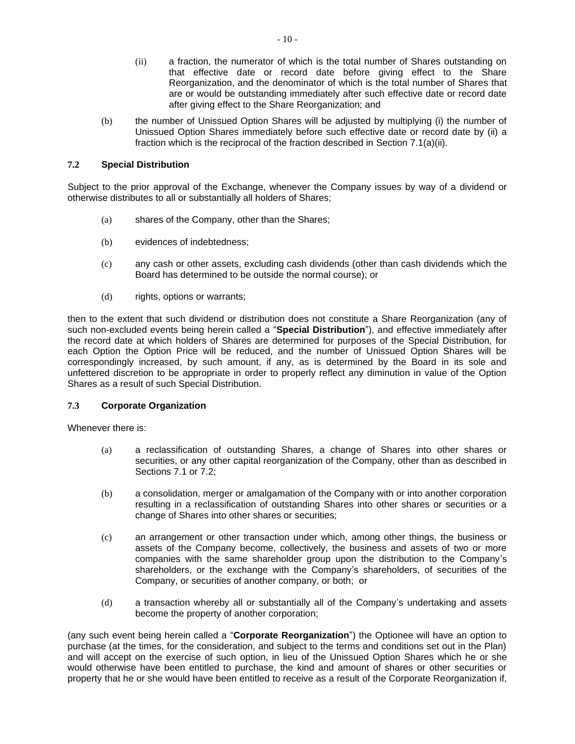(ii) a fraction, the numerator of which is the total number of Shares outstanding on that effective date or record date before giving effect to the Share Reorganization, and the denominator of which is the total number of Shares that are or would be outstanding immediately after such effective date or record date after giving effect to the Share Reorganization; and

(b) the number of Unissued Option Shares will be adjusted by multiplying (i) the number of Unissued Option Shares immediately before such effective date or record date by (ii) a fraction which is the reciprocal of the fraction described in Section 7.1(a)(ii).

### 7.2 Special Distribution

Subject to the prior approval of the Exchange, whenever the Company issues by way of a dividend or otherwise distributes to all or substantially all holders of Shares;

(a) shares of the Company, other than the Shares;

(b) evidences of indebtedness;

(c) any cash or other assets, excluding cash dividends (other than cash dividends which the Board has determined to be outside the normal course); or

(d) rights, options or warrants;

then to the extent that such dividend or distribution does not constitute a Share Reorganization (any of such non-excluded events being herein called a "**Special Distribution**"), and effective immediately after the record date at which holders of Shares are determined for purposes of the Special Distribution, for each Option the Option Price will be reduced, and the number of Unissued Option Shares will be correspondingly increased, by such amount, if any, as is determined by the Board in its sole and unfettered discretion to be appropriate in order to properly reflect any diminution in value of the Option Shares as a result of such Special Distribution.

### 7.3 Corporate Organization

Whenever there is:

(a) a reclassification of outstanding Shares, a change of Shares into other shares or securities, or any other capital reorganization of the Company, other than as described in Sections 7.1 or 7.2;

(b) a consolidation, merger or amalgamation of the Company with or into another corporation resulting in a reclassification of outstanding Shares into other shares or securities or a change of Shares into other shares or securities;

(c) an arrangement or other transaction under which, among other things, the business or assets of the Company become, collectively, the business and assets of two or more companies with the same shareholder group upon the distribution to the Company's shareholders, or the exchange with the Company's shareholders, of securities of the Company, or securities of another company, or both; or

(d) a transaction whereby all or substantially all of the Company's undertaking and assets become the property of another corporation;

(any such event being herein called a "**Corporate Reorganization**") the Optionee will have an option to purchase (at the times, for the consideration, and subject to the terms and conditions set out in the Plan) and will accept on the exercise of such option, in lieu of the Unissued Option Shares which he or she would otherwise have been entitled to purchase, the kind and amount of shares or other securities or property that he or she would have been entitled to receive as a result of the Corporate Reorganization if,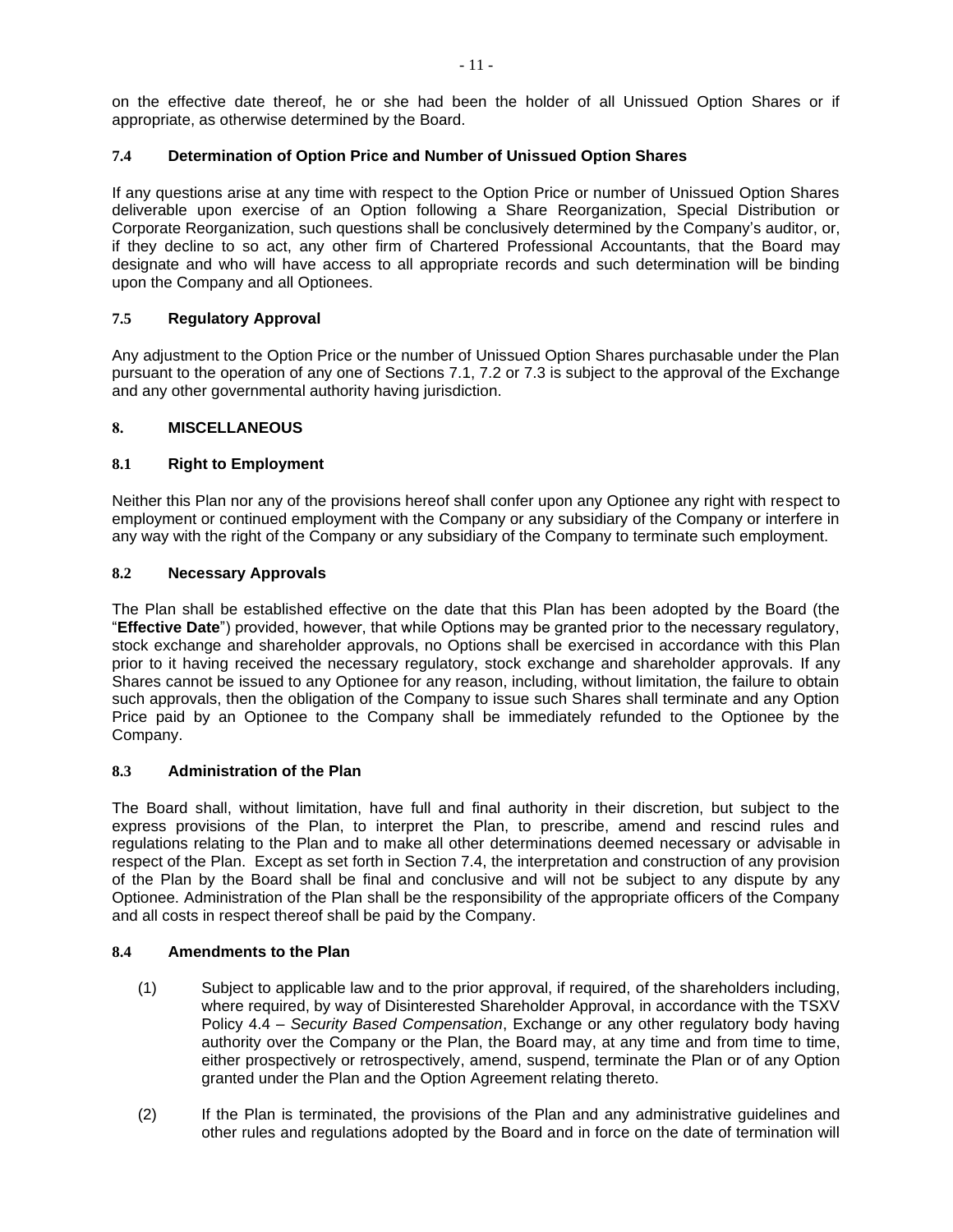on the effective date thereof, he or she had been the holder of all Unissued Option Shares or if appropriate, as otherwise determined by the Board.

### 7.4 Determination of Option Price and Number of Unissued Option Shares

If any questions arise at any time with respect to the Option Price or number of Unissued Option Shares deliverable upon exercise of an Option following a Share Reorganization, Special Distribution or Corporate Reorganization, such questions shall be conclusively determined by the Company's auditor, or, if they decline to so act, any other firm of Chartered Professional Accountants, that the Board may designate and who will have access to all appropriate records and such determination will be binding upon the Company and all Optionees.

### 7.5 Regulatory Approval

Any adjustment to the Option Price or the number of Unissued Option Shares purchasable under the Plan pursuant to the operation of any one of Sections 7.1, 7.2 or 7.3 is subject to the approval of the Exchange and any other governmental authority having jurisdiction.

## 8. MISCELLANEOUS

### 8.1 Right to Employment

Neither this Plan nor any of the provisions hereof shall confer upon any Optionee any right with respect to employment or continued employment with the Company or any subsidiary of the Company or interfere in any way with the right of the Company or any subsidiary of the Company to terminate such employment.

### 8.2 Necessary Approvals

The Plan shall be established effective on the date that this Plan has been adopted by the Board (the "**Effective Date**") provided, however, that while Options may be granted prior to the necessary regulatory, stock exchange and shareholder approvals, no Options shall be exercised in accordance with this Plan prior to it having received the necessary regulatory, stock exchange and shareholder approvals. If any Shares cannot be issued to any Optionee for any reason, including, without limitation, the failure to obtain such approvals, then the obligation of the Company to issue such Shares shall terminate and any Option Price paid by an Optionee to the Company shall be immediately refunded to the Optionee by the Company.

### 8.3 Administration of the Plan

The Board shall, without limitation, have full and final authority in their discretion, but subject to the express provisions of the Plan, to interpret the Plan, to prescribe, amend and rescind rules and regulations relating to the Plan and to make all other determinations deemed necessary or advisable in respect of the Plan. Except as set forth in Section 7.4, the interpretation and construction of any provision of the Plan by the Board shall be final and conclusive and will not be subject to any dispute by any Optionee. Administration of the Plan shall be the responsibility of the appropriate officers of the Company and all costs in respect thereof shall be paid by the Company.

### 8.4 Amendments to the Plan

(1) Subject to applicable law and to the prior approval, if required, of the shareholders including, where required, by way of Disinterested Shareholder Approval, in accordance with the TSXV Policy 4.4 – *Security Based Compensation*, Exchange or any other regulatory body having authority over the Company or the Plan, the Board may, at any time and from time to time, either prospectively or retrospectively, amend, suspend, terminate the Plan or of any Option granted under the Plan and the Option Agreement relating thereto.

(2) If the Plan is terminated, the provisions of the Plan and any administrative guidelines and other rules and regulations adopted by the Board and in force on the date of termination will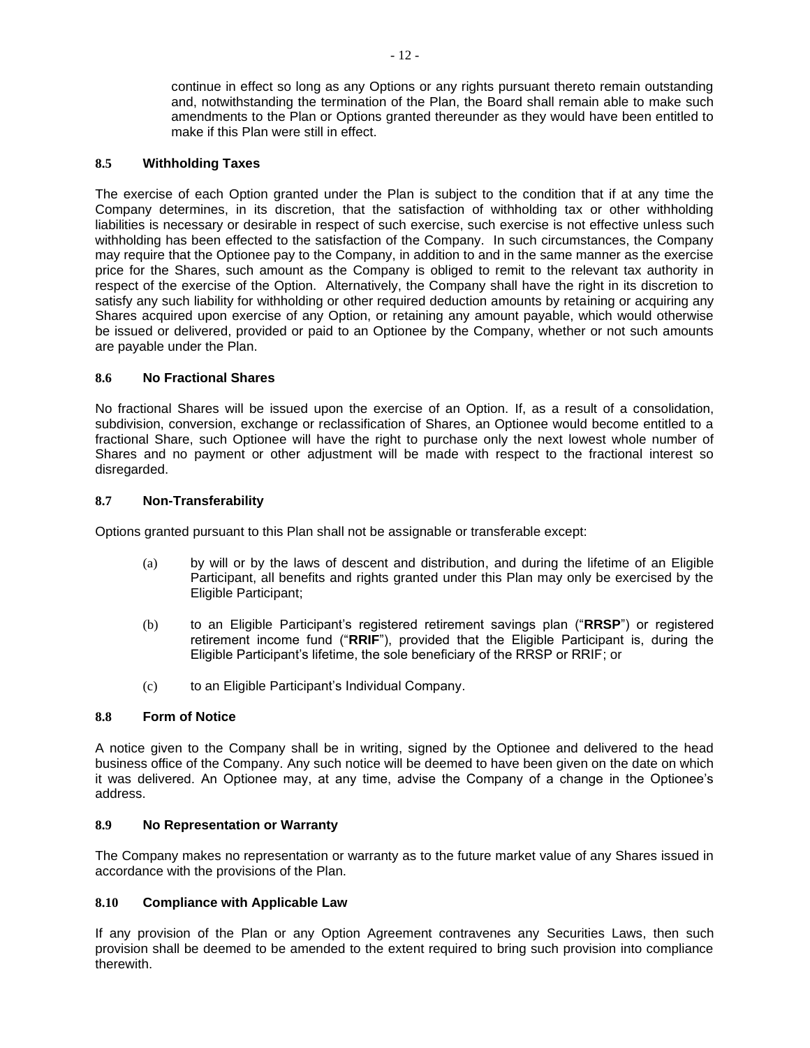continue in effect so long as any Options or any rights pursuant thereto remain outstanding and, notwithstanding the termination of the Plan, the Board shall remain able to make such amendments to the Plan or Options granted thereunder as they would have been entitled to make if this Plan were still in effect.

### 8.5 Withholding Taxes

The exercise of each Option granted under the Plan is subject to the condition that if at any time the Company determines, in its discretion, that the satisfaction of withholding tax or other withholding liabilities is necessary or desirable in respect of such exercise, such exercise is not effective unless such withholding has been effected to the satisfaction of the Company. In such circumstances, the Company may require that the Optionee pay to the Company, in addition to and in the same manner as the exercise price for the Shares, such amount as the Company is obliged to remit to the relevant tax authority in respect of the exercise of the Option. Alternatively, the Company shall have the right in its discretion to satisfy any such liability for withholding or other required deduction amounts by retaining or acquiring any Shares acquired upon exercise of any Option, or retaining any amount payable, which would otherwise be issued or delivered, provided or paid to an Optionee by the Company, whether or not such amounts are payable under the Plan.

### 8.6 No Fractional Shares

No fractional Shares will be issued upon the exercise of an Option. If, as a result of a consolidation, subdivision, conversion, exchange or reclassification of Shares, an Optionee would become entitled to a fractional Share, such Optionee will have the right to purchase only the next lowest whole number of Shares and no payment or other adjustment will be made with respect to the fractional interest so disregarded.

### 8.7 Non-Transferability

Options granted pursuant to this Plan shall not be assignable or transferable except:

(a) by will or by the laws of descent and distribution, and during the lifetime of an Eligible Participant, all benefits and rights granted under this Plan may only be exercised by the Eligible Participant;

(b) to an Eligible Participant's registered retirement savings plan ("**RRSP**") or registered retirement income fund ("**RRIF**"), provided that the Eligible Participant is, during the Eligible Participant's lifetime, the sole beneficiary of the RRSP or RRIF; or

(c) to an Eligible Participant's Individual Company.

### 8.8 Form of Notice

A notice given to the Company shall be in writing, signed by the Optionee and delivered to the head business office of the Company. Any such notice will be deemed to have been given on the date on which it was delivered. An Optionee may, at any time, advise the Company of a change in the Optionee's address.

### 8.9 No Representation or Warranty

The Company makes no representation or warranty as to the future market value of any Shares issued in accordance with the provisions of the Plan.

### 8.10 Compliance with Applicable Law

If any provision of the Plan or any Option Agreement contravenes any Securities Laws, then such provision shall be deemed to be amended to the extent required to bring such provision into compliance therewith.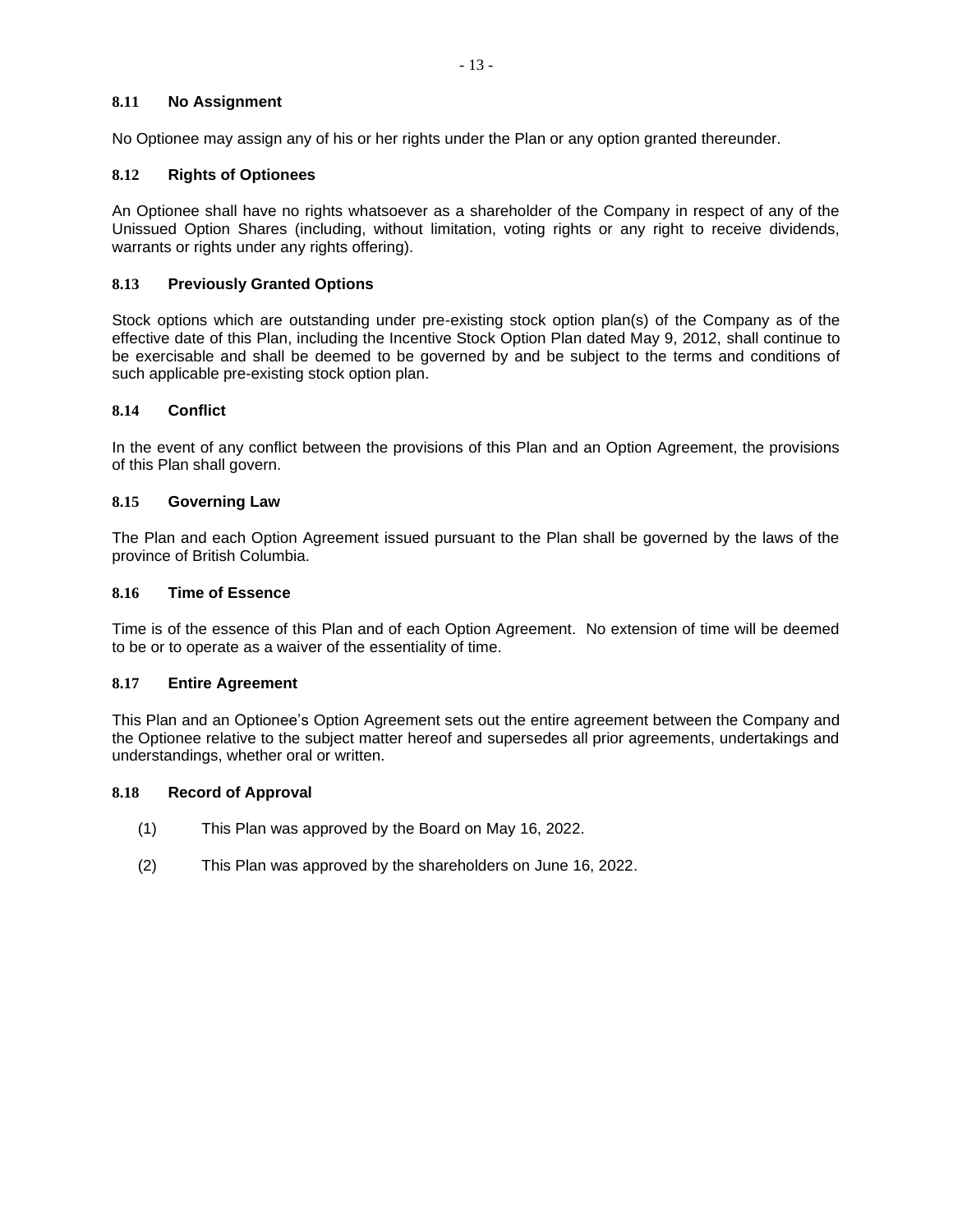### 8.11 No Assignment

No Optionee may assign any of his or her rights under the Plan or any option granted thereunder.

### 8.12 Rights of Optionees

An Optionee shall have no rights whatsoever as a shareholder of the Company in respect of any of the Unissued Option Shares (including, without limitation, voting rights or any right to receive dividends, warrants or rights under any rights offering).

### 8.13 Previously Granted Options

Stock options which are outstanding under pre-existing stock option plan(s) of the Company as of the effective date of this Plan, including the Incentive Stock Option Plan dated May 9, 2012, shall continue to be exercisable and shall be deemed to be governed by and be subject to the terms and conditions of such applicable pre-existing stock option plan.

### 8.14 Conflict

In the event of any conflict between the provisions of this Plan and an Option Agreement, the provisions of this Plan shall govern.

### 8.15 Governing Law

The Plan and each Option Agreement issued pursuant to the Plan shall be governed by the laws of the province of British Columbia.

### 8.16 Time of Essence

Time is of the essence of this Plan and of each Option Agreement. No extension of time will be deemed to be or to operate as a waiver of the essentiality of time.

### 8.17 Entire Agreement

This Plan and an Optionee's Option Agreement sets out the entire agreement between the Company and the Optionee relative to the subject matter hereof and supersedes all prior agreements, undertakings and understandings, whether oral or written.

### 8.18 Record of Approval

(1) This Plan was approved by the Board on May 16, 2022.

(2) This Plan was approved by the shareholders on June 16, 2022.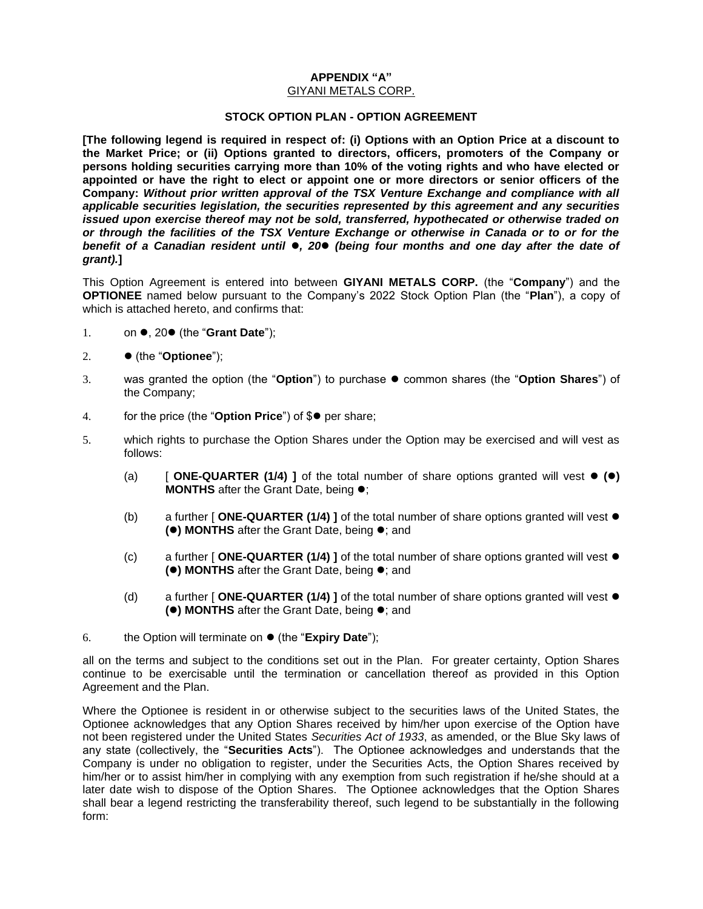**APPENDIX "A"**
GIYANI METALS CORP.

**STOCK OPTION PLAN - OPTION AGREEMENT**

**[The following legend is required in respect of: (i) Options with an Option Price at a discount to the Market Price; or (ii) Options granted to directors, officers, promoters of the Company or persons holding securities carrying more than 10% of the voting rights and who have elected or appointed or have the right to elect or appoint one or more directors or senior officers of the Company: *Without prior written approval of the TSX Venture Exchange and compliance with all applicable securities legislation, the securities represented by this agreement and any securities issued upon exercise thereof may not be sold, transferred, hypothecated or otherwise traded on or through the facilities of the TSX Venture Exchange or otherwise in Canada or to or for the benefit of a Canadian resident until ●, 20● (being four months and one day after the date of grant).*]**

This Option Agreement is entered into between **GIYANI METALS CORP.** (the "**Company**") and the **OPTIONEE** named below pursuant to the Company's 2022 Stock Option Plan (the "**Plan**"), a copy of which is attached hereto, and confirms that:

1. on ●, 20● (the "**Grant Date**");
2. ● (the "**Optionee**");
3. was granted the option (the "**Option**") to purchase ● common shares (the "**Option Shares**") of the Company;
4. for the price (the "**Option Price**") of $● per share;
5. which rights to purchase the Option Shares under the Option may be exercised and will vest as follows:
   (a) [ **ONE-QUARTER (1/4)** ] of the total number of share options granted will vest ● **(●) MONTHS** after the Grant Date, being ●;
   (b) a further [ **ONE-QUARTER (1/4)** ] of the total number of share options granted will vest ● **(●) MONTHS** after the Grant Date, being ●; and
   (c) a further [ **ONE-QUARTER (1/4)** ] of the total number of share options granted will vest ● **(●) MONTHS** after the Grant Date, being ●; and
   (d) a further [ **ONE-QUARTER (1/4)** ] of the total number of share options granted will vest ● **(●) MONTHS** after the Grant Date, being ●; and
6. the Option will terminate on ● (the "**Expiry Date**");

all on the terms and subject to the conditions set out in the Plan. For greater certainty, Option Shares continue to be exercisable until the termination or cancellation thereof as provided in this Option Agreement and the Plan.

Where the Optionee is resident in or otherwise subject to the securities laws of the United States, the Optionee acknowledges that any Option Shares received by him/her upon exercise of the Option have not been registered under the United States *Securities Act of 1933*, as amended, or the Blue Sky laws of any state (collectively, the "**Securities Acts**"). The Optionee acknowledges and understands that the Company is under no obligation to register, under the Securities Acts, the Option Shares received by him/her or to assist him/her in complying with any exemption from such registration if he/she should at a later date wish to dispose of the Option Shares. The Optionee acknowledges that the Option Shares shall bear a legend restricting the transferability thereof, such legend to be substantially in the following form: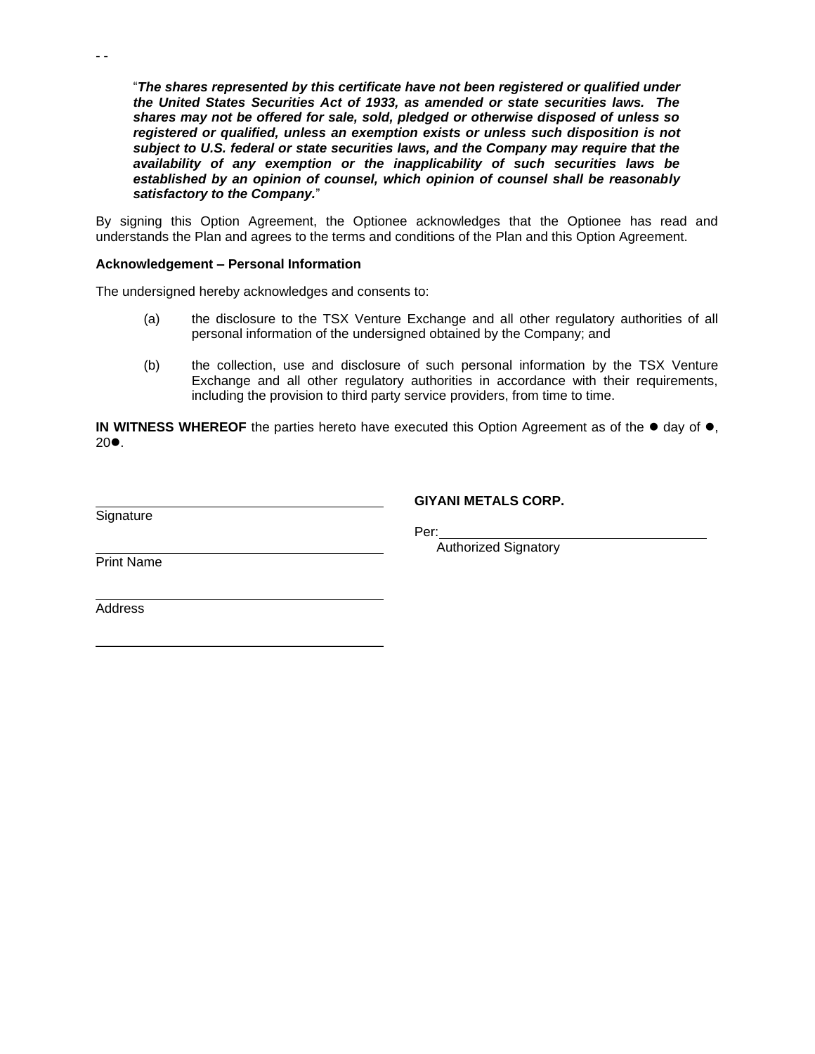"***The shares represented by this certificate have not been registered or qualified under the United States Securities Act of 1933, as amended or state securities laws. The shares may not be offered for sale, sold, pledged or otherwise disposed of unless so registered or qualified, unless an exemption exists or unless such disposition is not subject to U.S. federal or state securities laws, and the Company may require that the availability of any exemption or the inapplicability of such securities laws be established by an opinion of counsel, which opinion of counsel shall be reasonably satisfactory to the Company.***"

By signing this Option Agreement, the Optionee acknowledges that the Optionee has read and understands the Plan and agrees to the terms and conditions of the Plan and this Option Agreement.

**Acknowledgement – Personal Information**

The undersigned hereby acknowledges and consents to:

(a) the disclosure to the TSX Venture Exchange and all other regulatory authorities of all personal information of the undersigned obtained by the Company; and

(b) the collection, use and disclosure of such personal information by the TSX Venture Exchange and all other regulatory authorities in accordance with their requirements, including the provision to third party service providers, from time to time.

**IN WITNESS WHEREOF** the parties hereto have executed this Option Agreement as of the ● day of ●, 20●.

\_\_\_\_\_\_\_\_\_\_\_\_\_\_\_\_\_\_\_\_\_\_\_\_\_\_\_\_\_\_
Signature

\_\_\_\_\_\_\_\_\_\_\_\_\_\_\_\_\_\_\_\_\_\_\_\_\_\_\_\_\_\_
Print Name

\_\_\_\_\_\_\_\_\_\_\_\_\_\_\_\_\_\_\_\_\_\_\_\_\_\_\_\_\_\_
Address

\_\_\_\_\_\_\_\_\_\_\_\_\_\_\_\_\_\_\_\_\_\_\_\_\_\_\_\_\_\_

**GIYANI METALS CORP.**

Per: \_\_\_\_\_\_\_\_\_\_\_\_\_\_\_\_\_\_\_\_\_\_\_\_\_\_\_\_\_\_
Authorized Signatory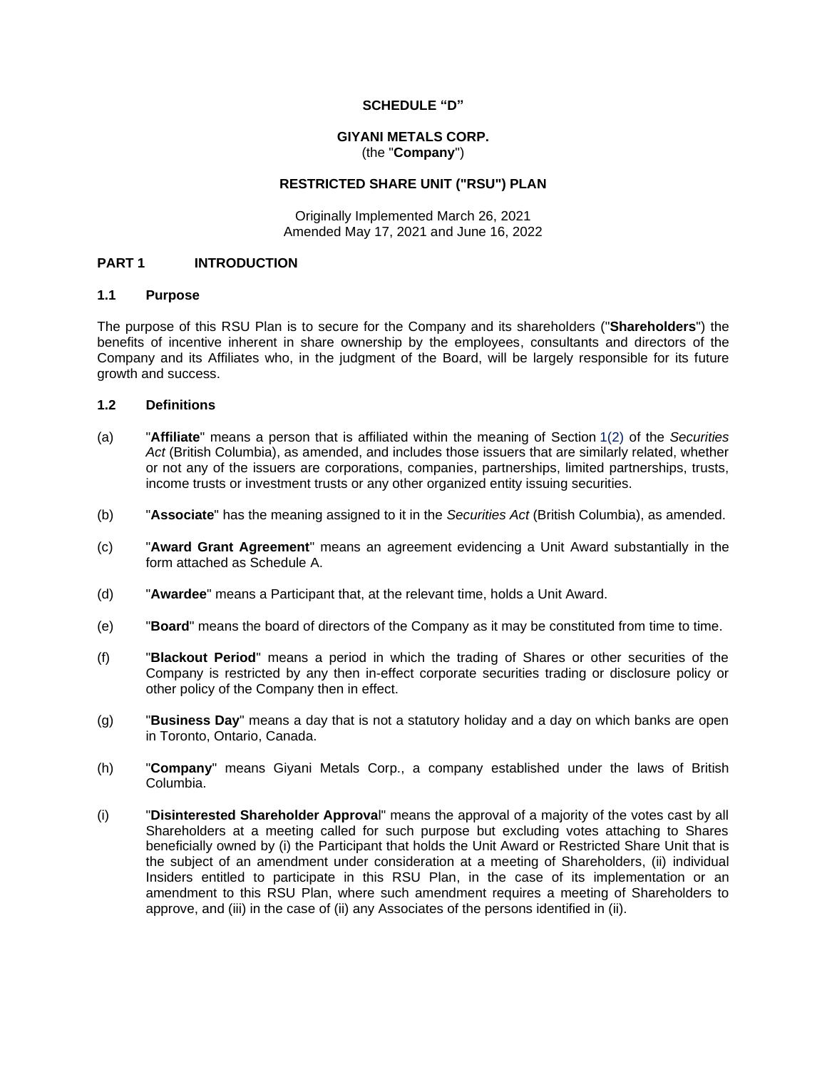**SCHEDULE "D"**

**GIYANI METALS CORP.**
(the "**Company**")

**RESTRICTED SHARE UNIT ("RSU") PLAN**

Originally Implemented March 26, 2021
Amended May 17, 2021 and June 16, 2022

## PART 1 INTRODUCTION

### 1.1 Purpose

The purpose of this RSU Plan is to secure for the Company and its shareholders ("**Shareholders**") the benefits of incentive inherent in share ownership by the employees, consultants and directors of the Company and its Affiliates who, in the judgment of the Board, will be largely responsible for its future growth and success.

### 1.2 Definitions

(a) "**Affiliate**" means a person that is affiliated within the meaning of Section 1(2) of the *Securities Act* (British Columbia), as amended, and includes those issuers that are similarly related, whether or not any of the issuers are corporations, companies, partnerships, limited partnerships, trusts, income trusts or investment trusts or any other organized entity issuing securities.

(b) "**Associate**" has the meaning assigned to it in the *Securities Act* (British Columbia), as amended.

(c) "**Award Grant Agreement**" means an agreement evidencing a Unit Award substantially in the form attached as Schedule A.

(d) "**Awardee**" means a Participant that, at the relevant time, holds a Unit Award.

(e) "**Board**" means the board of directors of the Company as it may be constituted from time to time.

(f) "**Blackout Period**" means a period in which the trading of Shares or other securities of the Company is restricted by any then in-effect corporate securities trading or disclosure policy or other policy of the Company then in effect.

(g) "**Business Day**" means a day that is not a statutory holiday and a day on which banks are open in Toronto, Ontario, Canada.

(h) "**Company**" means Giyani Metals Corp., a company established under the laws of British Columbia.

(i) "**Disinterested Shareholder Approval**" means the approval of a majority of the votes cast by all Shareholders at a meeting called for such purpose but excluding votes attaching to Shares beneficially owned by (i) the Participant that holds the Unit Award or Restricted Share Unit that is the subject of an amendment under consideration at a meeting of Shareholders, (ii) individual Insiders entitled to participate in this RSU Plan, in the case of its implementation or an amendment to this RSU Plan, where such amendment requires a meeting of Shareholders to approve, and (iii) in the case of (ii) any Associates of the persons identified in (ii).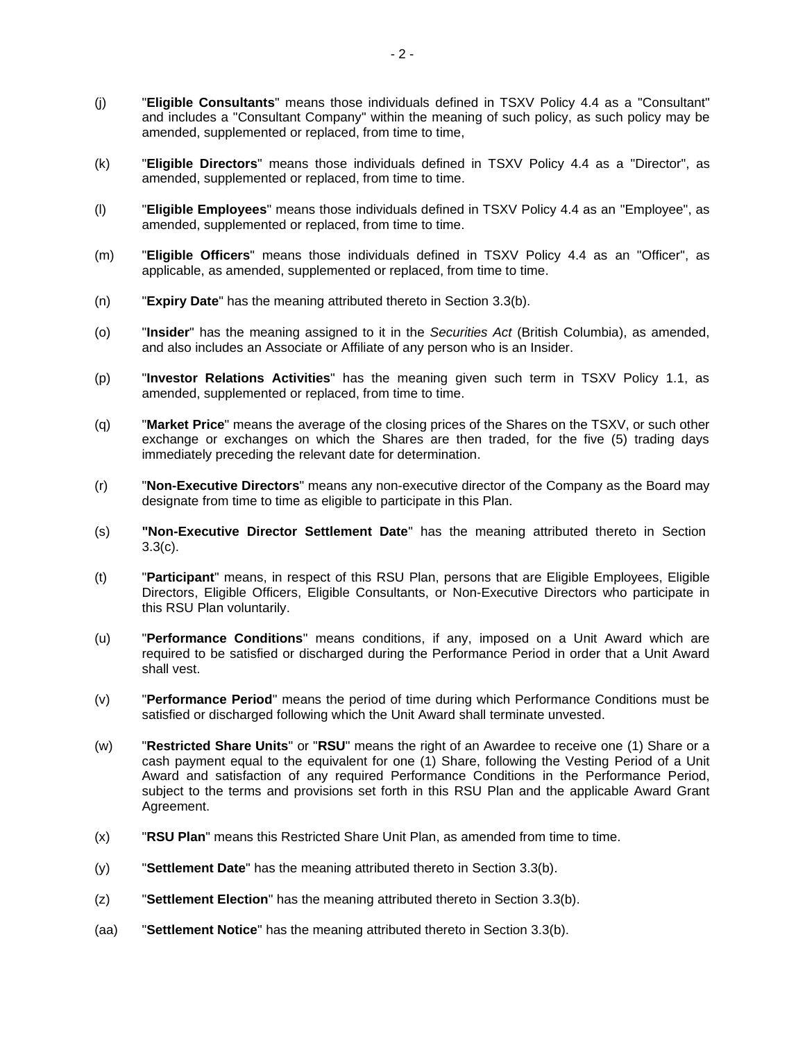(j) "**Eligible Consultants**" means those individuals defined in TSXV Policy 4.4 as a "Consultant" and includes a "Consultant Company" within the meaning of such policy, as such policy may be amended, supplemented or replaced, from time to time,

(k) "**Eligible Directors**" means those individuals defined in TSXV Policy 4.4 as a "Director", as amended, supplemented or replaced, from time to time.

(l) "**Eligible Employees**" means those individuals defined in TSXV Policy 4.4 as an "Employee", as amended, supplemented or replaced, from time to time.

(m) "**Eligible Officers**" means those individuals defined in TSXV Policy 4.4 as an "Officer", as applicable, as amended, supplemented or replaced, from time to time.

(n) "**Expiry Date**" has the meaning attributed thereto in Section 3.3(b).

(o) "**Insider**" has the meaning assigned to it in the *Securities Act* (British Columbia), as amended, and also includes an Associate or Affiliate of any person who is an Insider.

(p) "**Investor Relations Activities**" has the meaning given such term in TSXV Policy 1.1, as amended, supplemented or replaced, from time to time.

(q) "**Market Price**" means the average of the closing prices of the Shares on the TSXV, or such other exchange or exchanges on which the Shares are then traded, for the five (5) trading days immediately preceding the relevant date for determination.

(r) "**Non-Executive Directors**" means any non-executive director of the Company as the Board may designate from time to time as eligible to participate in this Plan.

(s) **"Non-Executive Director Settlement Date**" has the meaning attributed thereto in Section 3.3(c).

(t) "**Participant**" means, in respect of this RSU Plan, persons that are Eligible Employees, Eligible Directors, Eligible Officers, Eligible Consultants, or Non-Executive Directors who participate in this RSU Plan voluntarily.

(u) "**Performance Conditions**" means conditions, if any, imposed on a Unit Award which are required to be satisfied or discharged during the Performance Period in order that a Unit Award shall vest.

(v) "**Performance Period**" means the period of time during which Performance Conditions must be satisfied or discharged following which the Unit Award shall terminate unvested.

(w) "**Restricted Share Units**" or "**RSU**" means the right of an Awardee to receive one (1) Share or a cash payment equal to the equivalent for one (1) Share, following the Vesting Period of a Unit Award and satisfaction of any required Performance Conditions in the Performance Period, subject to the terms and provisions set forth in this RSU Plan and the applicable Award Grant Agreement.

(x) "**RSU Plan**" means this Restricted Share Unit Plan, as amended from time to time.

(y) "**Settlement Date**" has the meaning attributed thereto in Section 3.3(b).

(z) "**Settlement Election**" has the meaning attributed thereto in Section 3.3(b).

(aa) "**Settlement Notice**" has the meaning attributed thereto in Section 3.3(b).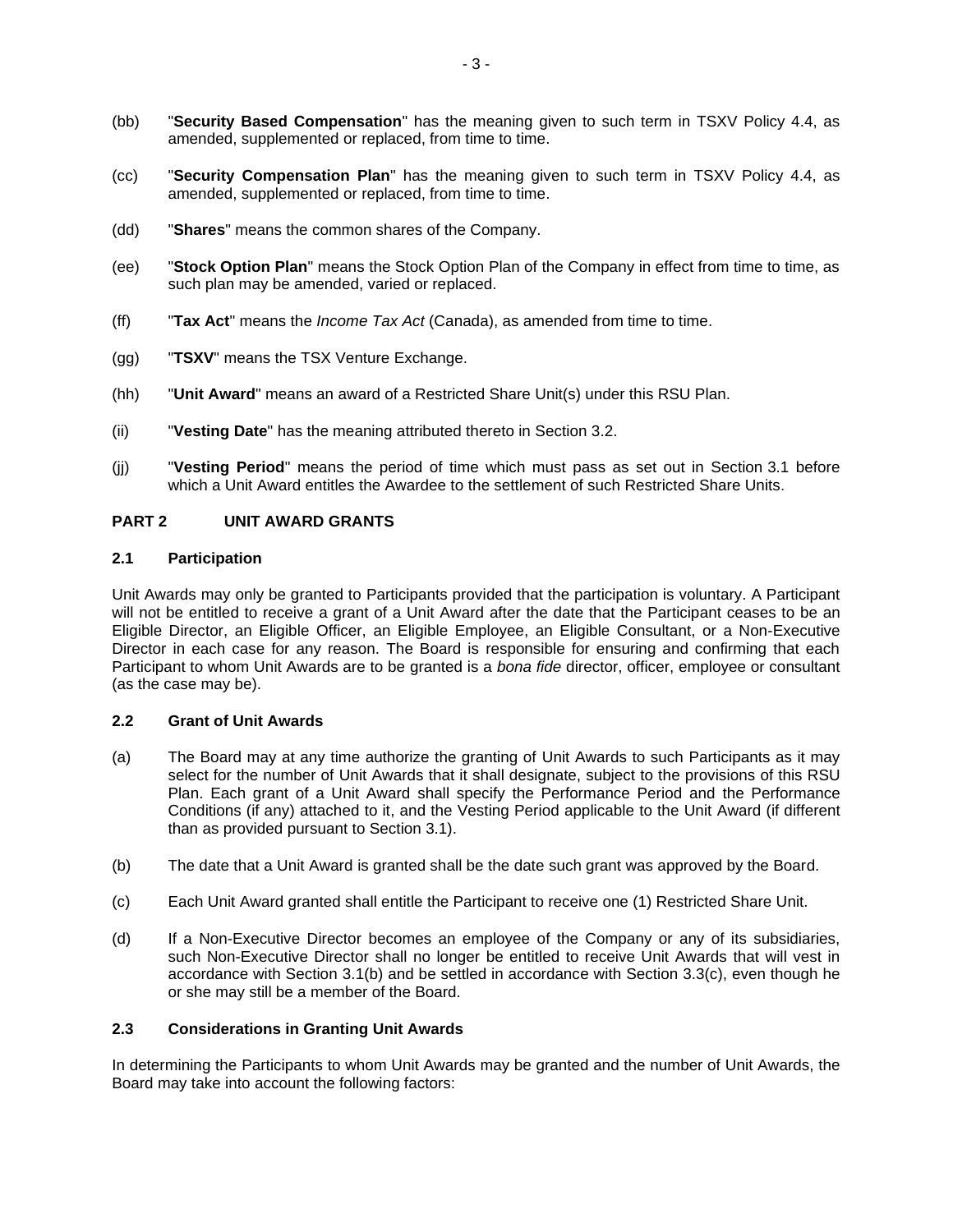(bb) "**Security Based Compensation**" has the meaning given to such term in TSXV Policy 4.4, as amended, supplemented or replaced, from time to time.

(cc) "**Security Compensation Plan**" has the meaning given to such term in TSXV Policy 4.4, as amended, supplemented or replaced, from time to time.

(dd) "**Shares**" means the common shares of the Company.

(ee) "**Stock Option Plan**" means the Stock Option Plan of the Company in effect from time to time, as such plan may be amended, varied or replaced.

(ff) "**Tax Act**" means the *Income Tax Act* (Canada), as amended from time to time.

(gg) "**TSXV**" means the TSX Venture Exchange.

(hh) "**Unit Award**" means an award of a Restricted Share Unit(s) under this RSU Plan.

(ii) "**Vesting Date**" has the meaning attributed thereto in Section 3.2.

(jj) "**Vesting Period**" means the period of time which must pass as set out in Section 3.1 before which a Unit Award entitles the Awardee to the settlement of such Restricted Share Units.

## PART 2 UNIT AWARD GRANTS

### 2.1 Participation

Unit Awards may only be granted to Participants provided that the participation is voluntary. A Participant will not be entitled to receive a grant of a Unit Award after the date that the Participant ceases to be an Eligible Director, an Eligible Officer, an Eligible Employee, an Eligible Consultant, or a Non-Executive Director in each case for any reason. The Board is responsible for ensuring and confirming that each Participant to whom Unit Awards are to be granted is a *bona fide* director, officer, employee or consultant (as the case may be).

### 2.2 Grant of Unit Awards

(a) The Board may at any time authorize the granting of Unit Awards to such Participants as it may select for the number of Unit Awards that it shall designate, subject to the provisions of this RSU Plan. Each grant of a Unit Award shall specify the Performance Period and the Performance Conditions (if any) attached to it, and the Vesting Period applicable to the Unit Award (if different than as provided pursuant to Section 3.1).

(b) The date that a Unit Award is granted shall be the date such grant was approved by the Board.

(c) Each Unit Award granted shall entitle the Participant to receive one (1) Restricted Share Unit.

(d) If a Non-Executive Director becomes an employee of the Company or any of its subsidiaries, such Non-Executive Director shall no longer be entitled to receive Unit Awards that will vest in accordance with Section 3.1(b) and be settled in accordance with Section 3.3(c), even though he or she may still be a member of the Board.

### 2.3 Considerations in Granting Unit Awards

In determining the Participants to whom Unit Awards may be granted and the number of Unit Awards, the Board may take into account the following factors: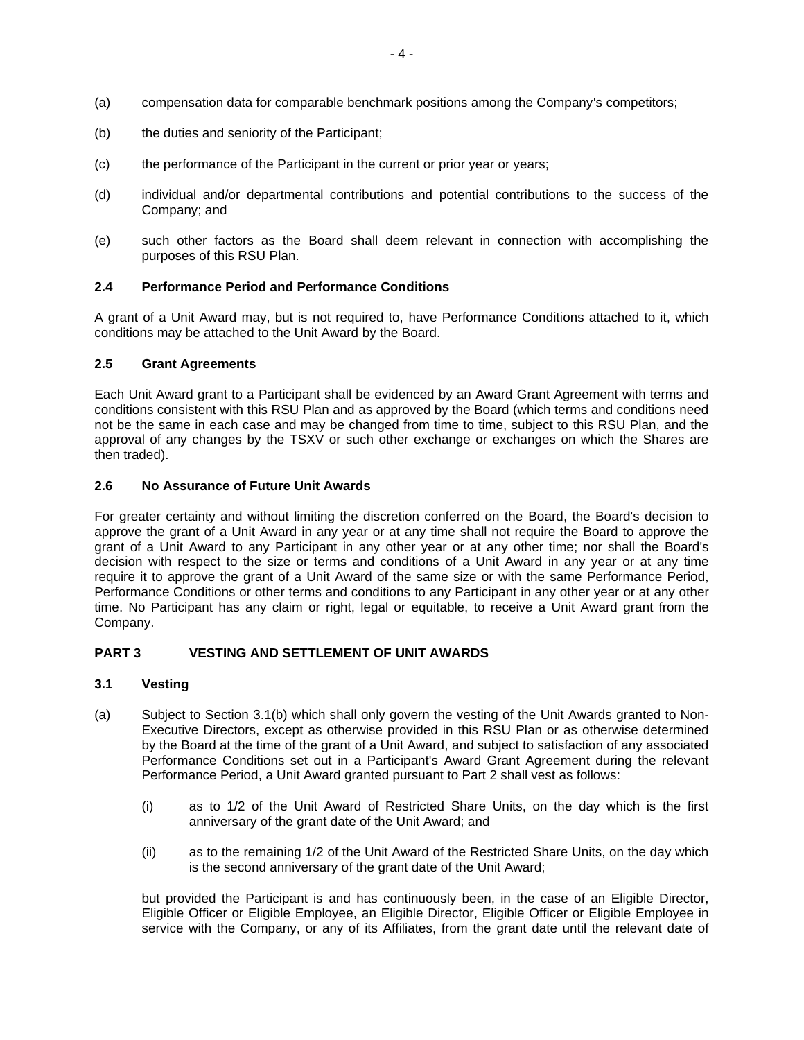(a) compensation data for comparable benchmark positions among the Company's competitors;

(b) the duties and seniority of the Participant;

(c) the performance of the Participant in the current or prior year or years;

(d) individual and/or departmental contributions and potential contributions to the success of the Company; and

(e) such other factors as the Board shall deem relevant in connection with accomplishing the purposes of this RSU Plan.

### 2.4 Performance Period and Performance Conditions

A grant of a Unit Award may, but is not required to, have Performance Conditions attached to it, which conditions may be attached to the Unit Award by the Board.

### 2.5 Grant Agreements

Each Unit Award grant to a Participant shall be evidenced by an Award Grant Agreement with terms and conditions consistent with this RSU Plan and as approved by the Board (which terms and conditions need not be the same in each case and may be changed from time to time, subject to this RSU Plan, and the approval of any changes by the TSXV or such other exchange or exchanges on which the Shares are then traded).

### 2.6 No Assurance of Future Unit Awards

For greater certainty and without limiting the discretion conferred on the Board, the Board's decision to approve the grant of a Unit Award in any year or at any time shall not require the Board to approve the grant of a Unit Award to any Participant in any other year or at any other time; nor shall the Board's decision with respect to the size or terms and conditions of a Unit Award in any year or at any time require it to approve the grant of a Unit Award of the same size or with the same Performance Period, Performance Conditions or other terms and conditions to any Participant in any other year or at any other time. No Participant has any claim or right, legal or equitable, to receive a Unit Award grant from the Company.

## PART 3 VESTING AND SETTLEMENT OF UNIT AWARDS

### 3.1 Vesting

(a) Subject to Section 3.1(b) which shall only govern the vesting of the Unit Awards granted to Non-Executive Directors, except as otherwise provided in this RSU Plan or as otherwise determined by the Board at the time of the grant of a Unit Award, and subject to satisfaction of any associated Performance Conditions set out in a Participant's Award Grant Agreement during the relevant Performance Period, a Unit Award granted pursuant to Part 2 shall vest as follows:

   (i) as to 1/2 of the Unit Award of Restricted Share Units, on the day which is the first anniversary of the grant date of the Unit Award; and

   (ii) as to the remaining 1/2 of the Unit Award of the Restricted Share Units, on the day which is the second anniversary of the grant date of the Unit Award;

   but provided the Participant is and has continuously been, in the case of an Eligible Director, Eligible Officer or Eligible Employee, an Eligible Director, Eligible Officer or Eligible Employee in service with the Company, or any of its Affiliates, from the grant date until the relevant date of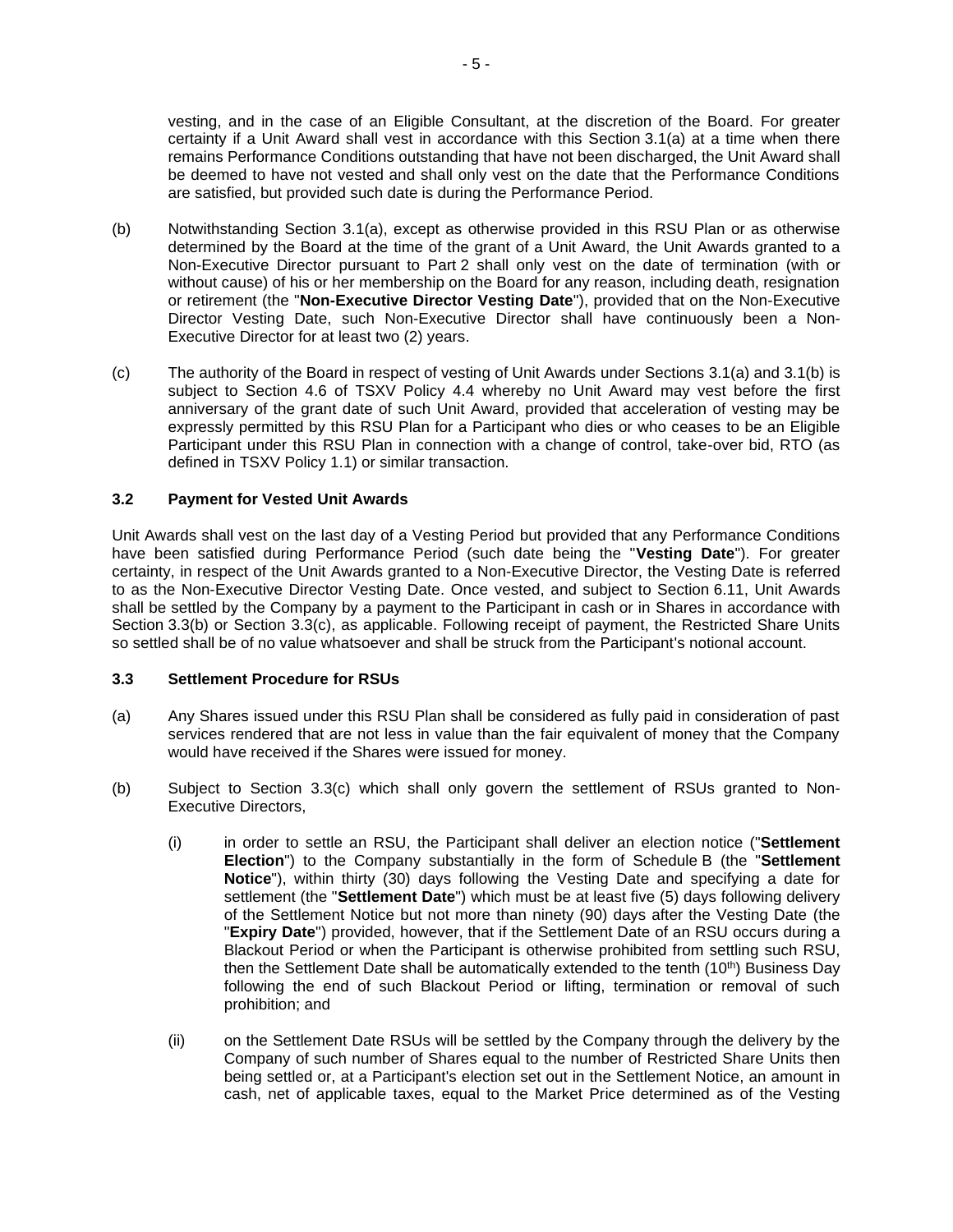vesting, and in the case of an Eligible Consultant, at the discretion of the Board. For greater certainty if a Unit Award shall vest in accordance with this Section 3.1(a) at a time when there remains Performance Conditions outstanding that have not been discharged, the Unit Award shall be deemed to have not vested and shall only vest on the date that the Performance Conditions are satisfied, but provided such date is during the Performance Period.

(b) Notwithstanding Section 3.1(a), except as otherwise provided in this RSU Plan or as otherwise determined by the Board at the time of the grant of a Unit Award, the Unit Awards granted to a Non-Executive Director pursuant to Part 2 shall only vest on the date of termination (with or without cause) of his or her membership on the Board for any reason, including death, resignation or retirement (the "**Non-Executive Director Vesting Date**"), provided that on the Non-Executive Director Vesting Date, such Non-Executive Director shall have continuously been a Non-Executive Director for at least two (2) years.

(c) The authority of the Board in respect of vesting of Unit Awards under Sections 3.1(a) and 3.1(b) is subject to Section 4.6 of TSXV Policy 4.4 whereby no Unit Award may vest before the first anniversary of the grant date of such Unit Award, provided that acceleration of vesting may be expressly permitted by this RSU Plan for a Participant who dies or who ceases to be an Eligible Participant under this RSU Plan in connection with a change of control, take-over bid, RTO (as defined in TSXV Policy 1.1) or similar transaction.

### 3.2 Payment for Vested Unit Awards

Unit Awards shall vest on the last day of a Vesting Period but provided that any Performance Conditions have been satisfied during Performance Period (such date being the "**Vesting Date**"). For greater certainty, in respect of the Unit Awards granted to a Non-Executive Director, the Vesting Date is referred to as the Non-Executive Director Vesting Date. Once vested, and subject to Section 6.11, Unit Awards shall be settled by the Company by a payment to the Participant in cash or in Shares in accordance with Section 3.3(b) or Section 3.3(c), as applicable. Following receipt of payment, the Restricted Share Units so settled shall be of no value whatsoever and shall be struck from the Participant's notional account.

### 3.3 Settlement Procedure for RSUs

(a) Any Shares issued under this RSU Plan shall be considered as fully paid in consideration of past services rendered that are not less in value than the fair equivalent of money that the Company would have received if the Shares were issued for money.

(b) Subject to Section 3.3(c) which shall only govern the settlement of RSUs granted to Non-Executive Directors,

(i) in order to settle an RSU, the Participant shall deliver an election notice ("**Settlement Election**") to the Company substantially in the form of Schedule B (the "**Settlement Notice**"), within thirty (30) days following the Vesting Date and specifying a date for settlement (the "**Settlement Date**") which must be at least five (5) days following delivery of the Settlement Notice but not more than ninety (90) days after the Vesting Date (the "**Expiry Date**") provided, however, that if the Settlement Date of an RSU occurs during a Blackout Period or when the Participant is otherwise prohibited from settling such RSU, then the Settlement Date shall be automatically extended to the tenth (10th) Business Day following the end of such Blackout Period or lifting, termination or removal of such prohibition; and

(ii) on the Settlement Date RSUs will be settled by the Company through the delivery by the Company of such number of Shares equal to the number of Restricted Share Units then being settled or, at a Participant's election set out in the Settlement Notice, an amount in cash, net of applicable taxes, equal to the Market Price determined as of the Vesting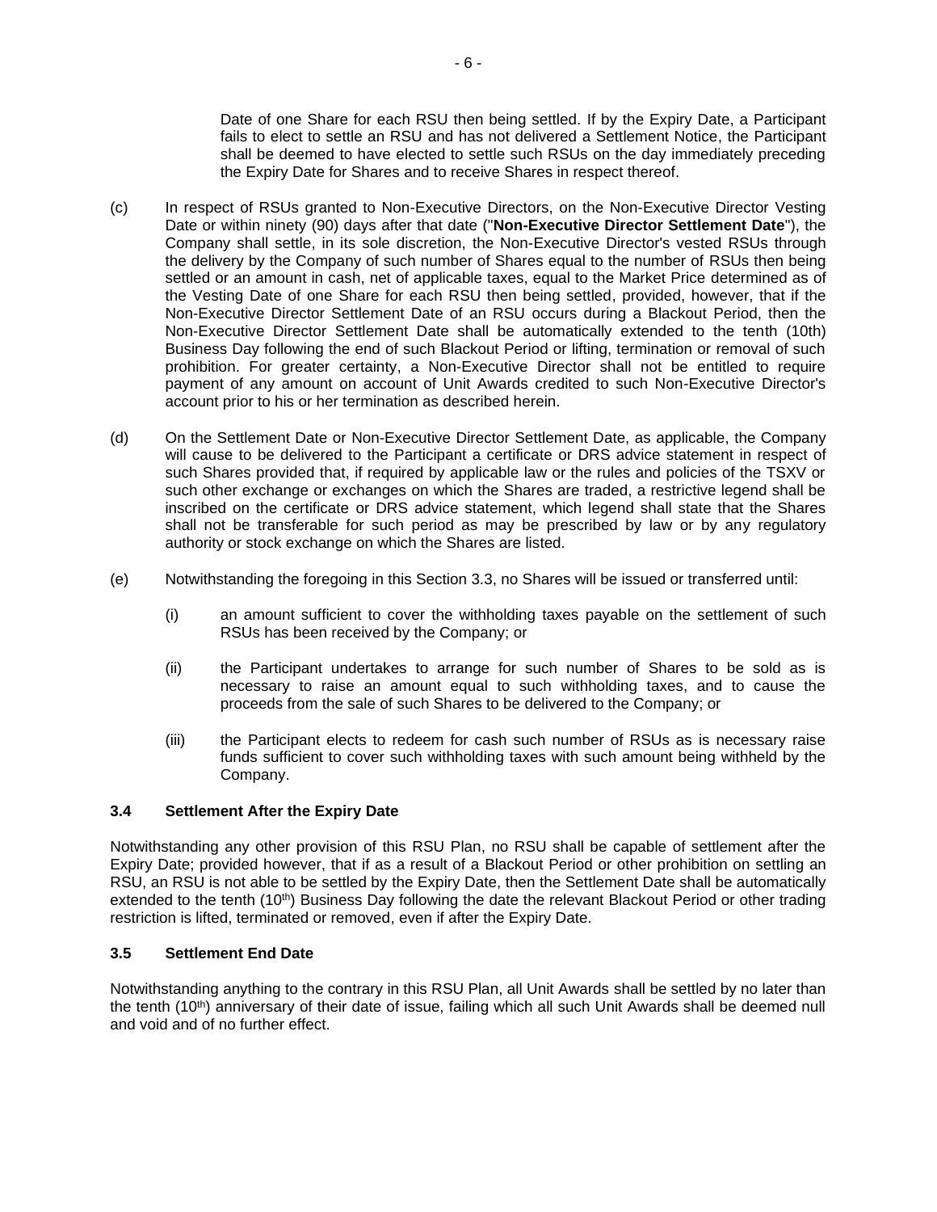Date of one Share for each RSU then being settled. If by the Expiry Date, a Participant fails to elect to settle an RSU and has not delivered a Settlement Notice, the Participant shall be deemed to have elected to settle such RSUs on the day immediately preceding the Expiry Date for Shares and to receive Shares in respect thereof.

(c) In respect of RSUs granted to Non-Executive Directors, on the Non-Executive Director Vesting Date or within ninety (90) days after that date ("**Non-Executive Director Settlement Date**"), the Company shall settle, in its sole discretion, the Non-Executive Director's vested RSUs through the delivery by the Company of such number of Shares equal to the number of RSUs then being settled or an amount in cash, net of applicable taxes, equal to the Market Price determined as of the Vesting Date of one Share for each RSU then being settled, provided, however, that if the Non-Executive Director Settlement Date of an RSU occurs during a Blackout Period, then the Non-Executive Director Settlement Date shall be automatically extended to the tenth (10th) Business Day following the end of such Blackout Period or lifting, termination or removal of such prohibition. For greater certainty, a Non-Executive Director shall not be entitled to require payment of any amount on account of Unit Awards credited to such Non-Executive Director's account prior to his or her termination as described herein.

(d) On the Settlement Date or Non-Executive Director Settlement Date, as applicable, the Company will cause to be delivered to the Participant a certificate or DRS advice statement in respect of such Shares provided that, if required by applicable law or the rules and policies of the TSXV or such other exchange or exchanges on which the Shares are traded, a restrictive legend shall be inscribed on the certificate or DRS advice statement, which legend shall state that the Shares shall not be transferable for such period as may be prescribed by law or by any regulatory authority or stock exchange on which the Shares are listed.

(e) Notwithstanding the foregoing in this Section 3.3, no Shares will be issued or transferred until:

(i) an amount sufficient to cover the withholding taxes payable on the settlement of such RSUs has been received by the Company; or

(ii) the Participant undertakes to arrange for such number of Shares to be sold as is necessary to raise an amount equal to such withholding taxes, and to cause the proceeds from the sale of such Shares to be delivered to the Company; or

(iii) the Participant elects to redeem for cash such number of RSUs as is necessary raise funds sufficient to cover such withholding taxes with such amount being withheld by the Company.

### 3.4 Settlement After the Expiry Date

Notwithstanding any other provision of this RSU Plan, no RSU shall be capable of settlement after the Expiry Date; provided however, that if as a result of a Blackout Period or other prohibition on settling an RSU, an RSU is not able to be settled by the Expiry Date, then the Settlement Date shall be automatically extended to the tenth (10th) Business Day following the date the relevant Blackout Period or other trading restriction is lifted, terminated or removed, even if after the Expiry Date.

### 3.5 Settlement End Date

Notwithstanding anything to the contrary in this RSU Plan, all Unit Awards shall be settled by no later than the tenth (10th) anniversary of their date of issue, failing which all such Unit Awards shall be deemed null and void and of no further effect.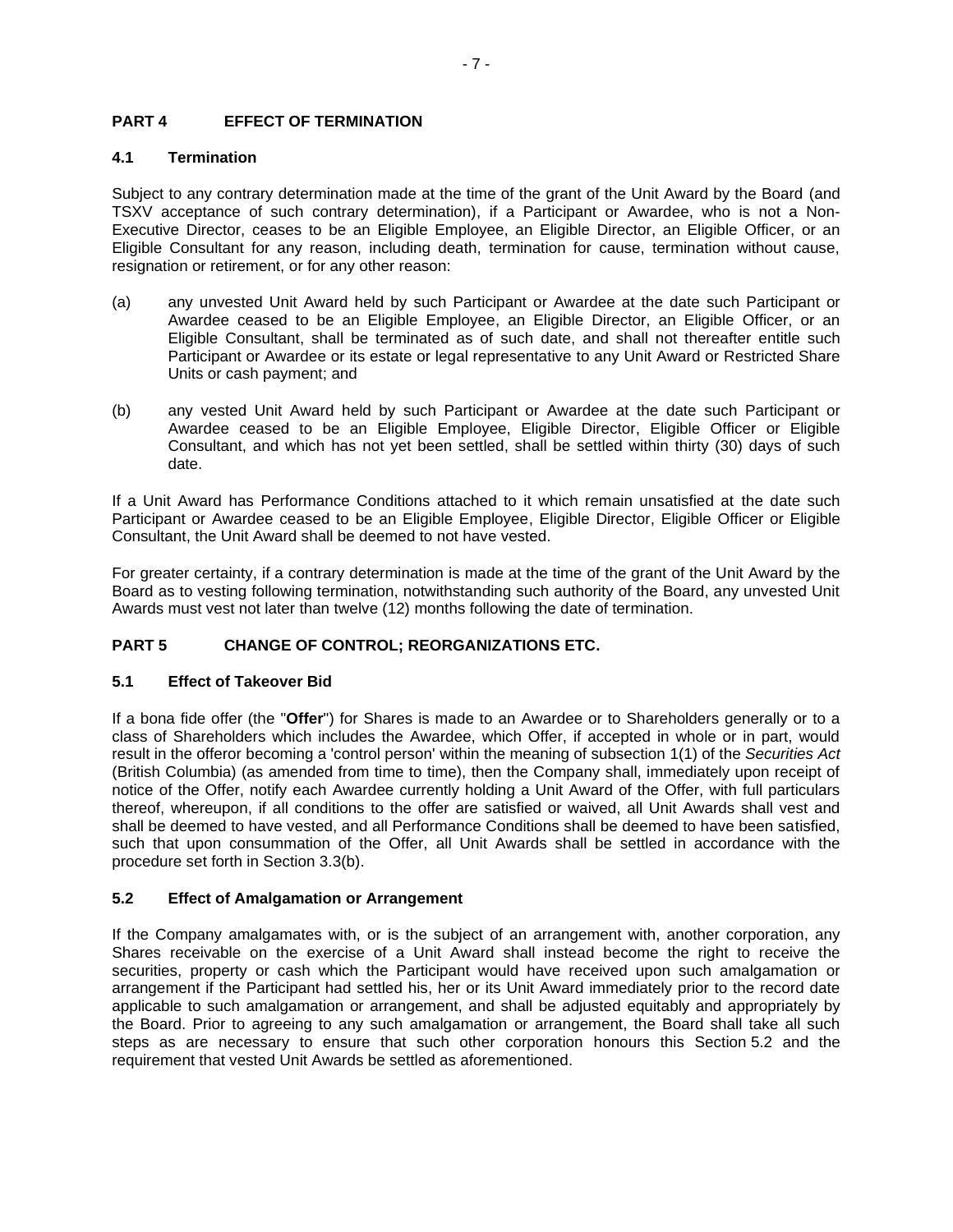## PART 4 EFFECT OF TERMINATION

### 4.1 Termination

Subject to any contrary determination made at the time of the grant of the Unit Award by the Board (and TSXV acceptance of such contrary determination), if a Participant or Awardee, who is not a Non-Executive Director, ceases to be an Eligible Employee, an Eligible Director, an Eligible Officer, or an Eligible Consultant for any reason, including death, termination for cause, termination without cause, resignation or retirement, or for any other reason:

(a) any unvested Unit Award held by such Participant or Awardee at the date such Participant or Awardee ceased to be an Eligible Employee, an Eligible Director, an Eligible Officer, or an Eligible Consultant, shall be terminated as of such date, and shall not thereafter entitle such Participant or Awardee or its estate or legal representative to any Unit Award or Restricted Share Units or cash payment; and

(b) any vested Unit Award held by such Participant or Awardee at the date such Participant or Awardee ceased to be an Eligible Employee, Eligible Director, Eligible Officer or Eligible Consultant, and which has not yet been settled, shall be settled within thirty (30) days of such date.

If a Unit Award has Performance Conditions attached to it which remain unsatisfied at the date such Participant or Awardee ceased to be an Eligible Employee, Eligible Director, Eligible Officer or Eligible Consultant, the Unit Award shall be deemed to not have vested.

For greater certainty, if a contrary determination is made at the time of the grant of the Unit Award by the Board as to vesting following termination, notwithstanding such authority of the Board, any unvested Unit Awards must vest not later than twelve (12) months following the date of termination.

## PART 5 CHANGE OF CONTROL; REORGANIZATIONS ETC.

### 5.1 Effect of Takeover Bid

If a bona fide offer (the "**Offer**") for Shares is made to an Awardee or to Shareholders generally or to a class of Shareholders which includes the Awardee, which Offer, if accepted in whole or in part, would result in the offeror becoming a 'control person' within the meaning of subsection 1(1) of the *Securities Act* (British Columbia) (as amended from time to time), then the Company shall, immediately upon receipt of notice of the Offer, notify each Awardee currently holding a Unit Award of the Offer, with full particulars thereof, whereupon, if all conditions to the offer are satisfied or waived, all Unit Awards shall vest and shall be deemed to have vested, and all Performance Conditions shall be deemed to have been satisfied, such that upon consummation of the Offer, all Unit Awards shall be settled in accordance with the procedure set forth in Section 3.3(b).

### 5.2 Effect of Amalgamation or Arrangement

If the Company amalgamates with, or is the subject of an arrangement with, another corporation, any Shares receivable on the exercise of a Unit Award shall instead become the right to receive the securities, property or cash which the Participant would have received upon such amalgamation or arrangement if the Participant had settled his, her or its Unit Award immediately prior to the record date applicable to such amalgamation or arrangement, and shall be adjusted equitably and appropriately by the Board. Prior to agreeing to any such amalgamation or arrangement, the Board shall take all such steps as are necessary to ensure that such other corporation honours this Section 5.2 and the requirement that vested Unit Awards be settled as aforementioned.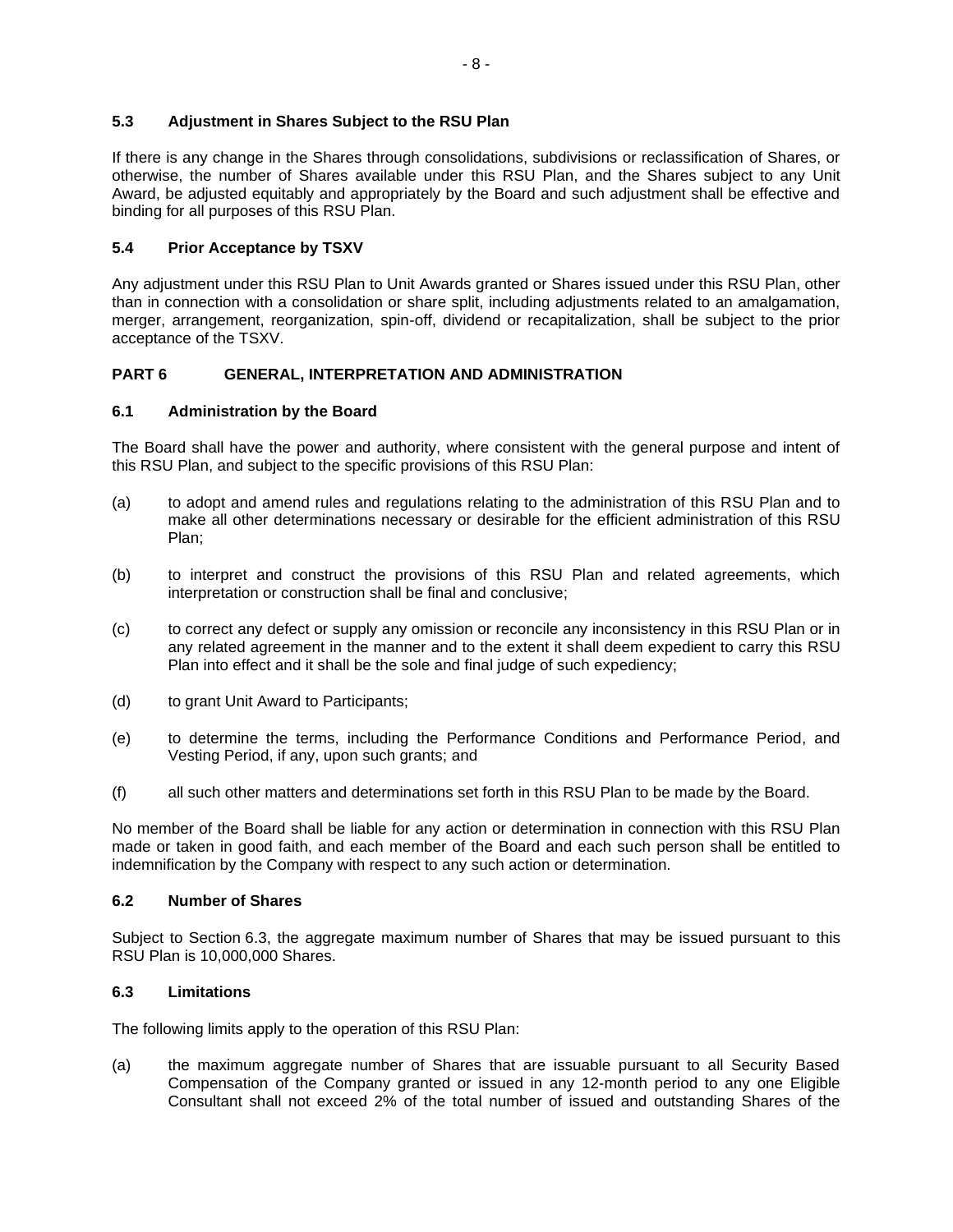### 5.3 Adjustment in Shares Subject to the RSU Plan

If there is any change in the Shares through consolidations, subdivisions or reclassification of Shares, or otherwise, the number of Shares available under this RSU Plan, and the Shares subject to any Unit Award, be adjusted equitably and appropriately by the Board and such adjustment shall be effective and binding for all purposes of this RSU Plan.

### 5.4 Prior Acceptance by TSXV

Any adjustment under this RSU Plan to Unit Awards granted or Shares issued under this RSU Plan, other than in connection with a consolidation or share split, including adjustments related to an amalgamation, merger, arrangement, reorganization, spin-off, dividend or recapitalization, shall be subject to the prior acceptance of the TSXV.

## PART 6 GENERAL, INTERPRETATION AND ADMINISTRATION

### 6.1 Administration by the Board

The Board shall have the power and authority, where consistent with the general purpose and intent of this RSU Plan, and subject to the specific provisions of this RSU Plan:

(a) to adopt and amend rules and regulations relating to the administration of this RSU Plan and to make all other determinations necessary or desirable for the efficient administration of this RSU Plan;

(b) to interpret and construct the provisions of this RSU Plan and related agreements, which interpretation or construction shall be final and conclusive;

(c) to correct any defect or supply any omission or reconcile any inconsistency in this RSU Plan or in any related agreement in the manner and to the extent it shall deem expedient to carry this RSU Plan into effect and it shall be the sole and final judge of such expediency;

(d) to grant Unit Award to Participants;

(e) to determine the terms, including the Performance Conditions and Performance Period, and Vesting Period, if any, upon such grants; and

(f) all such other matters and determinations set forth in this RSU Plan to be made by the Board.

No member of the Board shall be liable for any action or determination in connection with this RSU Plan made or taken in good faith, and each member of the Board and each such person shall be entitled to indemnification by the Company with respect to any such action or determination.

### 6.2 Number of Shares

Subject to Section 6.3, the aggregate maximum number of Shares that may be issued pursuant to this RSU Plan is 10,000,000 Shares.

### 6.3 Limitations

The following limits apply to the operation of this RSU Plan:

(a) the maximum aggregate number of Shares that are issuable pursuant to all Security Based Compensation of the Company granted or issued in any 12-month period to any one Eligible Consultant shall not exceed 2% of the total number of issued and outstanding Shares of the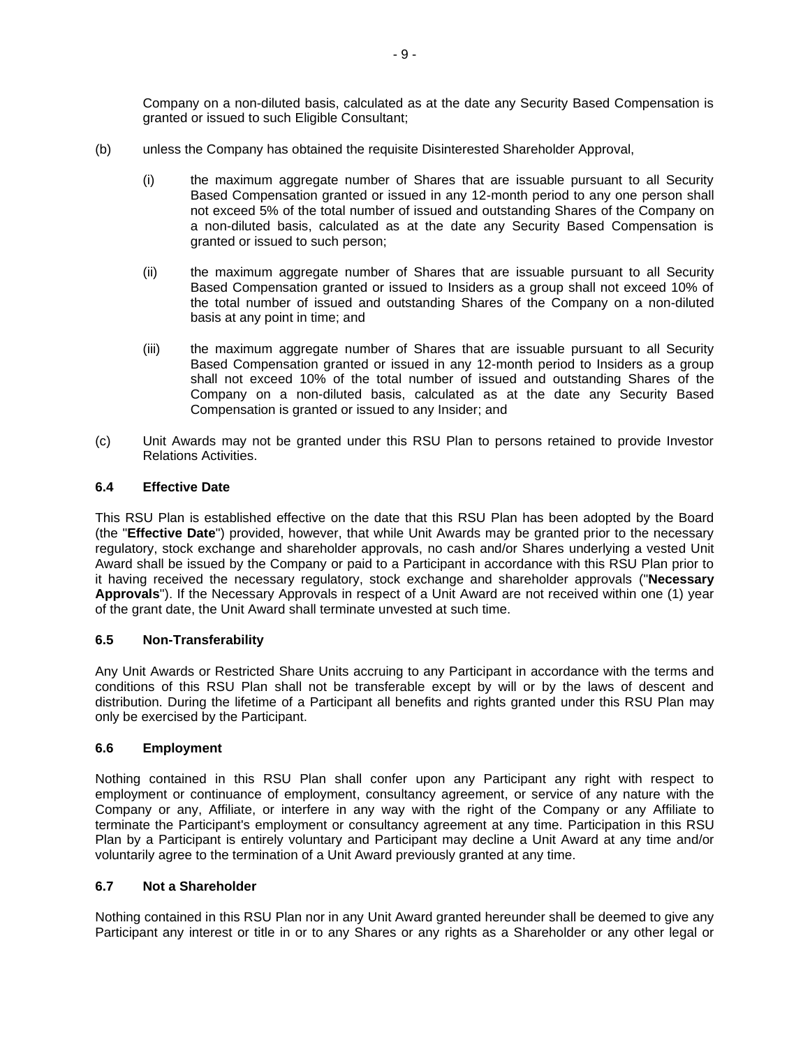Company on a non-diluted basis, calculated as at the date any Security Based Compensation is granted or issued to such Eligible Consultant;

(b) unless the Company has obtained the requisite Disinterested Shareholder Approval,

(i) the maximum aggregate number of Shares that are issuable pursuant to all Security Based Compensation granted or issued in any 12-month period to any one person shall not exceed 5% of the total number of issued and outstanding Shares of the Company on a non-diluted basis, calculated as at the date any Security Based Compensation is granted or issued to such person;

(ii) the maximum aggregate number of Shares that are issuable pursuant to all Security Based Compensation granted or issued to Insiders as a group shall not exceed 10% of the total number of issued and outstanding Shares of the Company on a non-diluted basis at any point in time; and

(iii) the maximum aggregate number of Shares that are issuable pursuant to all Security Based Compensation granted or issued in any 12-month period to Insiders as a group shall not exceed 10% of the total number of issued and outstanding Shares of the Company on a non-diluted basis, calculated as at the date any Security Based Compensation is granted or issued to any Insider; and

(c) Unit Awards may not be granted under this RSU Plan to persons retained to provide Investor Relations Activities.

### 6.4 Effective Date

This RSU Plan is established effective on the date that this RSU Plan has been adopted by the Board (the "**Effective Date**") provided, however, that while Unit Awards may be granted prior to the necessary regulatory, stock exchange and shareholder approvals, no cash and/or Shares underlying a vested Unit Award shall be issued by the Company or paid to a Participant in accordance with this RSU Plan prior to it having received the necessary regulatory, stock exchange and shareholder approvals ("**Necessary Approvals**"). If the Necessary Approvals in respect of a Unit Award are not received within one (1) year of the grant date, the Unit Award shall terminate unvested at such time.

### 6.5 Non-Transferability

Any Unit Awards or Restricted Share Units accruing to any Participant in accordance with the terms and conditions of this RSU Plan shall not be transferable except by will or by the laws of descent and distribution. During the lifetime of a Participant all benefits and rights granted under this RSU Plan may only be exercised by the Participant.

### 6.6 Employment

Nothing contained in this RSU Plan shall confer upon any Participant any right with respect to employment or continuance of employment, consultancy agreement, or service of any nature with the Company or any, Affiliate, or interfere in any way with the right of the Company or any Affiliate to terminate the Participant's employment or consultancy agreement at any time. Participation in this RSU Plan by a Participant is entirely voluntary and Participant may decline a Unit Award at any time and/or voluntarily agree to the termination of a Unit Award previously granted at any time.

### 6.7 Not a Shareholder

Nothing contained in this RSU Plan nor in any Unit Award granted hereunder shall be deemed to give any Participant any interest or title in or to any Shares or any rights as a Shareholder or any other legal or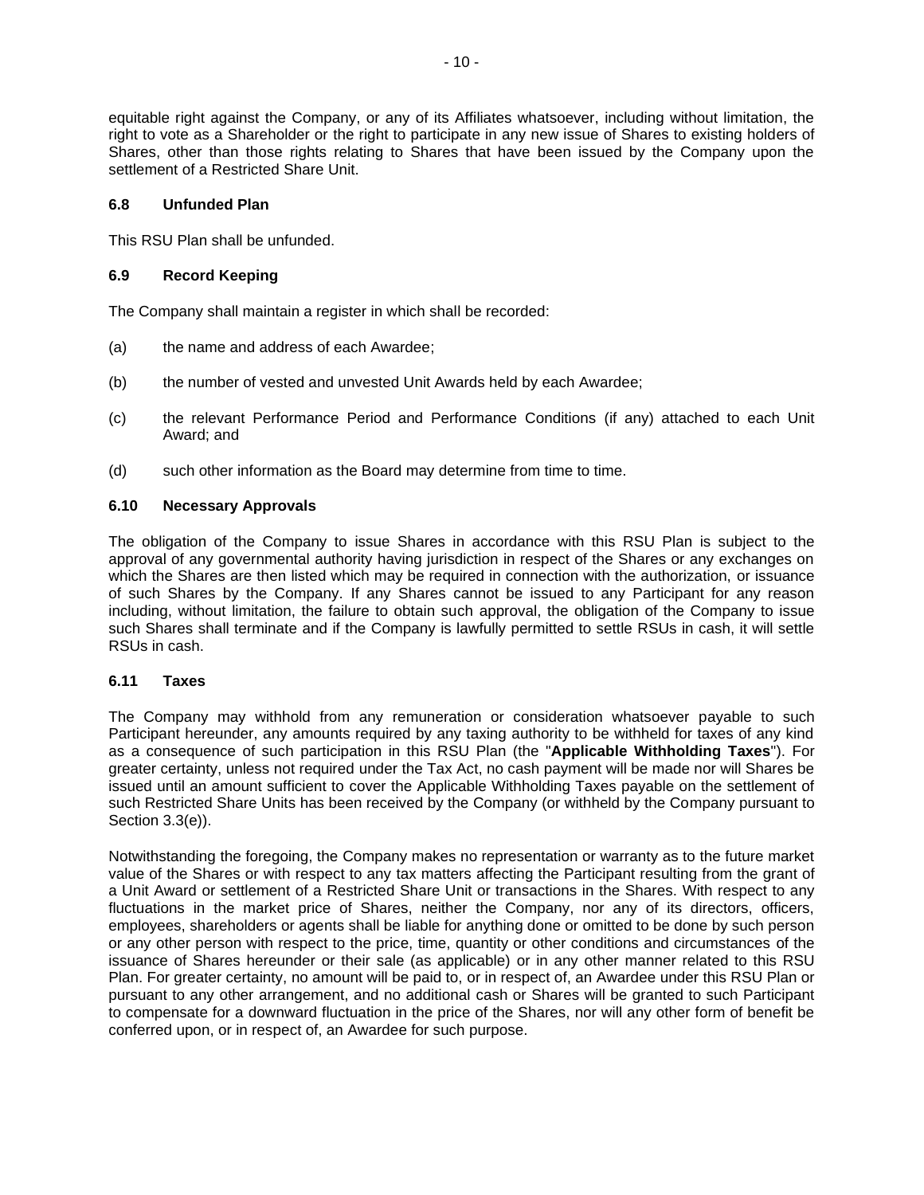equitable right against the Company, or any of its Affiliates whatsoever, including without limitation, the right to vote as a Shareholder or the right to participate in any new issue of Shares to existing holders of Shares, other than those rights relating to Shares that have been issued by the Company upon the settlement of a Restricted Share Unit.

### 6.8 Unfunded Plan

This RSU Plan shall be unfunded.

### 6.9 Record Keeping

The Company shall maintain a register in which shall be recorded:

(a) the name and address of each Awardee;

(b) the number of vested and unvested Unit Awards held by each Awardee;

(c) the relevant Performance Period and Performance Conditions (if any) attached to each Unit Award; and

(d) such other information as the Board may determine from time to time.

### 6.10 Necessary Approvals

The obligation of the Company to issue Shares in accordance with this RSU Plan is subject to the approval of any governmental authority having jurisdiction in respect of the Shares or any exchanges on which the Shares are then listed which may be required in connection with the authorization, or issuance of such Shares by the Company. If any Shares cannot be issued to any Participant for any reason including, without limitation, the failure to obtain such approval, the obligation of the Company to issue such Shares shall terminate and if the Company is lawfully permitted to settle RSUs in cash, it will settle RSUs in cash.

### 6.11 Taxes

The Company may withhold from any remuneration or consideration whatsoever payable to such Participant hereunder, any amounts required by any taxing authority to be withheld for taxes of any kind as a consequence of such participation in this RSU Plan (the "**Applicable Withholding Taxes**"). For greater certainty, unless not required under the Tax Act, no cash payment will be made nor will Shares be issued until an amount sufficient to cover the Applicable Withholding Taxes payable on the settlement of such Restricted Share Units has been received by the Company (or withheld by the Company pursuant to Section 3.3(e)).

Notwithstanding the foregoing, the Company makes no representation or warranty as to the future market value of the Shares or with respect to any tax matters affecting the Participant resulting from the grant of a Unit Award or settlement of a Restricted Share Unit or transactions in the Shares. With respect to any fluctuations in the market price of Shares, neither the Company, nor any of its directors, officers, employees, shareholders or agents shall be liable for anything done or omitted to be done by such person or any other person with respect to the price, time, quantity or other conditions and circumstances of the issuance of Shares hereunder or their sale (as applicable) or in any other manner related to this RSU Plan. For greater certainty, no amount will be paid to, or in respect of, an Awardee under this RSU Plan or pursuant to any other arrangement, and no additional cash or Shares will be granted to such Participant to compensate for a downward fluctuation in the price of the Shares, nor will any other form of benefit be conferred upon, or in respect of, an Awardee for such purpose.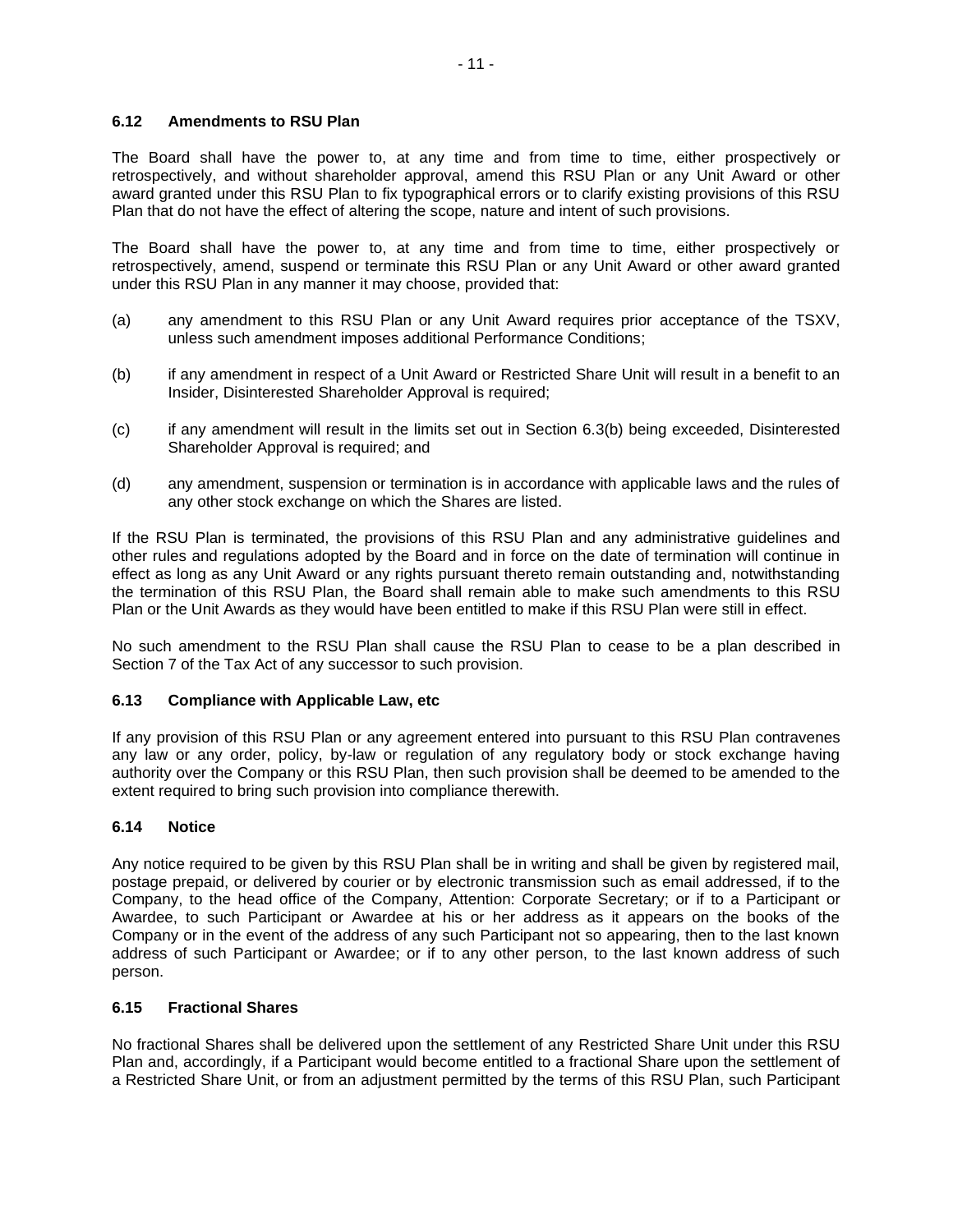### 6.12 Amendments to RSU Plan

The Board shall have the power to, at any time and from time to time, either prospectively or retrospectively, and without shareholder approval, amend this RSU Plan or any Unit Award or other award granted under this RSU Plan to fix typographical errors or to clarify existing provisions of this RSU Plan that do not have the effect of altering the scope, nature and intent of such provisions.

The Board shall have the power to, at any time and from time to time, either prospectively or retrospectively, amend, suspend or terminate this RSU Plan or any Unit Award or other award granted under this RSU Plan in any manner it may choose, provided that:

(a) any amendment to this RSU Plan or any Unit Award requires prior acceptance of the TSXV, unless such amendment imposes additional Performance Conditions;

(b) if any amendment in respect of a Unit Award or Restricted Share Unit will result in a benefit to an Insider, Disinterested Shareholder Approval is required;

(c) if any amendment will result in the limits set out in Section 6.3(b) being exceeded, Disinterested Shareholder Approval is required; and

(d) any amendment, suspension or termination is in accordance with applicable laws and the rules of any other stock exchange on which the Shares are listed.

If the RSU Plan is terminated, the provisions of this RSU Plan and any administrative guidelines and other rules and regulations adopted by the Board and in force on the date of termination will continue in effect as long as any Unit Award or any rights pursuant thereto remain outstanding and, notwithstanding the termination of this RSU Plan, the Board shall remain able to make such amendments to this RSU Plan or the Unit Awards as they would have been entitled to make if this RSU Plan were still in effect.

No such amendment to the RSU Plan shall cause the RSU Plan to cease to be a plan described in Section 7 of the Tax Act of any successor to such provision.

### 6.13 Compliance with Applicable Law, etc

If any provision of this RSU Plan or any agreement entered into pursuant to this RSU Plan contravenes any law or any order, policy, by-law or regulation of any regulatory body or stock exchange having authority over the Company or this RSU Plan, then such provision shall be deemed to be amended to the extent required to bring such provision into compliance therewith.

### 6.14 Notice

Any notice required to be given by this RSU Plan shall be in writing and shall be given by registered mail, postage prepaid, or delivered by courier or by electronic transmission such as email addressed, if to the Company, to the head office of the Company, Attention: Corporate Secretary; or if to a Participant or Awardee, to such Participant or Awardee at his or her address as it appears on the books of the Company or in the event of the address of any such Participant not so appearing, then to the last known address of such Participant or Awardee; or if to any other person, to the last known address of such person.

### 6.15 Fractional Shares

No fractional Shares shall be delivered upon the settlement of any Restricted Share Unit under this RSU Plan and, accordingly, if a Participant would become entitled to a fractional Share upon the settlement of a Restricted Share Unit, or from an adjustment permitted by the terms of this RSU Plan, such Participant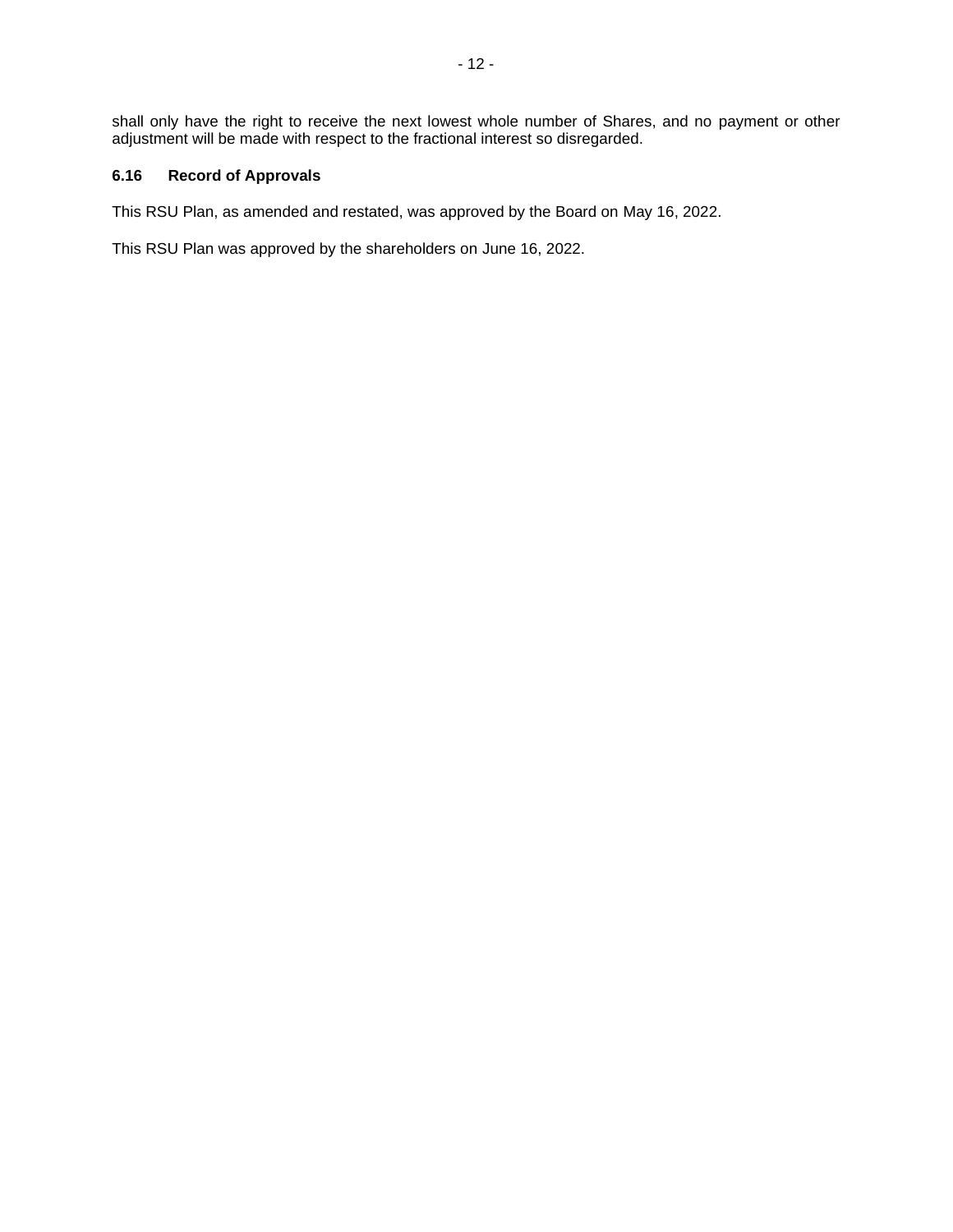shall only have the right to receive the next lowest whole number of Shares, and no payment or other adjustment will be made with respect to the fractional interest so disregarded.

### 6.16 Record of Approvals

This RSU Plan, as amended and restated, was approved by the Board on May 16, 2022.

This RSU Plan was approved by the shareholders on June 16, 2022.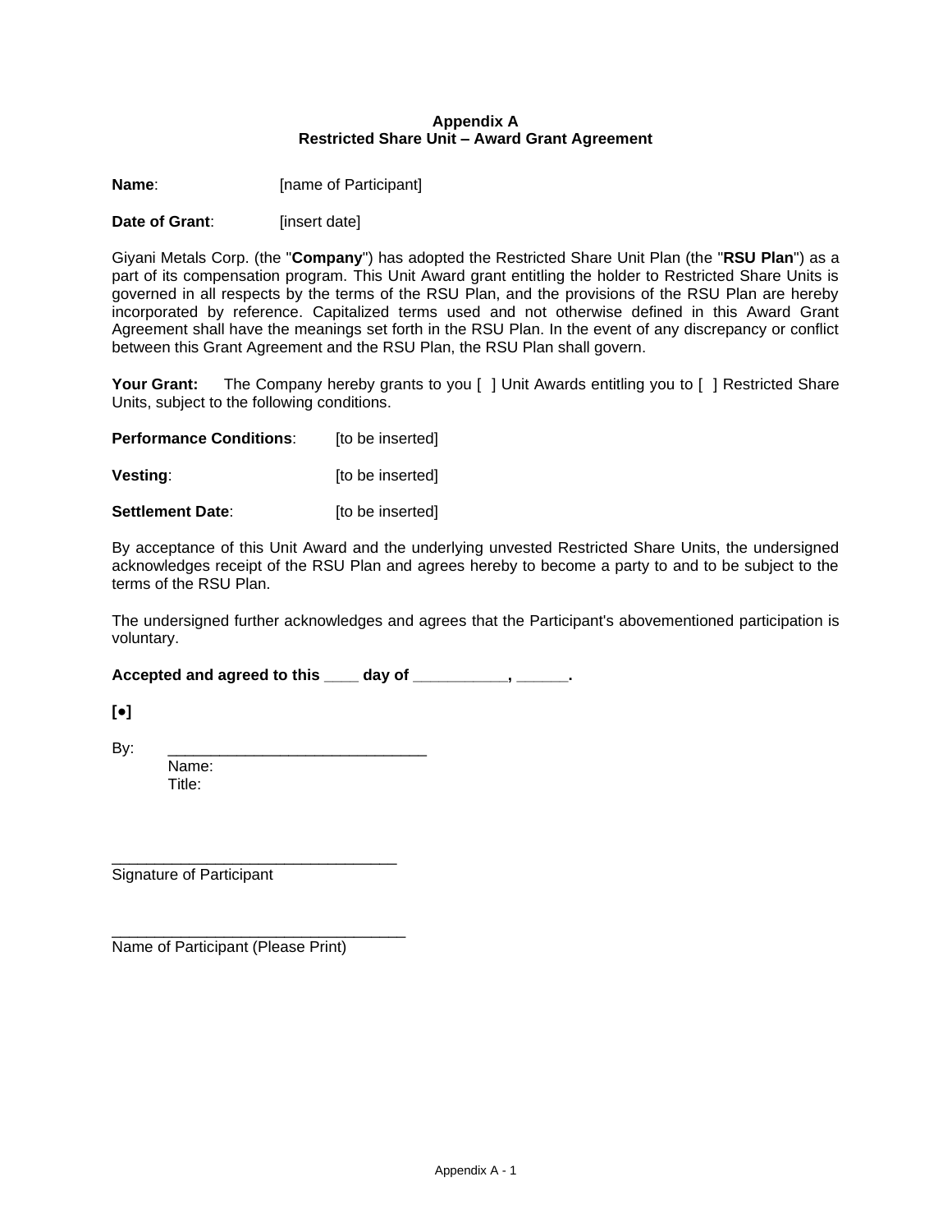# Appendix A
## Restricted Share Unit – Award Grant Agreement

**Name**: [name of Participant]

**Date of Grant**: [insert date]

Giyani Metals Corp. (the "**Company**") has adopted the Restricted Share Unit Plan (the "**RSU Plan**") as a part of its compensation program. This Unit Award grant entitling the holder to Restricted Share Units is governed in all respects by the terms of the RSU Plan, and the provisions of the RSU Plan are hereby incorporated by reference. Capitalized terms used and not otherwise defined in this Award Grant Agreement shall have the meanings set forth in the RSU Plan. In the event of any discrepancy or conflict between this Grant Agreement and the RSU Plan, the RSU Plan shall govern.

**Your Grant:** The Company hereby grants to you [ ] Unit Awards entitling you to [ ] Restricted Share Units, subject to the following conditions.

**Performance Conditions**: [to be inserted]

**Vesting**: [to be inserted]

**Settlement Date**: [to be inserted]

By acceptance of this Unit Award and the underlying unvested Restricted Share Units, the undersigned acknowledges receipt of the RSU Plan and agrees hereby to become a party to and to be subject to the terms of the RSU Plan.

The undersigned further acknowledges and agrees that the Participant's abovementioned participation is voluntary.

**Accepted and agreed to this ____ day of __________, _____.**

**[•]**

By: ______________________________
Name:
Title:

_________________________________
Signature of Participant

_________________________________
Name of Participant (Please Print)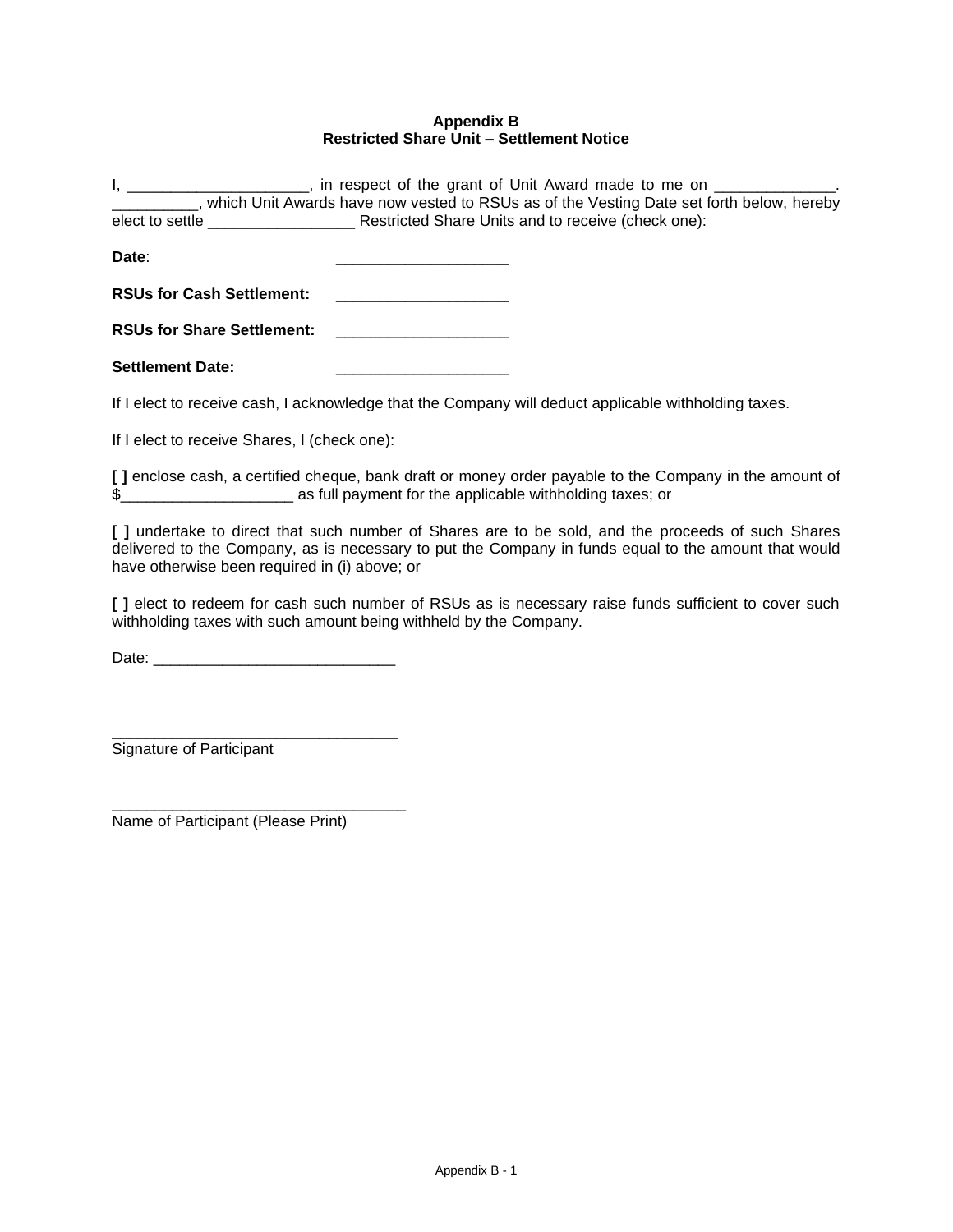**Appendix B**
**Restricted Share Unit – Settlement Notice**

I, ____________________, in respect of the grant of Unit Award made to me on _____________. _________, which Unit Awards have now vested to RSUs as of the Vesting Date set forth below, hereby elect to settle ________________ Restricted Share Units and to receive (check one):

**Date**: ___________________

**RSUs for Cash Settlement:** ___________________

**RSUs for Share Settlement:** ___________________

**Settlement Date:** ___________________

If I elect to receive cash, I acknowledge that the Company will deduct applicable withholding taxes.

If I elect to receive Shares, I (check one):

**[ ]** enclose cash, a certified cheque, bank draft or money order payable to the Company in the amount of $___________________ as full payment for the applicable withholding taxes; or

**[ ]** undertake to direct that such number of Shares are to be sold, and the proceeds of such Shares delivered to the Company, as is necessary to put the Company in funds equal to the amount that would have otherwise been required in (i) above; or

**[ ]** elect to redeem for cash such number of RSUs as is necessary raise funds sufficient to cover such withholding taxes with such amount being withheld by the Company.

Date: ___________________________

________________________________
Signature of Participant

________________________________
Name of Participant (Please Print)